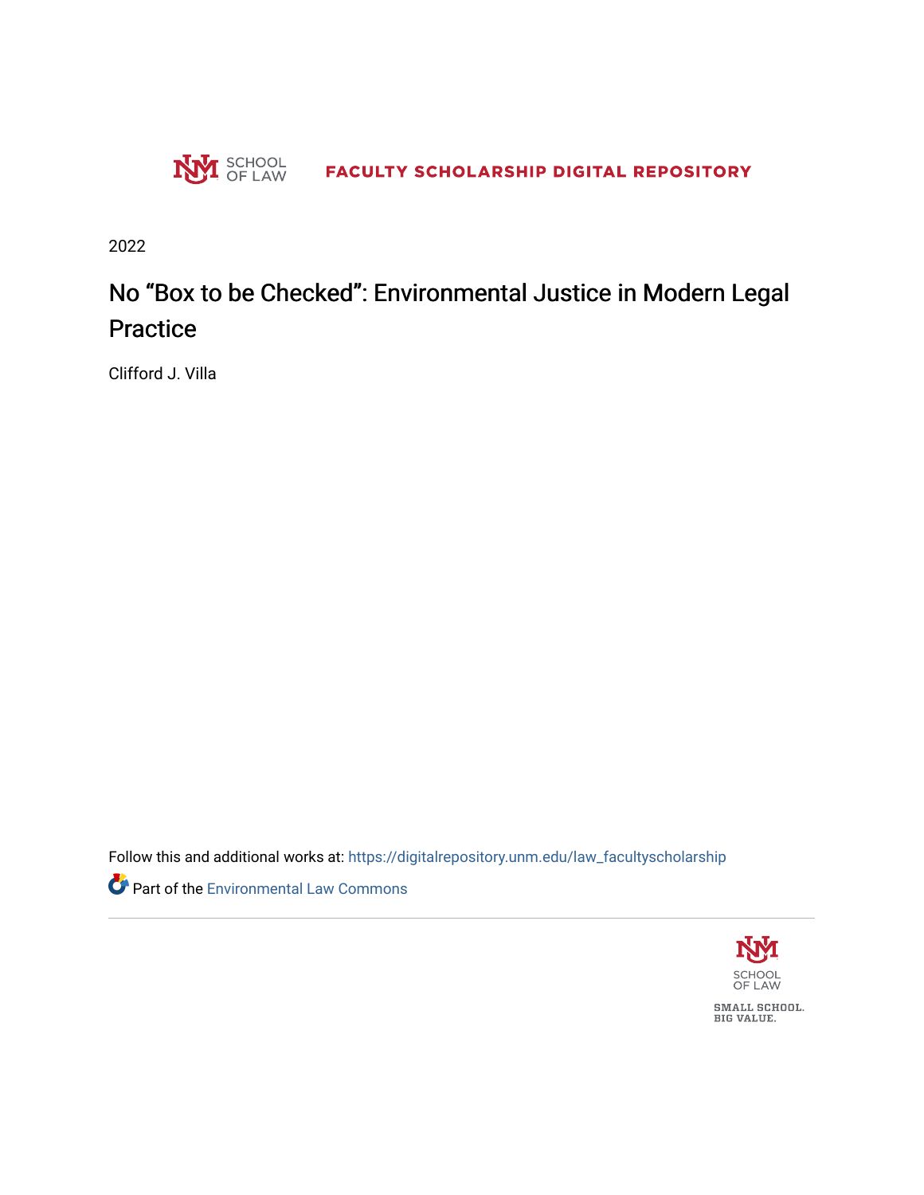SCHOOL OF LAW | FACULTY SCHOLARSHIP DIGITAL REPOSITORY

2022

# No "Box to be Checked": Environmental Justice in Modern Legal Practice

Clifford J. Villa

Follow this and additional works at: https://digitalrepository.unm.edu/law_facultyscholarship

Part of the Environmental Law Commons

SCHOOL OF LAW

SMALL SCHOOL.
BIG VALUE.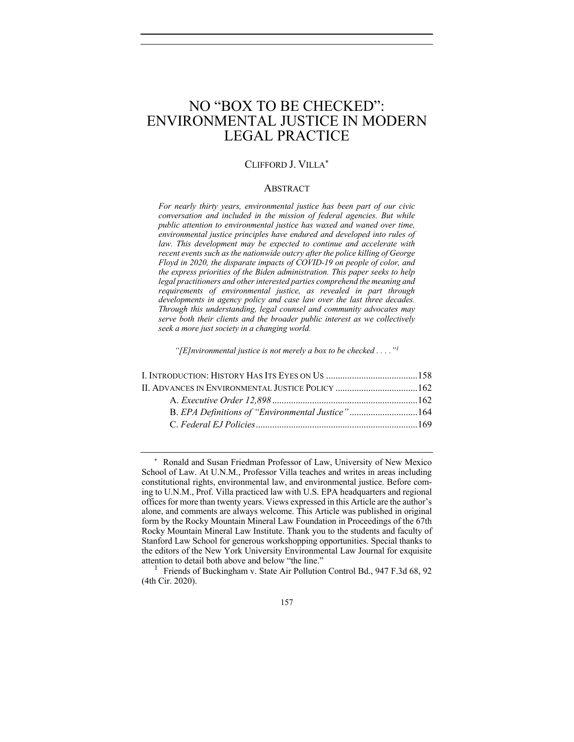# NO "BOX TO BE CHECKED": ENVIRONMENTAL JUSTICE IN MODERN LEGAL PRACTICE

CLIFFORD J. VILLA*

## ABSTRACT

*For nearly thirty years, environmental justice has been part of our civic conversation and included in the mission of federal agencies. But while public attention to environmental justice has waxed and waned over time, environmental justice principles have endured and developed into rules of law. This development may be expected to continue and accelerate with recent events such as the nationwide outcry after the police killing of George Floyd in 2020, the disparate impacts of COVID-19 on people of color, and the express priorities of the Biden administration. This paper seeks to help legal practitioners and other interested parties comprehend the meaning and requirements of environmental justice, as revealed in part through developments in agency policy and case law over the last three decades. Through this understanding, legal counsel and community advocates may serve both their clients and the broader public interest as we collectively seek a more just society in a changing world.*

*"[E]nvironmental justice is not merely a box to be checked . . . ."*[1]

I. INTRODUCTION: HISTORY HAS ITS EYES ON US .......................................158
II. ADVANCES IN ENVIRONMENTAL JUSTICE POLICY ...................................162
  A. *Executive Order 12,898* .............................................................162
  B. *EPA Definitions of "Environmental Justice"* .............................164
  C. *Federal EJ Policies* .....................................................................169

---

\* Ronald and Susan Friedman Professor of Law, University of New Mexico School of Law. At U.N.M., Professor Villa teaches and writes in areas including constitutional rights, environmental law, and environmental justice. Before coming to U.N.M., Prof. Villa practiced law with U.S. EPA headquarters and regional offices for more than twenty years. Views expressed in this Article are the author's alone, and comments are always welcome. This Article was published in original form by the Rocky Mountain Mineral Law Foundation in Proceedings of the 67th Rocky Mountain Mineral Law Institute. Thank you to the students and faculty of Stanford Law School for generous workshopping opportunities. Special thanks to the editors of the New York University Environmental Law Journal for exquisite attention to detail both above and below "the line."

[1] Friends of Buckingham v. State Air Pollution Control Bd., 947 F.3d 68, 92 (4th Cir. 2020).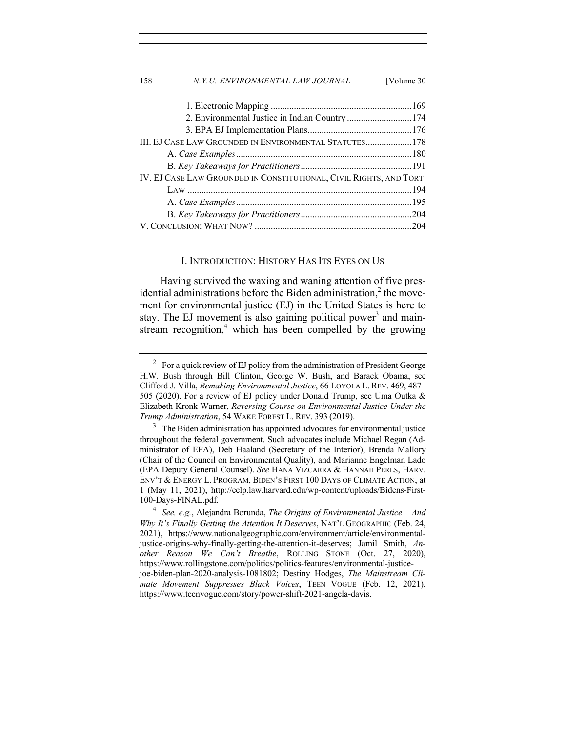1. Electronic Mapping ............................................................169
2. Environmental Justice in Indian Country ............................174
3. EPA EJ Implementation Plans.............................................176

III. EJ CASE LAW GROUNDED IN ENVIRONMENTAL STATUTES....................178

A. *Case Examples*............................................................................180

B. *Key Takeaways for Practitioners*................................................191

IV. EJ CASE LAW GROUNDED IN CONSTITUTIONAL, CIVIL RIGHTS, AND TORT LAW ................................................................................................194

A. *Case Examples*............................................................................195

B. *Key Takeaways for Practitioners*................................................204

V. CONCLUSION: WHAT NOW? ....................................................................204

## I. INTRODUCTION: HISTORY HAS ITS EYES ON US

Having survived the waxing and waning attention of five presidential administrations before the Biden administration,[2] the movement for environmental justice (EJ) in the United States is here to stay. The EJ movement is also gaining political power[3] and mainstream recognition,[4] which has been compelled by the growing

---

[2] For a quick review of EJ policy from the administration of President George H.W. Bush through Bill Clinton, George W. Bush, and Barack Obama, see Clifford J. Villa, *Remaking Environmental Justice*, 66 LOYOLA L. REV. 469, 487–505 (2020). For a review of EJ policy under Donald Trump, see Uma Outka & Elizabeth Kronk Warner, *Reversing Course on Environmental Justice Under the Trump Administration*, 54 WAKE FOREST L. REV. 393 (2019).

[3] The Biden administration has appointed advocates for environmental justice throughout the federal government. Such advocates include Michael Regan (Administrator of EPA), Deb Haaland (Secretary of the Interior), Brenda Mallory (Chair of the Council on Environmental Quality), and Marianne Engelman Lado (EPA Deputy General Counsel). *See* HANA VIZCARRA & HANNAH PERLS, HARV. ENV'T & ENERGY L. PROGRAM, BIDEN'S FIRST 100 DAYS OF CLIMATE ACTION, at 1 (May 11, 2021), http://eelp.law.harvard.edu/wp-content/uploads/Bidens-First-100-Days-FINAL.pdf.

[4] *See, e.g.*, Alejandra Borunda, *The Origins of Environmental Justice – And Why It's Finally Getting the Attention It Deserves*, NAT'L GEOGRAPHIC (Feb. 24, 2021), https://www.nationalgeographic.com/environment/article/environmental-justice-origins-why-finally-getting-the-attention-it-deserves; Jamil Smith, *Another Reason We Can't Breathe*, ROLLING STONE (Oct. 27, 2020), https://www.rollingstone.com/politics/politics-features/environmental-justice-joe-biden-plan-2020-analysis-1081802; Destiny Hodges, *The Mainstream Climate Movement Suppresses Black Voices*, TEEN VOGUE (Feb. 12, 2021), https://www.teenvogue.com/story/power-shift-2021-angela-davis.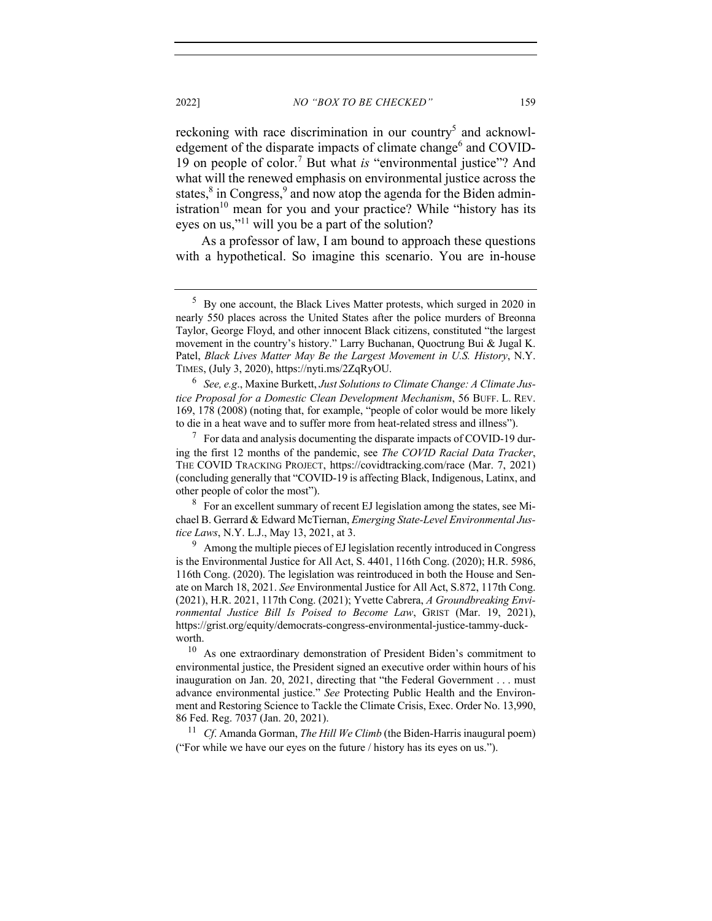reckoning with race discrimination in our country[5] and acknowledgement of the disparate impacts of climate change[6] and COVID-19 on people of color.[7] But what *is* "environmental justice"? And what will the renewed emphasis on environmental justice across the states,[8] in Congress,[9] and now atop the agenda for the Biden administration[10] mean for you and your practice? While "history has its eyes on us,"[11] will you be a part of the solution?

As a professor of law, I am bound to approach these questions with a hypothetical. So imagine this scenario. You are in-house

---

[5] By one account, the Black Lives Matter protests, which surged in 2020 in nearly 550 places across the United States after the police murders of Breonna Taylor, George Floyd, and other innocent Black citizens, constituted "the largest movement in the country's history." Larry Buchanan, Quoctrung Bui & Jugal K. Patel, *Black Lives Matter May Be the Largest Movement in U.S. History*, N.Y. TIMES, (July 3, 2020), https://nyti.ms/2ZqRyOU.

[6] *See, e.g*., Maxine Burkett, *Just Solutions to Climate Change: A Climate Justice Proposal for a Domestic Clean Development Mechanism*, 56 BUFF. L. REV. 169, 178 (2008) (noting that, for example, "people of color would be more likely to die in a heat wave and to suffer more from heat-related stress and illness").

[7] For data and analysis documenting the disparate impacts of COVID-19 during the first 12 months of the pandemic, see *The COVID Racial Data Tracker*, THE COVID TRACKING PROJECT, https://covidtracking.com/race (Mar. 7, 2021) (concluding generally that "COVID-19 is affecting Black, Indigenous, Latinx, and other people of color the most").

[8] For an excellent summary of recent EJ legislation among the states, see Michael B. Gerrard & Edward McTiernan, *Emerging State-Level Environmental Justice Laws*, N.Y. L.J., May 13, 2021, at 3.

[9] Among the multiple pieces of EJ legislation recently introduced in Congress is the Environmental Justice for All Act, S. 4401, 116th Cong. (2020); H.R. 5986, 116th Cong. (2020). The legislation was reintroduced in both the House and Senate on March 18, 2021. *See* Environmental Justice for All Act, S.872, 117th Cong. (2021), H.R. 2021, 117th Cong. (2021); Yvette Cabrera, *A Groundbreaking Environmental Justice Bill Is Poised to Become Law*, GRIST (Mar. 19, 2021), https://grist.org/equity/democrats-congress-environmental-justice-tammy-duckworth.

[10] As one extraordinary demonstration of President Biden's commitment to environmental justice, the President signed an executive order within hours of his inauguration on Jan. 20, 2021, directing that "the Federal Government . . . must advance environmental justice." *See* Protecting Public Health and the Environment and Restoring Science to Tackle the Climate Crisis, Exec. Order No. 13,990, 86 Fed. Reg. 7037 (Jan. 20, 2021).

[11] *Cf*. Amanda Gorman, *The Hill We Climb* (the Biden-Harris inaugural poem) ("For while we have our eyes on the future / history has its eyes on us.").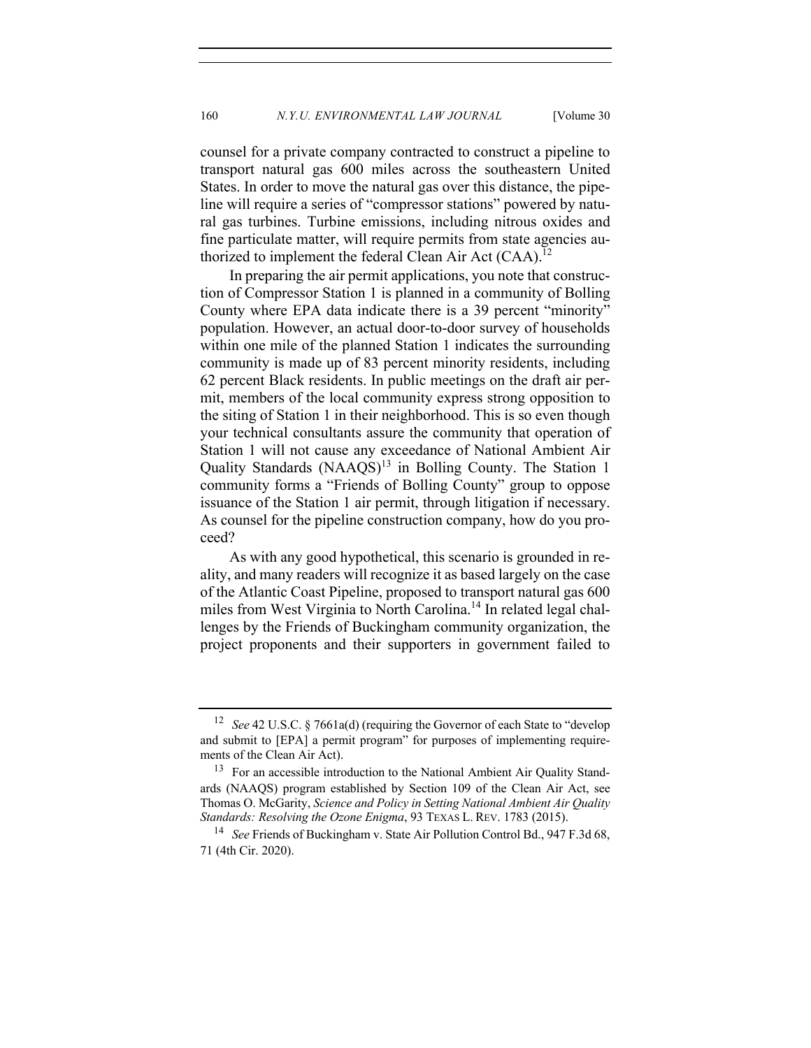counsel for a private company contracted to construct a pipeline to transport natural gas 600 miles across the southeastern United States. In order to move the natural gas over this distance, the pipeline will require a series of "compressor stations" powered by natural gas turbines. Turbine emissions, including nitrous oxides and fine particulate matter, will require permits from state agencies authorized to implement the federal Clean Air Act (CAA).[12]

In preparing the air permit applications, you note that construction of Compressor Station 1 is planned in a community of Bolling County where EPA data indicate there is a 39 percent "minority" population. However, an actual door-to-door survey of households within one mile of the planned Station 1 indicates the surrounding community is made up of 83 percent minority residents, including 62 percent Black residents. In public meetings on the draft air permit, members of the local community express strong opposition to the siting of Station 1 in their neighborhood. This is so even though your technical consultants assure the community that operation of Station 1 will not cause any exceedance of National Ambient Air Quality Standards (NAAQS)[13] in Bolling County. The Station 1 community forms a "Friends of Bolling County" group to oppose issuance of the Station 1 air permit, through litigation if necessary. As counsel for the pipeline construction company, how do you proceed?

As with any good hypothetical, this scenario is grounded in reality, and many readers will recognize it as based largely on the case of the Atlantic Coast Pipeline, proposed to transport natural gas 600 miles from West Virginia to North Carolina.[14] In related legal challenges by the Friends of Buckingham community organization, the project proponents and their supporters in government failed to

---

[12] *See* 42 U.S.C. § 7661a(d) (requiring the Governor of each State to "develop and submit to [EPA] a permit program" for purposes of implementing requirements of the Clean Air Act).

[13] For an accessible introduction to the National Ambient Air Quality Standards (NAAQS) program established by Section 109 of the Clean Air Act, see Thomas O. McGarity, *Science and Policy in Setting National Ambient Air Quality Standards: Resolving the Ozone Enigma*, 93 TEXAS L. REV. 1783 (2015).

[14] *See* Friends of Buckingham v. State Air Pollution Control Bd., 947 F.3d 68, 71 (4th Cir. 2020).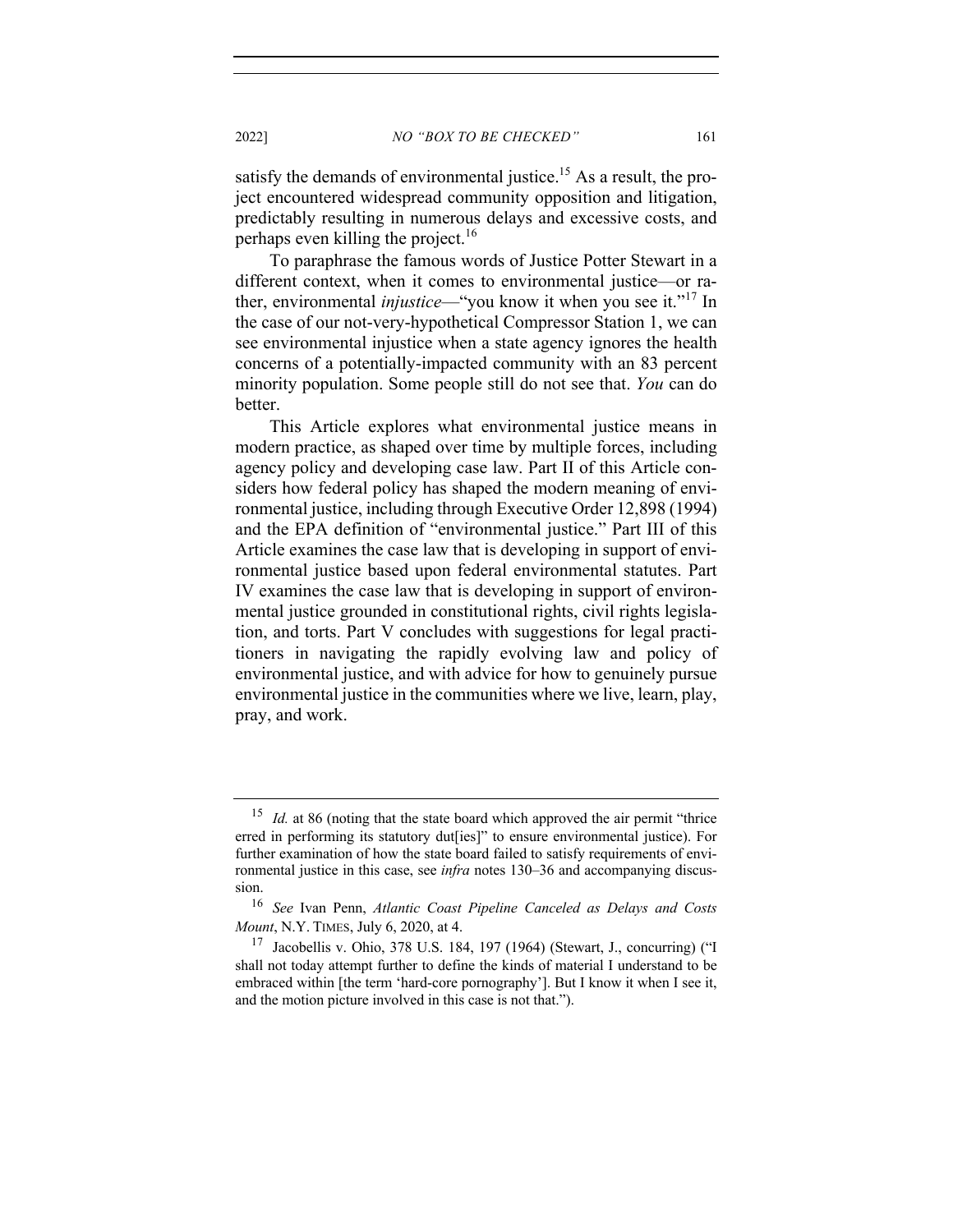satisfy the demands of environmental justice.[15] As a result, the project encountered widespread community opposition and litigation, predictably resulting in numerous delays and excessive costs, and perhaps even killing the project.[16]

To paraphrase the famous words of Justice Potter Stewart in a different context, when it comes to environmental justice—or rather, environmental *injustice*—"you know it when you see it."[17] In the case of our not-very-hypothetical Compressor Station 1, we can see environmental injustice when a state agency ignores the health concerns of a potentially-impacted community with an 83 percent minority population. Some people still do not see that. *You* can do better.

This Article explores what environmental justice means in modern practice, as shaped over time by multiple forces, including agency policy and developing case law. Part II of this Article considers how federal policy has shaped the modern meaning of environmental justice, including through Executive Order 12,898 (1994) and the EPA definition of "environmental justice." Part III of this Article examines the case law that is developing in support of environmental justice based upon federal environmental statutes. Part IV examines the case law that is developing in support of environmental justice grounded in constitutional rights, civil rights legislation, and torts. Part V concludes with suggestions for legal practitioners in navigating the rapidly evolving law and policy of environmental justice, and with advice for how to genuinely pursue environmental justice in the communities where we live, learn, play, pray, and work.

---

[15] *Id.* at 86 (noting that the state board which approved the air permit "thrice erred in performing its statutory dut[ies]" to ensure environmental justice). For further examination of how the state board failed to satisfy requirements of environmental justice in this case, see *infra* notes 130–36 and accompanying discussion.

[16] *See* Ivan Penn, *Atlantic Coast Pipeline Canceled as Delays and Costs Mount*, N.Y. TIMES, July 6, 2020, at 4.

[17] Jacobellis v. Ohio, 378 U.S. 184, 197 (1964) (Stewart, J., concurring) ("I shall not today attempt further to define the kinds of material I understand to be embraced within [the term 'hard-core pornography']. But I know it when I see it, and the motion picture involved in this case is not that.").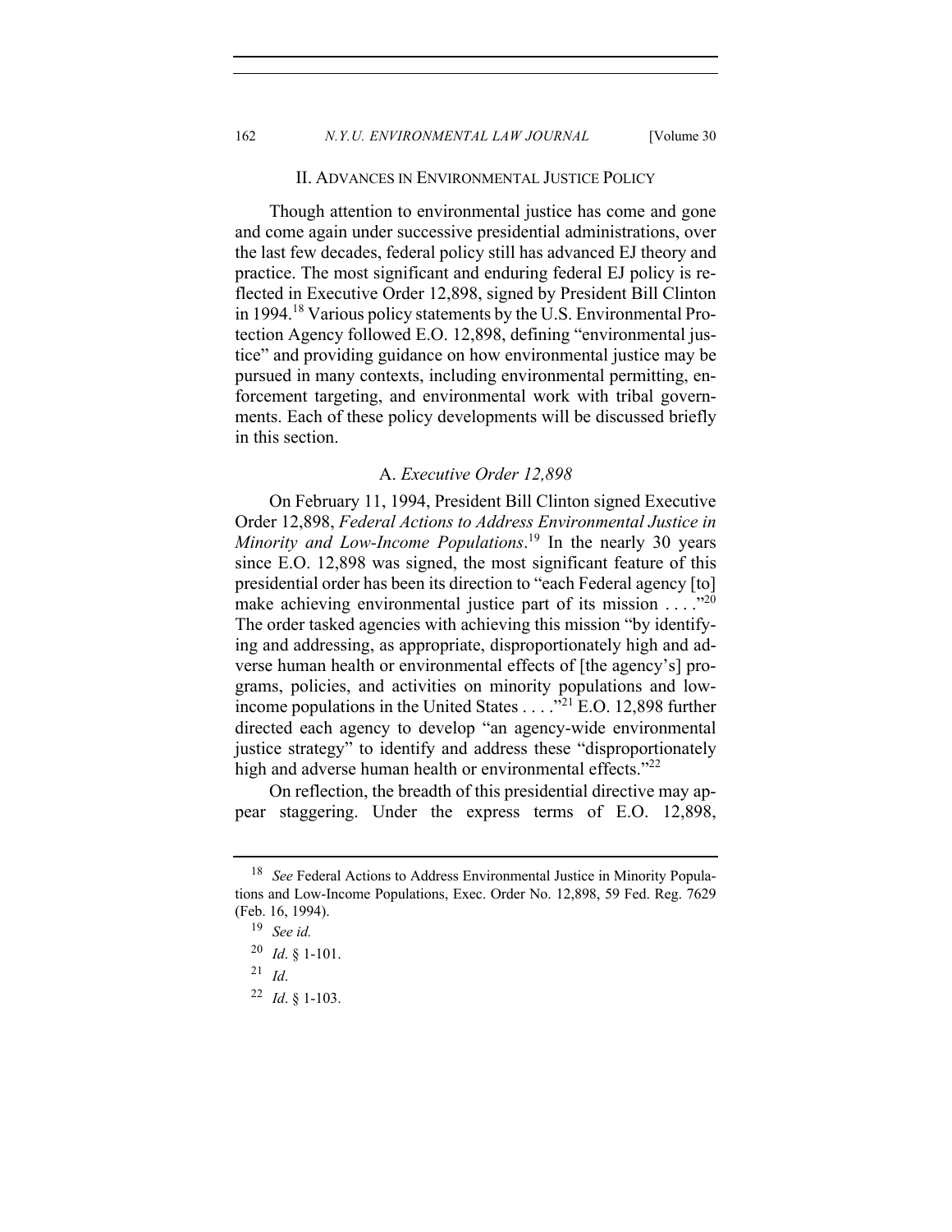## II. Advances in Environmental Justice Policy

Though attention to environmental justice has come and gone and come again under successive presidential administrations, over the last few decades, federal policy still has advanced EJ theory and practice. The most significant and enduring federal EJ policy is reflected in Executive Order 12,898, signed by President Bill Clinton in 1994.[18] Various policy statements by the U.S. Environmental Protection Agency followed E.O. 12,898, defining "environmental justice" and providing guidance on how environmental justice may be pursued in many contexts, including environmental permitting, enforcement targeting, and environmental work with tribal governments. Each of these policy developments will be discussed briefly in this section.

### A. *Executive Order 12,898*

On February 11, 1994, President Bill Clinton signed Executive Order 12,898, *Federal Actions to Address Environmental Justice in Minority and Low-Income Populations*.[19] In the nearly 30 years since E.O. 12,898 was signed, the most significant feature of this presidential order has been its direction to "each Federal agency [to] make achieving environmental justice part of its mission . . . ."[20] The order tasked agencies with achieving this mission "by identifying and addressing, as appropriate, disproportionately high and adverse human health or environmental effects of [the agency's] programs, policies, and activities on minority populations and low-income populations in the United States . . . ."[21] E.O. 12,898 further directed each agency to develop "an agency-wide environmental justice strategy" to identify and address these "disproportionately high and adverse human health or environmental effects."[22]

On reflection, the breadth of this presidential directive may appear staggering. Under the express terms of E.O. 12,898,

---

[18] *See* Federal Actions to Address Environmental Justice in Minority Populations and Low-Income Populations, Exec. Order No. 12,898, 59 Fed. Reg. 7629 (Feb. 16, 1994).

[19] *See id.*

[20] *Id*. § 1-101.

[21] *Id*.

[22] *Id*. § 1-103.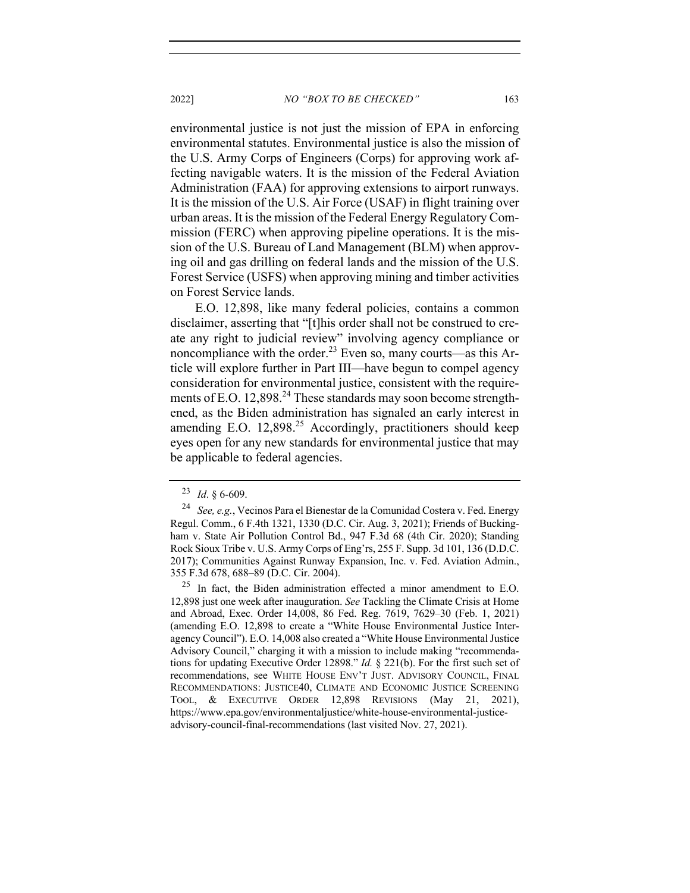environmental justice is not just the mission of EPA in enforcing environmental statutes. Environmental justice is also the mission of the U.S. Army Corps of Engineers (Corps) for approving work affecting navigable waters. It is the mission of the Federal Aviation Administration (FAA) for approving extensions to airport runways. It is the mission of the U.S. Air Force (USAF) in flight training over urban areas. It is the mission of the Federal Energy Regulatory Commission (FERC) when approving pipeline operations. It is the mission of the U.S. Bureau of Land Management (BLM) when approving oil and gas drilling on federal lands and the mission of the U.S. Forest Service (USFS) when approving mining and timber activities on Forest Service lands.

E.O. 12,898, like many federal policies, contains a common disclaimer, asserting that "[t]his order shall not be construed to create any right to judicial review" involving agency compliance or noncompliance with the order.[23] Even so, many courts—as this Article will explore further in Part III—have begun to compel agency consideration for environmental justice, consistent with the requirements of E.O. 12,898.[24] These standards may soon become strengthened, as the Biden administration has signaled an early interest in amending E.O. 12,898.[25] Accordingly, practitioners should keep eyes open for any new standards for environmental justice that may be applicable to federal agencies.

---

[23] *Id*. § 6-609.

[24] *See, e.g.*, Vecinos Para el Bienestar de la Comunidad Costera v. Fed. Energy Regul. Comm., 6 F.4th 1321, 1330 (D.C. Cir. Aug. 3, 2021); Friends of Buckingham v. State Air Pollution Control Bd., 947 F.3d 68 (4th Cir. 2020); Standing Rock Sioux Tribe v. U.S. Army Corps of Eng'rs, 255 F. Supp. 3d 101, 136 (D.D.C. 2017); Communities Against Runway Expansion, Inc. v. Fed. Aviation Admin., 355 F.3d 678, 688–89 (D.C. Cir. 2004).

[25] In fact, the Biden administration effected a minor amendment to E.O. 12,898 just one week after inauguration. *See* Tackling the Climate Crisis at Home and Abroad, Exec. Order 14,008, 86 Fed. Reg. 7619, 7629–30 (Feb. 1, 2021) (amending E.O. 12,898 to create a "White House Environmental Justice Interagency Council"). E.O. 14,008 also created a "White House Environmental Justice Advisory Council," charging it with a mission to include making "recommendations for updating Executive Order 12898." *Id.* § 221(b). For the first such set of recommendations, see WHITE HOUSE ENV'T JUST. ADVISORY COUNCIL, FINAL RECOMMENDATIONS: JUSTICE40, CLIMATE AND ECONOMIC JUSTICE SCREENING TOOL, & EXECUTIVE ORDER 12,898 REVISIONS (May 21, 2021), https://www.epa.gov/environmentaljustice/white-house-environmental-justice-advisory-council-final-recommendations (last visited Nov. 27, 2021).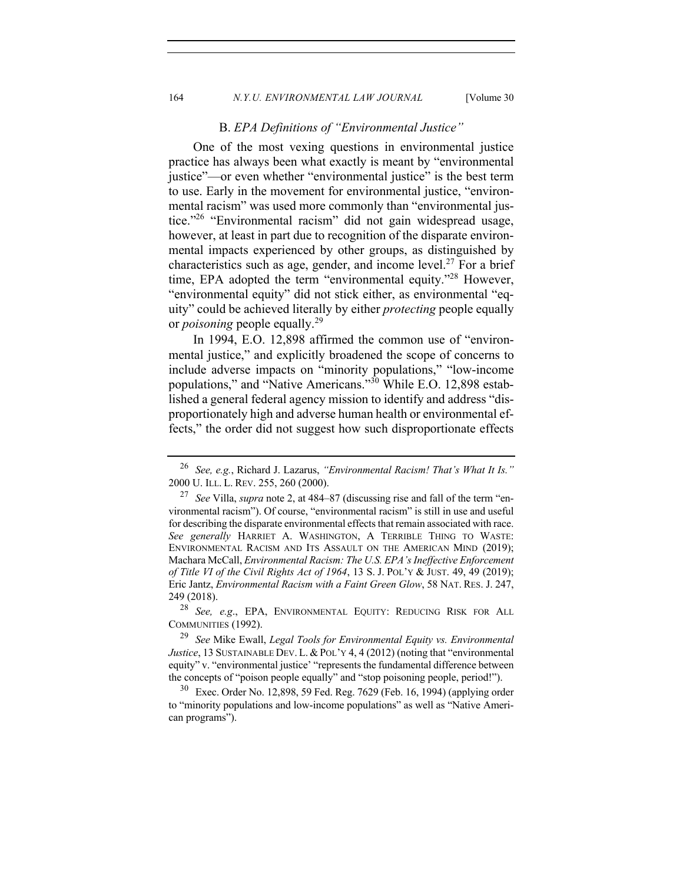### B. *EPA Definitions of "Environmental Justice"*

One of the most vexing questions in environmental justice practice has always been what exactly is meant by "environmental justice"—or even whether "environmental justice" is the best term to use. Early in the movement for environmental justice, "environmental racism" was used more commonly than "environmental justice."[26] "Environmental racism" did not gain widespread usage, however, at least in part due to recognition of the disparate environmental impacts experienced by other groups, as distinguished by characteristics such as age, gender, and income level.[27] For a brief time, EPA adopted the term "environmental equity."[28] However, "environmental equity" did not stick either, as environmental "equity" could be achieved literally by either *protecting* people equally or *poisoning* people equally.[29]

In 1994, E.O. 12,898 affirmed the common use of "environmental justice," and explicitly broadened the scope of concerns to include adverse impacts on "minority populations," "low-income populations," and "Native Americans."[30] While E.O. 12,898 established a general federal agency mission to identify and address "disproportionately high and adverse human health or environmental effects," the order did not suggest how such disproportionate effects

---

[26] *See, e.g.*, Richard J. Lazarus, *"Environmental Racism! That's What It Is."* 2000 U. ILL. L. REV. 255, 260 (2000).

[27] *See* Villa, *supra* note 2, at 484–87 (discussing rise and fall of the term "environmental racism"). Of course, "environmental racism" is still in use and useful for describing the disparate environmental effects that remain associated with race. *See generally* HARRIET A. WASHINGTON, A TERRIBLE THING TO WASTE: ENVIRONMENTAL RACISM AND ITS ASSAULT ON THE AMERICAN MIND (2019); Machara McCall, *Environmental Racism: The U.S. EPA's Ineffective Enforcement of Title VI of the Civil Rights Act of 1964*, 13 S. J. POL'Y & JUST. 49, 49 (2019); Eric Jantz, *Environmental Racism with a Faint Green Glow*, 58 NAT. RES. J. 247, 249 (2018).

[28] *See, e.g.*, EPA, ENVIRONMENTAL EQUITY: REDUCING RISK FOR ALL COMMUNITIES (1992).

[29] *See* Mike Ewall, *Legal Tools for Environmental Equity vs. Environmental Justice*, 13 SUSTAINABLE DEV. L. & POL'Y 4, 4 (2012) (noting that "environmental equity" v. "environmental justice' "represents the fundamental difference between the concepts of "poison people equally" and "stop poisoning people, period!").

[30] Exec. Order No. 12,898, 59 Fed. Reg. 7629 (Feb. 16, 1994) (applying order to "minority populations and low-income populations" as well as "Native American programs").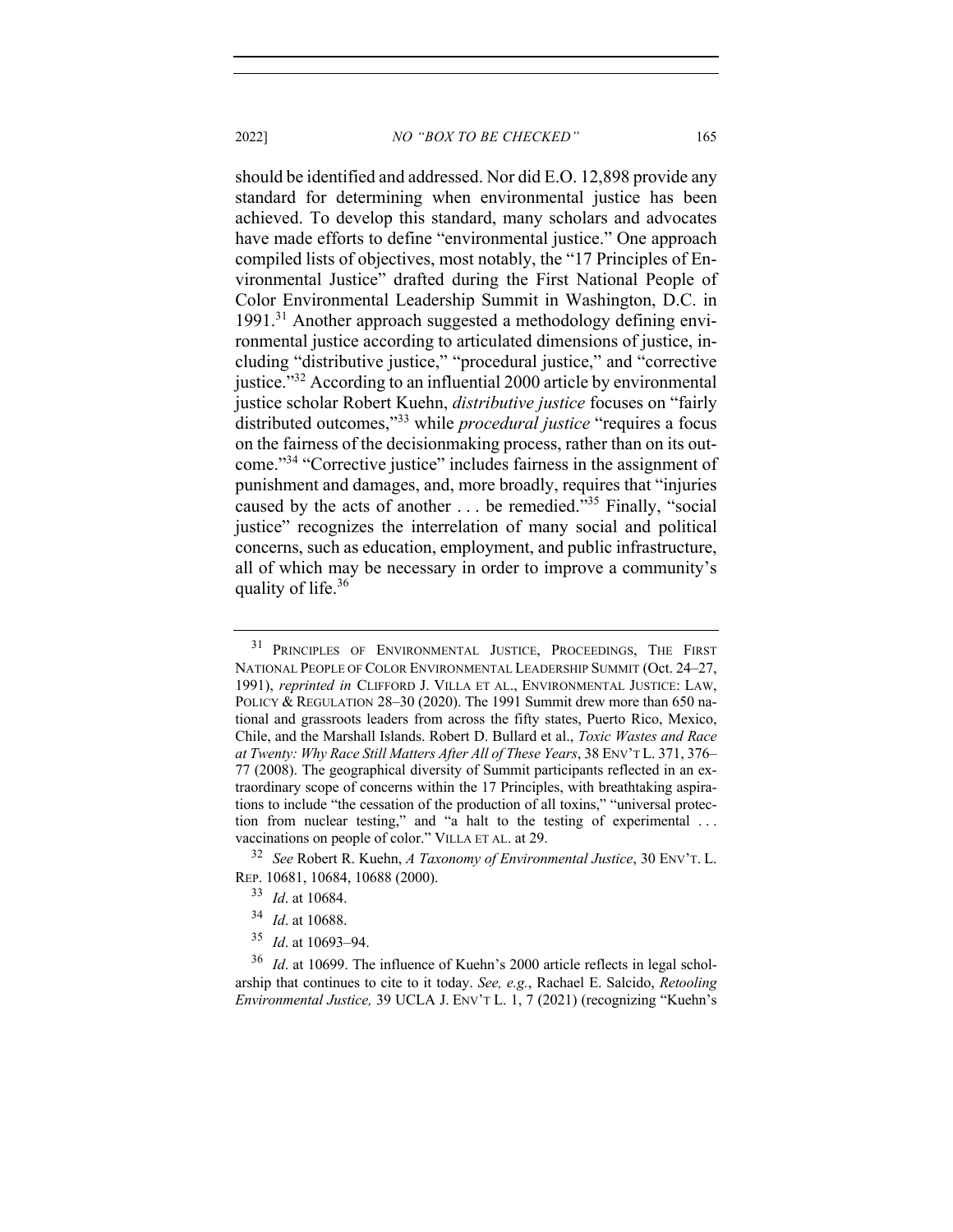should be identified and addressed. Nor did E.O. 12,898 provide any standard for determining when environmental justice has been achieved. To develop this standard, many scholars and advocates have made efforts to define "environmental justice." One approach compiled lists of objectives, most notably, the "17 Principles of Environmental Justice" drafted during the First National People of Color Environmental Leadership Summit in Washington, D.C. in 1991.[31] Another approach suggested a methodology defining environmental justice according to articulated dimensions of justice, including "distributive justice," "procedural justice," and "corrective justice."[32] According to an influential 2000 article by environmental justice scholar Robert Kuehn, *distributive justice* focuses on "fairly distributed outcomes,"[33] while *procedural justice* "requires a focus on the fairness of the decisionmaking process, rather than on its outcome."[34] "Corrective justice" includes fairness in the assignment of punishment and damages, and, more broadly, requires that "injuries caused by the acts of another . . . be remedied."[35] Finally, "social justice" recognizes the interrelation of many social and political concerns, such as education, employment, and public infrastructure, all of which may be necessary in order to improve a community's quality of life.[36]

---

[31] PRINCIPLES OF ENVIRONMENTAL JUSTICE, PROCEEDINGS, THE FIRST NATIONAL PEOPLE OF COLOR ENVIRONMENTAL LEADERSHIP SUMMIT (Oct. 24–27, 1991), *reprinted in* CLIFFORD J. VILLA ET AL., ENVIRONMENTAL JUSTICE: LAW, POLICY & REGULATION 28–30 (2020). The 1991 Summit drew more than 650 national and grassroots leaders from across the fifty states, Puerto Rico, Mexico, Chile, and the Marshall Islands. Robert D. Bullard et al., *Toxic Wastes and Race at Twenty: Why Race Still Matters After All of These Years*, 38 ENV'T L. 371, 376–77 (2008). The geographical diversity of Summit participants reflected in an extraordinary scope of concerns within the 17 Principles, with breathtaking aspirations to include "the cessation of the production of all toxins," "universal protection from nuclear testing," and "a halt to the testing of experimental . . . vaccinations on people of color." VILLA ET AL. at 29.

[32] *See* Robert R. Kuehn, *A Taxonomy of Environmental Justice*, 30 ENV'T. L. REP. 10681, 10684, 10688 (2000).

[33] *Id*. at 10684.

[34] *Id*. at 10688.

[35] *Id*. at 10693–94.

[36] *Id*. at 10699. The influence of Kuehn's 2000 article reflects in legal scholarship that continues to cite to it today. *See, e.g.*, Rachael E. Salcido, *Retooling Environmental Justice,* 39 UCLA J. ENV'T L. 1, 7 (2021) (recognizing "Kuehn's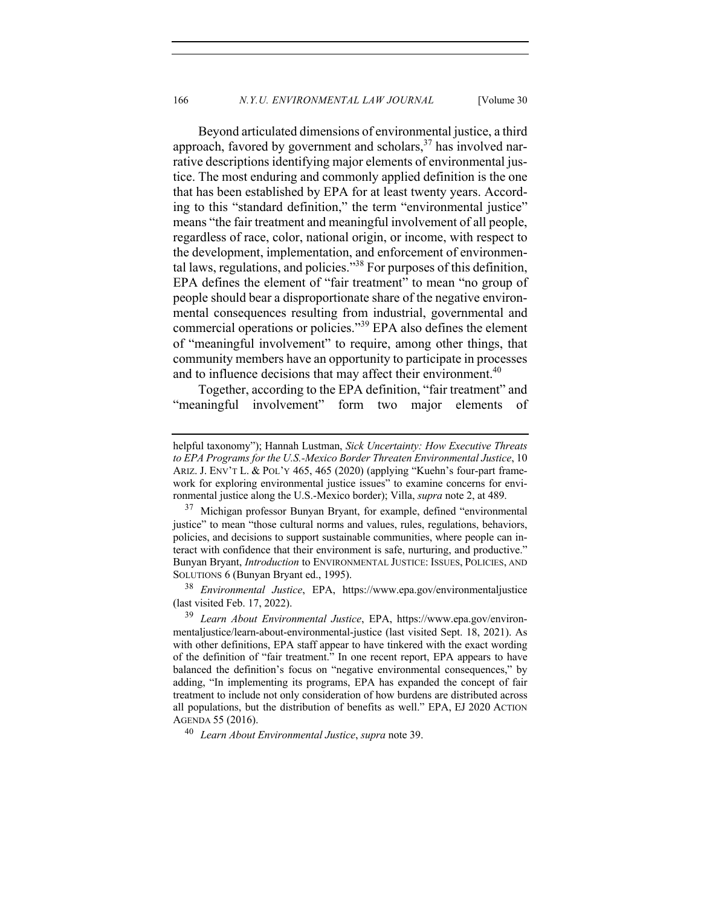Beyond articulated dimensions of environmental justice, a third approach, favored by government and scholars,[37] has involved narrative descriptions identifying major elements of environmental justice. The most enduring and commonly applied definition is the one that has been established by EPA for at least twenty years. According to this "standard definition," the term "environmental justice" means "the fair treatment and meaningful involvement of all people, regardless of race, color, national origin, or income, with respect to the development, implementation, and enforcement of environmental laws, regulations, and policies."[38] For purposes of this definition, EPA defines the element of "fair treatment" to mean "no group of people should bear a disproportionate share of the negative environmental consequences resulting from industrial, governmental and commercial operations or policies."[39] EPA also defines the element of "meaningful involvement" to require, among other things, that community members have an opportunity to participate in processes and to influence decisions that may affect their environment.[40]

Together, according to the EPA definition, "fair treatment" and "meaningful involvement" form two major elements of

---

helpful taxonomy"); Hannah Lustman, *Sick Uncertainty: How Executive Threats to EPA Programs for the U.S.-Mexico Border Threaten Environmental Justice*, 10 ARIZ. J. ENV'T L. & POL'Y 465, 465 (2020) (applying "Kuehn's four-part framework for exploring environmental justice issues" to examine concerns for environmental justice along the U.S.-Mexico border); Villa, *supra* note 2, at 489.

[37] Michigan professor Bunyan Bryant, for example, defined "environmental justice" to mean "those cultural norms and values, rules, regulations, behaviors, policies, and decisions to support sustainable communities, where people can interact with confidence that their environment is safe, nurturing, and productive." Bunyan Bryant, *Introduction* to ENVIRONMENTAL JUSTICE: ISSUES, POLICIES, AND SOLUTIONS 6 (Bunyan Bryant ed., 1995).

[38] *Environmental Justice*, EPA, https://www.epa.gov/environmentaljustice (last visited Feb. 17, 2022).

[39] *Learn About Environmental Justice*, EPA, https://www.epa.gov/environmentaljustice/learn-about-environmental-justice (last visited Sept. 18, 2021). As with other definitions, EPA staff appear to have tinkered with the exact wording of the definition of "fair treatment." In one recent report, EPA appears to have balanced the definition's focus on "negative environmental consequences," by adding, "In implementing its programs, EPA has expanded the concept of fair treatment to include not only consideration of how burdens are distributed across all populations, but the distribution of benefits as well." EPA, EJ 2020 ACTION AGENDA 55 (2016).

[40] *Learn About Environmental Justice*, *supra* note 39.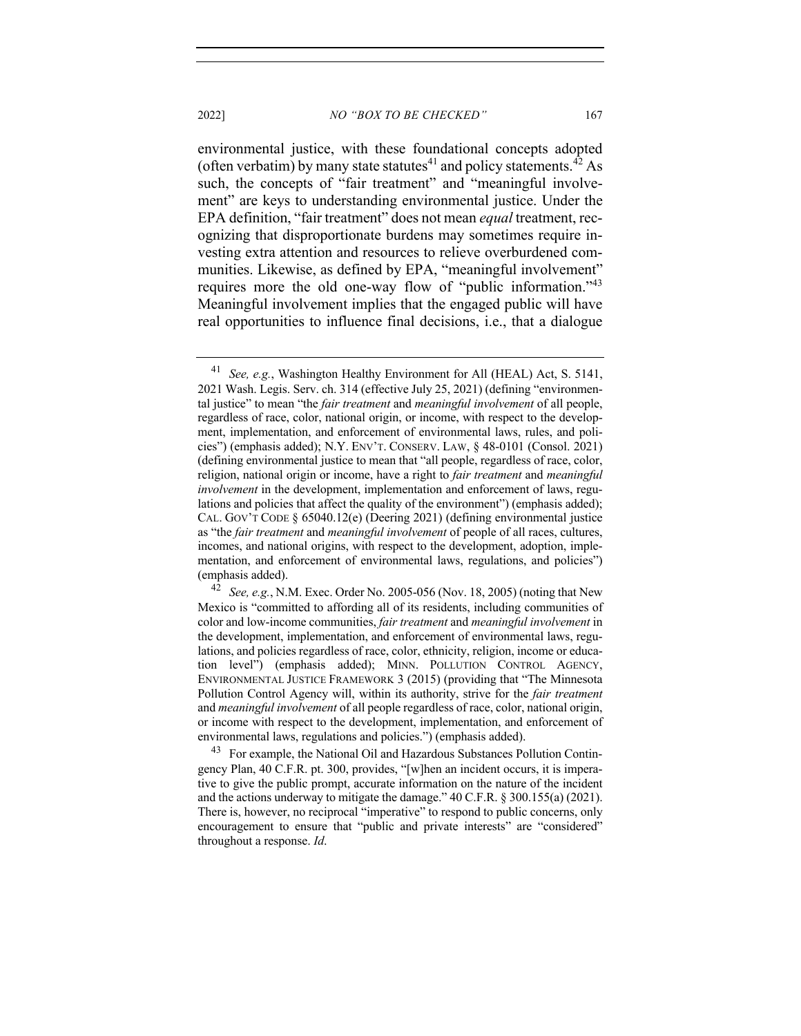environmental justice, with these foundational concepts adopted (often verbatim) by many state statutes[41] and policy statements.[42] As such, the concepts of "fair treatment" and "meaningful involvement" are keys to understanding environmental justice. Under the EPA definition, "fair treatment" does not mean *equal* treatment, recognizing that disproportionate burdens may sometimes require investing extra attention and resources to relieve overburdened communities. Likewise, as defined by EPA, "meaningful involvement" requires more the old one-way flow of "public information."[43] Meaningful involvement implies that the engaged public will have real opportunities to influence final decisions, i.e., that a dialogue

---

[41] *See, e.g.*, Washington Healthy Environment for All (HEAL) Act, S. 5141, 2021 Wash. Legis. Serv. ch. 314 (effective July 25, 2021) (defining "environmental justice" to mean "the *fair treatment* and *meaningful involvement* of all people, regardless of race, color, national origin, or income, with respect to the development, implementation, and enforcement of environmental laws, rules, and policies") (emphasis added); N.Y. ENV'T. CONSERV. LAW, § 48-0101 (Consol. 2021) (defining environmental justice to mean that "all people, regardless of race, color, religion, national origin or income, have a right to *fair treatment* and *meaningful involvement* in the development, implementation and enforcement of laws, regulations and policies that affect the quality of the environment") (emphasis added); CAL. GOV'T CODE § 65040.12(e) (Deering 2021) (defining environmental justice as "the *fair treatment* and *meaningful involvement* of people of all races, cultures, incomes, and national origins, with respect to the development, adoption, implementation, and enforcement of environmental laws, regulations, and policies") (emphasis added).

[42] *See, e.g.*, N.M. Exec. Order No. 2005-056 (Nov. 18, 2005) (noting that New Mexico is "committed to affording all of its residents, including communities of color and low-income communities, *fair treatment* and *meaningful involvement* in the development, implementation, and enforcement of environmental laws, regulations, and policies regardless of race, color, ethnicity, religion, income or education level") (emphasis added); MINN. POLLUTION CONTROL AGENCY, ENVIRONMENTAL JUSTICE FRAMEWORK 3 (2015) (providing that "The Minnesota Pollution Control Agency will, within its authority, strive for the *fair treatment* and *meaningful involvement* of all people regardless of race, color, national origin, or income with respect to the development, implementation, and enforcement of environmental laws, regulations and policies.") (emphasis added).

[43] For example, the National Oil and Hazardous Substances Pollution Contingency Plan, 40 C.F.R. pt. 300, provides, "[w]hen an incident occurs, it is imperative to give the public prompt, accurate information on the nature of the incident and the actions underway to mitigate the damage." 40 C.F.R. § 300.155(a) (2021). There is, however, no reciprocal "imperative" to respond to public concerns, only encouragement to ensure that "public and private interests" are "considered" throughout a response. *Id*.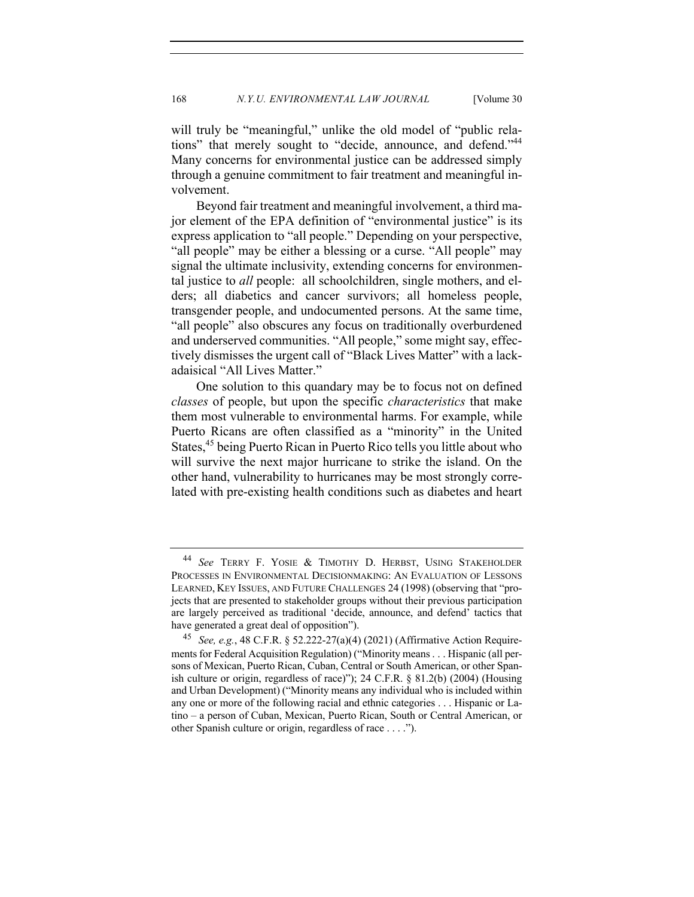will truly be "meaningful," unlike the old model of "public relations" that merely sought to "decide, announce, and defend."[44] Many concerns for environmental justice can be addressed simply through a genuine commitment to fair treatment and meaningful involvement.

Beyond fair treatment and meaningful involvement, a third major element of the EPA definition of "environmental justice" is its express application to "all people." Depending on your perspective, "all people" may be either a blessing or a curse. "All people" may signal the ultimate inclusivity, extending concerns for environmental justice to *all* people: all schoolchildren, single mothers, and elders; all diabetics and cancer survivors; all homeless people, transgender people, and undocumented persons. At the same time, "all people" also obscures any focus on traditionally overburdened and underserved communities. "All people," some might say, effectively dismisses the urgent call of "Black Lives Matter" with a lackadaisical "All Lives Matter."

One solution to this quandary may be to focus not on defined *classes* of people, but upon the specific *characteristics* that make them most vulnerable to environmental harms. For example, while Puerto Ricans are often classified as a "minority" in the United States,[45] being Puerto Rican in Puerto Rico tells you little about who will survive the next major hurricane to strike the island. On the other hand, vulnerability to hurricanes may be most strongly correlated with pre-existing health conditions such as diabetes and heart

---

[44] *See* TERRY F. YOSIE & TIMOTHY D. HERBST, USING STAKEHOLDER PROCESSES IN ENVIRONMENTAL DECISIONMAKING: AN EVALUATION OF LESSONS LEARNED, KEY ISSUES, AND FUTURE CHALLENGES 24 (1998) (observing that "projects that are presented to stakeholder groups without their previous participation are largely perceived as traditional 'decide, announce, and defend' tactics that have generated a great deal of opposition").

[45] *See, e.g.*, 48 C.F.R. § 52.222-27(a)(4) (2021) (Affirmative Action Requirements for Federal Acquisition Regulation) ("Minority means . . . Hispanic (all persons of Mexican, Puerto Rican, Cuban, Central or South American, or other Spanish culture or origin, regardless of race)"); 24 C.F.R. § 81.2(b) (2004) (Housing and Urban Development) ("Minority means any individual who is included within any one or more of the following racial and ethnic categories . . . Hispanic or Latino – a person of Cuban, Mexican, Puerto Rican, South or Central American, or other Spanish culture or origin, regardless of race . . . .").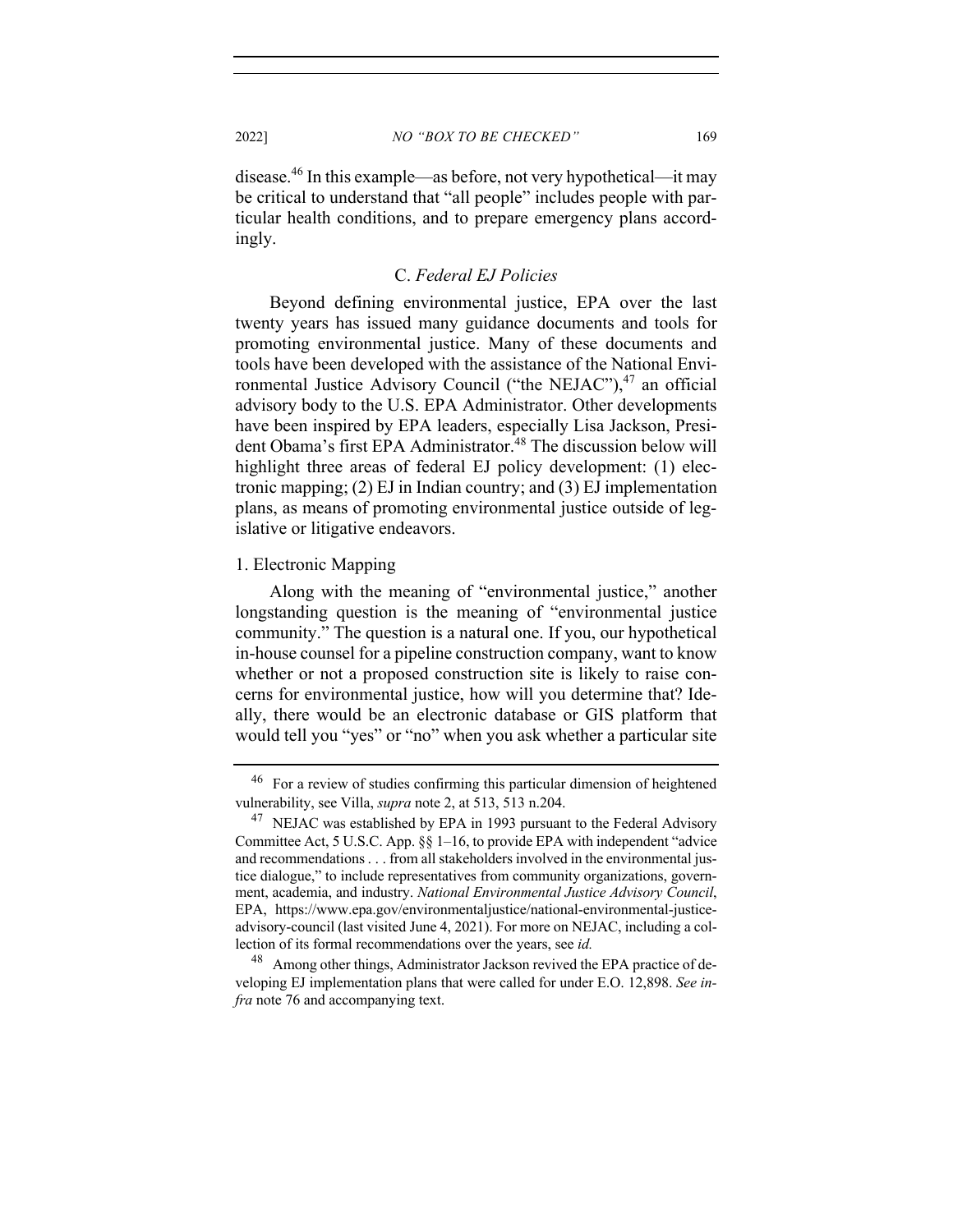disease.[46] In this example—as before, not very hypothetical—it may be critical to understand that "all people" includes people with particular health conditions, and to prepare emergency plans accordingly.

### C. *Federal EJ Policies*

Beyond defining environmental justice, EPA over the last twenty years has issued many guidance documents and tools for promoting environmental justice. Many of these documents and tools have been developed with the assistance of the National Environmental Justice Advisory Council ("the NEJAC"),[47] an official advisory body to the U.S. EPA Administrator. Other developments have been inspired by EPA leaders, especially Lisa Jackson, President Obama's first EPA Administrator.[48] The discussion below will highlight three areas of federal EJ policy development: (1) electronic mapping; (2) EJ in Indian country; and (3) EJ implementation plans, as means of promoting environmental justice outside of legislative or litigative endeavors.

#### 1. Electronic Mapping

Along with the meaning of "environmental justice," another longstanding question is the meaning of "environmental justice community." The question is a natural one. If you, our hypothetical in-house counsel for a pipeline construction company, want to know whether or not a proposed construction site is likely to raise concerns for environmental justice, how will you determine that? Ideally, there would be an electronic database or GIS platform that would tell you "yes" or "no" when you ask whether a particular site

---

[46] For a review of studies confirming this particular dimension of heightened vulnerability, see Villa, *supra* note 2, at 513, 513 n.204.

[47] NEJAC was established by EPA in 1993 pursuant to the Federal Advisory Committee Act, 5 U.S.C. App. §§ 1–16, to provide EPA with independent "advice and recommendations . . . from all stakeholders involved in the environmental justice dialogue," to include representatives from community organizations, government, academia, and industry. *National Environmental Justice Advisory Council*, EPA, https://www.epa.gov/environmentaljustice/national-environmental-justice-advisory-council (last visited June 4, 2021). For more on NEJAC, including a collection of its formal recommendations over the years, see *id.*

[48] Among other things, Administrator Jackson revived the EPA practice of developing EJ implementation plans that were called for under E.O. 12,898. *See infra* note 76 and accompanying text.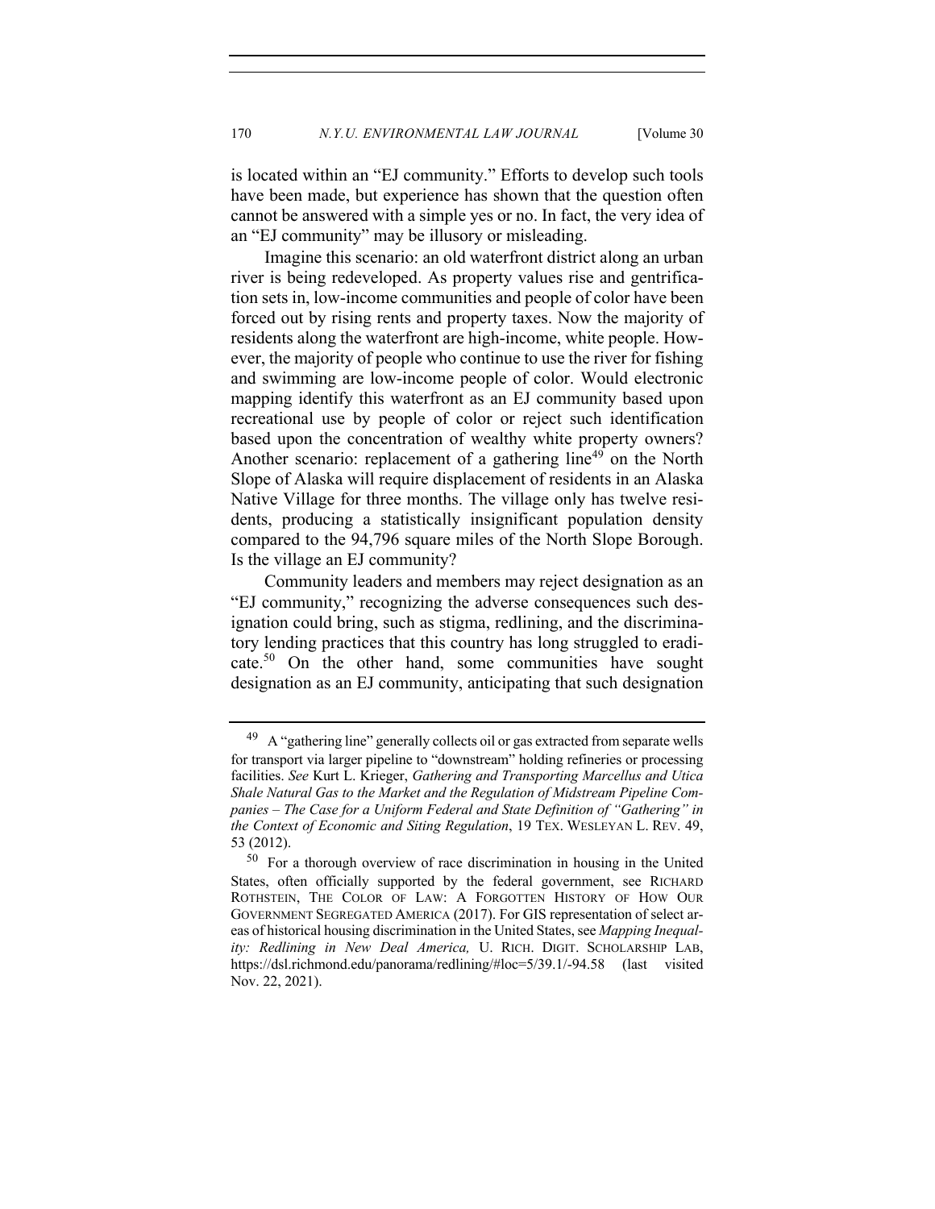is located within an "EJ community." Efforts to develop such tools have been made, but experience has shown that the question often cannot be answered with a simple yes or no. In fact, the very idea of an "EJ community" may be illusory or misleading.

Imagine this scenario: an old waterfront district along an urban river is being redeveloped. As property values rise and gentrification sets in, low-income communities and people of color have been forced out by rising rents and property taxes. Now the majority of residents along the waterfront are high-income, white people. However, the majority of people who continue to use the river for fishing and swimming are low-income people of color. Would electronic mapping identify this waterfront as an EJ community based upon recreational use by people of color or reject such identification based upon the concentration of wealthy white property owners? Another scenario: replacement of a gathering line[49] on the North Slope of Alaska will require displacement of residents in an Alaska Native Village for three months. The village only has twelve residents, producing a statistically insignificant population density compared to the 94,796 square miles of the North Slope Borough. Is the village an EJ community?

Community leaders and members may reject designation as an "EJ community," recognizing the adverse consequences such designation could bring, such as stigma, redlining, and the discriminatory lending practices that this country has long struggled to eradicate.[50] On the other hand, some communities have sought designation as an EJ community, anticipating that such designation

---

[49] A "gathering line" generally collects oil or gas extracted from separate wells for transport via larger pipeline to "downstream" holding refineries or processing facilities. *See* Kurt L. Krieger, *Gathering and Transporting Marcellus and Utica Shale Natural Gas to the Market and the Regulation of Midstream Pipeline Companies – The Case for a Uniform Federal and State Definition of "Gathering" in the Context of Economic and Siting Regulation*, 19 TEX. WESLEYAN L. REV. 49, 53 (2012).

[50] For a thorough overview of race discrimination in housing in the United States, often officially supported by the federal government, see RICHARD ROTHSTEIN, THE COLOR OF LAW: A FORGOTTEN HISTORY OF HOW OUR GOVERNMENT SEGREGATED AMERICA (2017). For GIS representation of select areas of historical housing discrimination in the United States, see *Mapping Inequality: Redlining in New Deal America,* U. RICH. DIGIT. SCHOLARSHIP LAB, https://dsl.richmond.edu/panorama/redlining/#loc=5/39.1/-94.58 (last visited Nov. 22, 2021).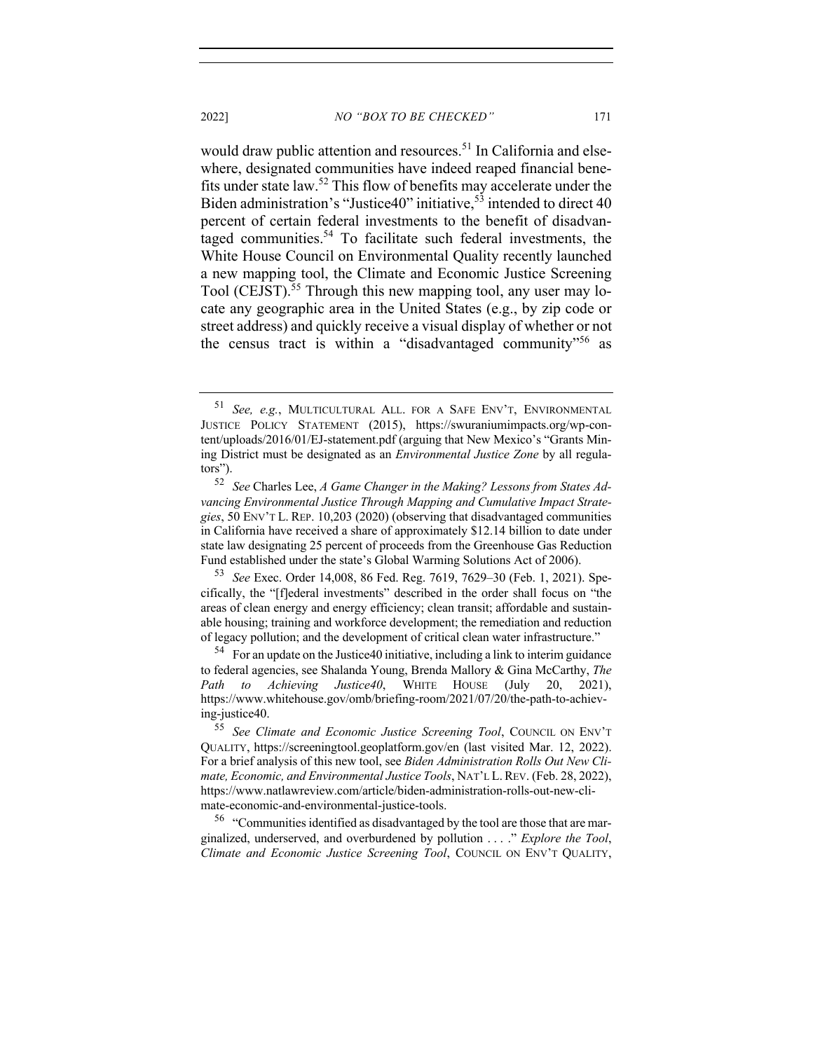would draw public attention and resources.[51] In California and elsewhere, designated communities have indeed reaped financial benefits under state law.[52] This flow of benefits may accelerate under the Biden administration's "Justice40" initiative,[53] intended to direct 40 percent of certain federal investments to the benefit of disadvantaged communities.[54] To facilitate such federal investments, the White House Council on Environmental Quality recently launched a new mapping tool, the Climate and Economic Justice Screening Tool (CEJST).[55] Through this new mapping tool, any user may locate any geographic area in the United States (e.g., by zip code or street address) and quickly receive a visual display of whether or not the census tract is within a "disadvantaged community"[56] as

---

[51] *See, e.g.*, MULTICULTURAL ALL. FOR A SAFE ENV'T, ENVIRONMENTAL JUSTICE POLICY STATEMENT (2015), https://swuraniumimpacts.org/wp-content/uploads/2016/01/EJ-statement.pdf (arguing that New Mexico's "Grants Mining District must be designated as an *Environmental Justice Zone* by all regulators").

[52] *See* Charles Lee, *A Game Changer in the Making? Lessons from States Advancing Environmental Justice Through Mapping and Cumulative Impact Strategies*, 50 ENV'T L. REP. 10,203 (2020) (observing that disadvantaged communities in California have received a share of approximately $12.14 billion to date under state law designating 25 percent of proceeds from the Greenhouse Gas Reduction Fund established under the state's Global Warming Solutions Act of 2006).

[53] *See* Exec. Order 14,008, 86 Fed. Reg. 7619, 7629–30 (Feb. 1, 2021). Specifically, the "[f]ederal investments" described in the order shall focus on "the areas of clean energy and energy efficiency; clean transit; affordable and sustainable housing; training and workforce development; the remediation and reduction of legacy pollution; and the development of critical clean water infrastructure."

[54] For an update on the Justice40 initiative, including a link to interim guidance to federal agencies, see Shalanda Young, Brenda Mallory & Gina McCarthy, *The Path to Achieving Justice40*, WHITE HOUSE (July 20, 2021), https://www.whitehouse.gov/omb/briefing-room/2021/07/20/the-path-to-achieving-justice40.

[55] *See Climate and Economic Justice Screening Tool*, COUNCIL ON ENV'T QUALITY, https://screeningtool.geoplatform.gov/en (last visited Mar. 12, 2022). For a brief analysis of this new tool, see *Biden Administration Rolls Out New Climate, Economic, and Environmental Justice Tools*, NAT'L L. REV. (Feb. 28, 2022), https://www.natlawreview.com/article/biden-administration-rolls-out-new-climate-economic-and-environmental-justice-tools.

[56] "Communities identified as disadvantaged by the tool are those that are marginalized, underserved, and overburdened by pollution . . . ." *Explore the Tool*, *Climate and Economic Justice Screening Tool*, COUNCIL ON ENV'T QUALITY,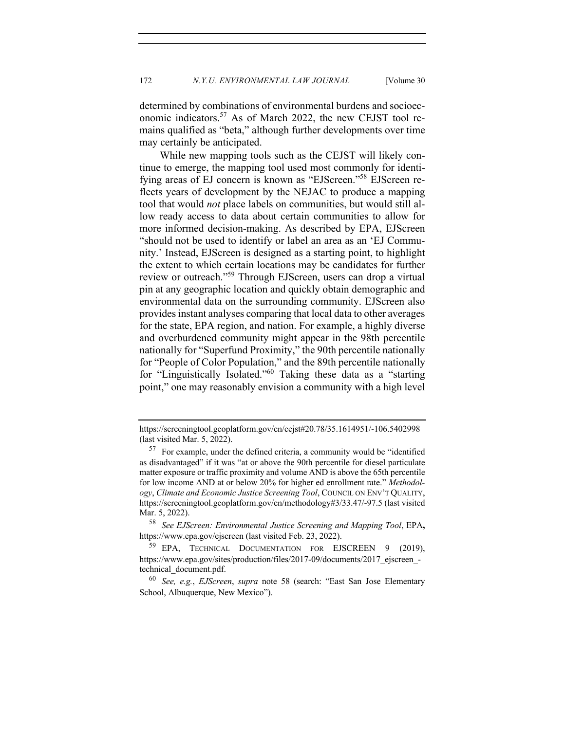determined by combinations of environmental burdens and socioeconomic indicators.[57] As of March 2022, the new CEJST tool remains qualified as "beta," although further developments over time may certainly be anticipated.

While new mapping tools such as the CEJST will likely continue to emerge, the mapping tool used most commonly for identifying areas of EJ concern is known as "EJScreen."[58] EJScreen reflects years of development by the NEJAC to produce a mapping tool that would *not* place labels on communities, but would still allow ready access to data about certain communities to allow for more informed decision-making. As described by EPA, EJScreen "should not be used to identify or label an area as an 'EJ Community.' Instead, EJScreen is designed as a starting point, to highlight the extent to which certain locations may be candidates for further review or outreach."[59] Through EJScreen, users can drop a virtual pin at any geographic location and quickly obtain demographic and environmental data on the surrounding community. EJScreen also provides instant analyses comparing that local data to other averages for the state, EPA region, and nation. For example, a highly diverse and overburdened community might appear in the 98th percentile nationally for "Superfund Proximity," the 90th percentile nationally for "People of Color Population," and the 89th percentile nationally for "Linguistically Isolated."[60] Taking these data as a "starting point," one may reasonably envision a community with a high level

---

https://screeningtool.geoplatform.gov/en/cejst#20.78/35.1614951/-106.5402998 (last visited Mar. 5, 2022).

[57] For example, under the defined criteria, a community would be "identified as disadvantaged" if it was "at or above the 90th percentile for diesel particulate matter exposure or traffic proximity and volume AND is above the 65th percentile for low income AND at or below 20% for higher ed enrollment rate." *Methodology*, *Climate and Economic Justice Screening Tool*, COUNCIL ON ENV'T QUALITY, https://screeningtool.geoplatform.gov/en/methodology#3/33.47/-97.5 (last visited Mar. 5, 2022).

[58] *See EJScreen: Environmental Justice Screening and Mapping Tool*, EPA, https://www.epa.gov/ejscreen (last visited Feb. 23, 2022).

[59] EPA, TECHNICAL DOCUMENTATION FOR EJSCREEN 9 (2019), https://www.epa.gov/sites/production/files/2017-09/documents/2017_ejscreen_-technical_document.pdf.

[60] *See, e.g.*, *EJScreen*, *supra* note 58 (search: "East San Jose Elementary School, Albuquerque, New Mexico").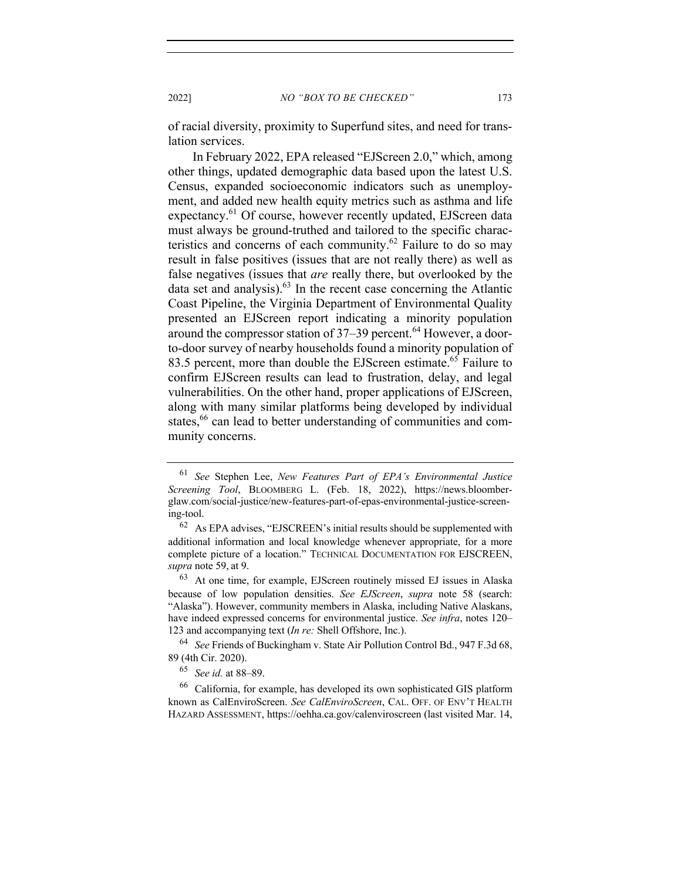of racial diversity, proximity to Superfund sites, and need for translation services.

In February 2022, EPA released "EJScreen 2.0," which, among other things, updated demographic data based upon the latest U.S. Census, expanded socioeconomic indicators such as unemployment, and added new health equity metrics such as asthma and life expectancy.[61] Of course, however recently updated, EJScreen data must always be ground-truthed and tailored to the specific characteristics and concerns of each community.[62] Failure to do so may result in false positives (issues that are not really there) as well as false negatives (issues that *are* really there, but overlooked by the data set and analysis).[63] In the recent case concerning the Atlantic Coast Pipeline, the Virginia Department of Environmental Quality presented an EJScreen report indicating a minority population around the compressor station of 37–39 percent.[64] However, a door-to-door survey of nearby households found a minority population of 83.5 percent, more than double the EJScreen estimate.[65] Failure to confirm EJScreen results can lead to frustration, delay, and legal vulnerabilities. On the other hand, proper applications of EJScreen, along with many similar platforms being developed by individual states,[66] can lead to better understanding of communities and community concerns.

---

[61] *See* Stephen Lee, *New Features Part of EPA's Environmental Justice Screening Tool*, BLOOMBERG L. (Feb. 18, 2022), https://news.bloomberglaw.com/social-justice/new-features-part-of-epas-environmental-justice-screening-tool.

[62] As EPA advises, "EJSCREEN's initial results should be supplemented with additional information and local knowledge whenever appropriate, for a more complete picture of a location." TECHNICAL DOCUMENTATION FOR EJSCREEN, *supra* note 59, at 9.

[63] At one time, for example, EJScreen routinely missed EJ issues in Alaska because of low population densities. *See EJScreen*, *supra* note 58 (search: "Alaska"). However, community members in Alaska, including Native Alaskans, have indeed expressed concerns for environmental justice. *See infra*, notes 120–123 and accompanying text (*In re:* Shell Offshore, Inc.).

[64] *See* Friends of Buckingham v. State Air Pollution Control Bd., 947 F.3d 68, 89 (4th Cir. 2020).

[65] *See id.* at 88–89.

[66] California, for example, has developed its own sophisticated GIS platform known as CalEnviroScreen. *See CalEnviroScreen*, CAL. OFF. OF ENV'T HEALTH HAZARD ASSESSMENT, https://oehha.ca.gov/calenviroscreen (last visited Mar. 14,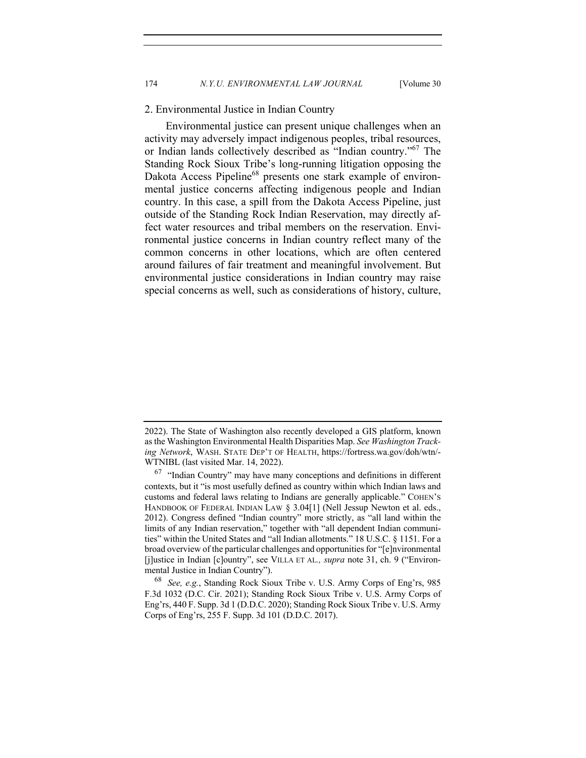### 2. Environmental Justice in Indian Country

Environmental justice can present unique challenges when an activity may adversely impact indigenous peoples, tribal resources, or Indian lands collectively described as "Indian country."[67] The Standing Rock Sioux Tribe's long-running litigation opposing the Dakota Access Pipeline[68] presents one stark example of environmental justice concerns affecting indigenous people and Indian country. In this case, a spill from the Dakota Access Pipeline, just outside of the Standing Rock Indian Reservation, may directly affect water resources and tribal members on the reservation. Environmental justice concerns in Indian country reflect many of the common concerns in other locations, which are often centered around failures of fair treatment and meaningful involvement. But environmental justice considerations in Indian country may raise special concerns as well, such as considerations of history, culture,

---

2022). The State of Washington also recently developed a GIS platform, known as the Washington Environmental Health Disparities Map. *See Washington Tracking Network*, WASH. STATE DEP'T OF HEALTH, https://fortress.wa.gov/doh/wtn/-WTNIBL (last visited Mar. 14, 2022).

[67] "Indian Country" may have many conceptions and definitions in different contexts, but it "is most usefully defined as country within which Indian laws and customs and federal laws relating to Indians are generally applicable." COHEN'S HANDBOOK OF FEDERAL INDIAN LAW § 3.04[1] (Nell Jessup Newton et al. eds., 2012). Congress defined "Indian country" more strictly, as "all land within the limits of any Indian reservation," together with "all dependent Indian communities" within the United States and "all Indian allotments." 18 U.S.C. § 1151. For a broad overview of the particular challenges and opportunities for "[e]nvironmental [j]ustice in Indian [c]ountry", see VILLA ET AL., *supra* note 31, ch. 9 ("Environmental Justice in Indian Country").

[68] *See, e.g.*, Standing Rock Sioux Tribe v. U.S. Army Corps of Eng'rs, 985 F.3d 1032 (D.C. Cir. 2021); Standing Rock Sioux Tribe v. U.S. Army Corps of Eng'rs, 440 F. Supp. 3d 1 (D.D.C. 2020); Standing Rock Sioux Tribe v. U.S. Army Corps of Eng'rs, 255 F. Supp. 3d 101 (D.D.C. 2017).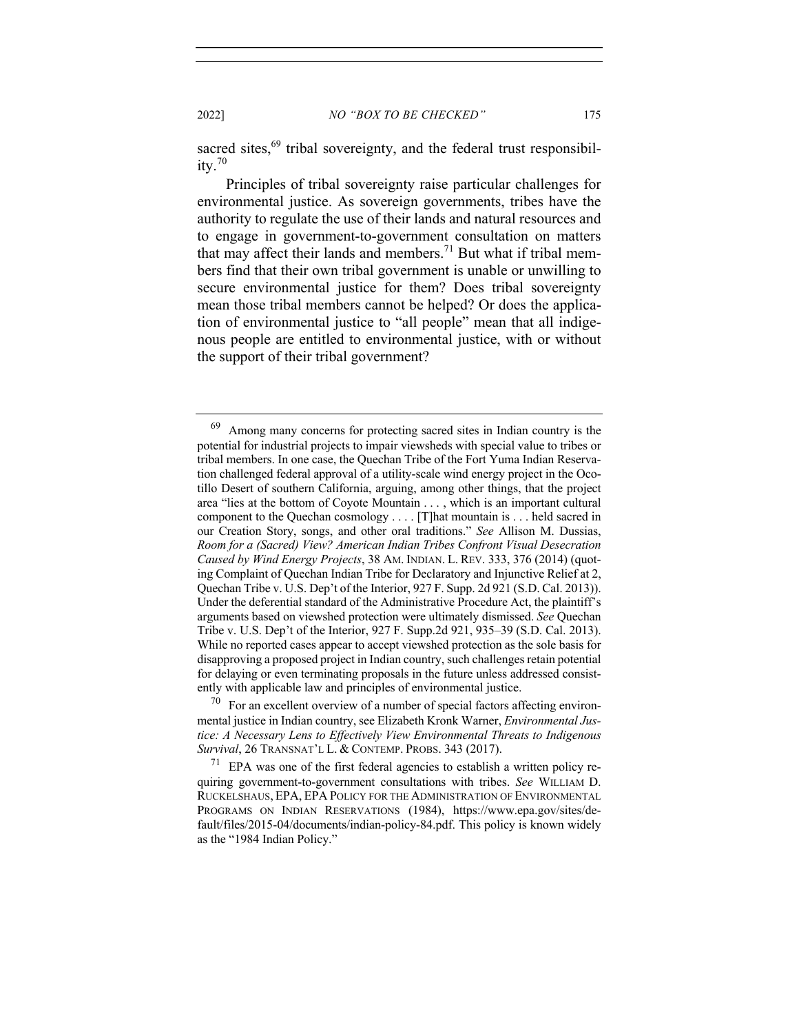sacred sites,[69] tribal sovereignty, and the federal trust responsibility.[70]

Principles of tribal sovereignty raise particular challenges for environmental justice. As sovereign governments, tribes have the authority to regulate the use of their lands and natural resources and to engage in government-to-government consultation on matters that may affect their lands and members.[71] But what if tribal members find that their own tribal government is unable or unwilling to secure environmental justice for them? Does tribal sovereignty mean those tribal members cannot be helped? Or does the application of environmental justice to "all people" mean that all indigenous people are entitled to environmental justice, with or without the support of their tribal government?

---

[69] Among many concerns for protecting sacred sites in Indian country is the potential for industrial projects to impair viewsheds with special value to tribes or tribal members. In one case, the Quechan Tribe of the Fort Yuma Indian Reservation challenged federal approval of a utility-scale wind energy project in the Ocotillo Desert of southern California, arguing, among other things, that the project area "lies at the bottom of Coyote Mountain . . . , which is an important cultural component to the Quechan cosmology . . . . [T]hat mountain is . . . held sacred in our Creation Story, songs, and other oral traditions." *See* Allison M. Dussias, *Room for a (Sacred) View? American Indian Tribes Confront Visual Desecration Caused by Wind Energy Projects*, 38 AM. INDIAN. L. REV. 333, 376 (2014) (quoting Complaint of Quechan Indian Tribe for Declaratory and Injunctive Relief at 2, Quechan Tribe v. U.S. Dep't of the Interior, 927 F. Supp. 2d 921 (S.D. Cal. 2013)). Under the deferential standard of the Administrative Procedure Act, the plaintiff's arguments based on viewshed protection were ultimately dismissed. *See* Quechan Tribe v. U.S. Dep't of the Interior, 927 F. Supp.2d 921, 935–39 (S.D. Cal. 2013). While no reported cases appear to accept viewshed protection as the sole basis for disapproving a proposed project in Indian country, such challenges retain potential for delaying or even terminating proposals in the future unless addressed consistently with applicable law and principles of environmental justice.

[70] For an excellent overview of a number of special factors affecting environmental justice in Indian country, see Elizabeth Kronk Warner, *Environmental Justice: A Necessary Lens to Effectively View Environmental Threats to Indigenous Survival*, 26 TRANSNAT'L L. & CONTEMP. PROBS. 343 (2017).

[71] EPA was one of the first federal agencies to establish a written policy requiring government-to-government consultations with tribes. *See* WILLIAM D. RUCKELSHAUS, EPA, EPA POLICY FOR THE ADMINISTRATION OF ENVIRONMENTAL PROGRAMS ON INDIAN RESERVATIONS (1984), https://www.epa.gov/sites/default/files/2015-04/documents/indian-policy-84.pdf. This policy is known widely as the "1984 Indian Policy."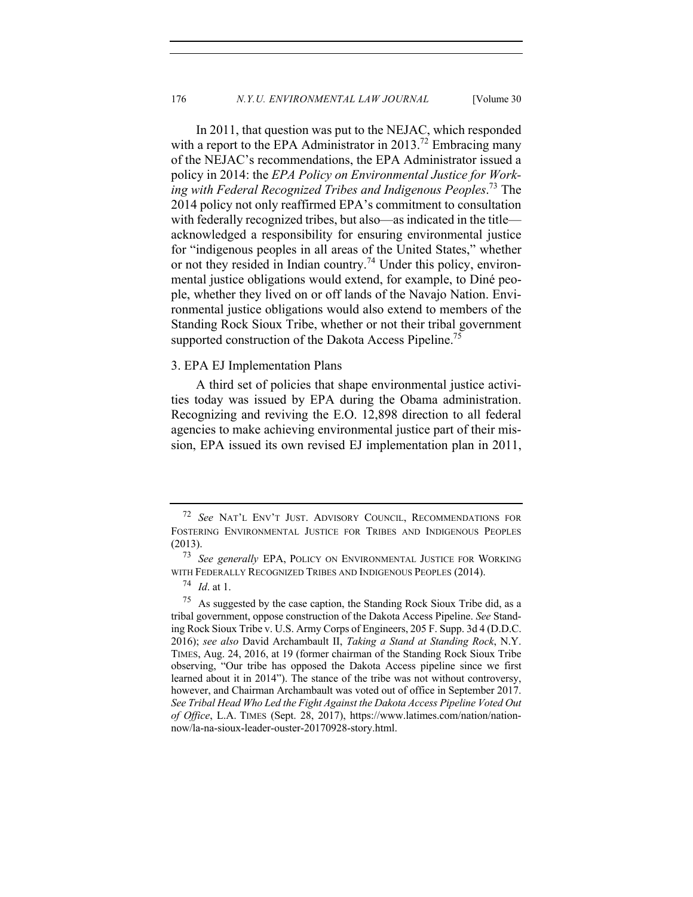In 2011, that question was put to the NEJAC, which responded with a report to the EPA Administrator in 2013.[72] Embracing many of the NEJAC's recommendations, the EPA Administrator issued a policy in 2014: the *EPA Policy on Environmental Justice for Working with Federal Recognized Tribes and Indigenous Peoples*.[73] The 2014 policy not only reaffirmed EPA's commitment to consultation with federally recognized tribes, but also—as indicated in the title—acknowledged a responsibility for ensuring environmental justice for "indigenous peoples in all areas of the United States," whether or not they resided in Indian country.[74] Under this policy, environmental justice obligations would extend, for example, to Diné people, whether they lived on or off lands of the Navajo Nation. Environmental justice obligations would also extend to members of the Standing Rock Sioux Tribe, whether or not their tribal government supported construction of the Dakota Access Pipeline.[75]

3. EPA EJ Implementation Plans

A third set of policies that shape environmental justice activities today was issued by EPA during the Obama administration. Recognizing and reviving the E.O. 12,898 direction to all federal agencies to make achieving environmental justice part of their mission, EPA issued its own revised EJ implementation plan in 2011,

---

[72] *See* NAT'L ENV'T JUST. ADVISORY COUNCIL, RECOMMENDATIONS FOR FOSTERING ENVIRONMENTAL JUSTICE FOR TRIBES AND INDIGENOUS PEOPLES (2013).

[73] *See generally* EPA, POLICY ON ENVIRONMENTAL JUSTICE FOR WORKING WITH FEDERALLY RECOGNIZED TRIBES AND INDIGENOUS PEOPLES (2014).

[74] *Id*. at 1.

[75] As suggested by the case caption, the Standing Rock Sioux Tribe did, as a tribal government, oppose construction of the Dakota Access Pipeline. *See* Standing Rock Sioux Tribe v. U.S. Army Corps of Engineers, 205 F. Supp. 3d 4 (D.D.C. 2016); *see also* David Archambault II, *Taking a Stand at Standing Rock*, N.Y. TIMES, Aug. 24, 2016, at 19 (former chairman of the Standing Rock Sioux Tribe observing, "Our tribe has opposed the Dakota Access pipeline since we first learned about it in 2014"). The stance of the tribe was not without controversy, however, and Chairman Archambault was voted out of office in September 2017. *See Tribal Head Who Led the Fight Against the Dakota Access Pipeline Voted Out of Office*, L.A. TIMES (Sept. 28, 2017), https://www.latimes.com/nation/nation-now/la-na-sioux-leader-ouster-20170928-story.html.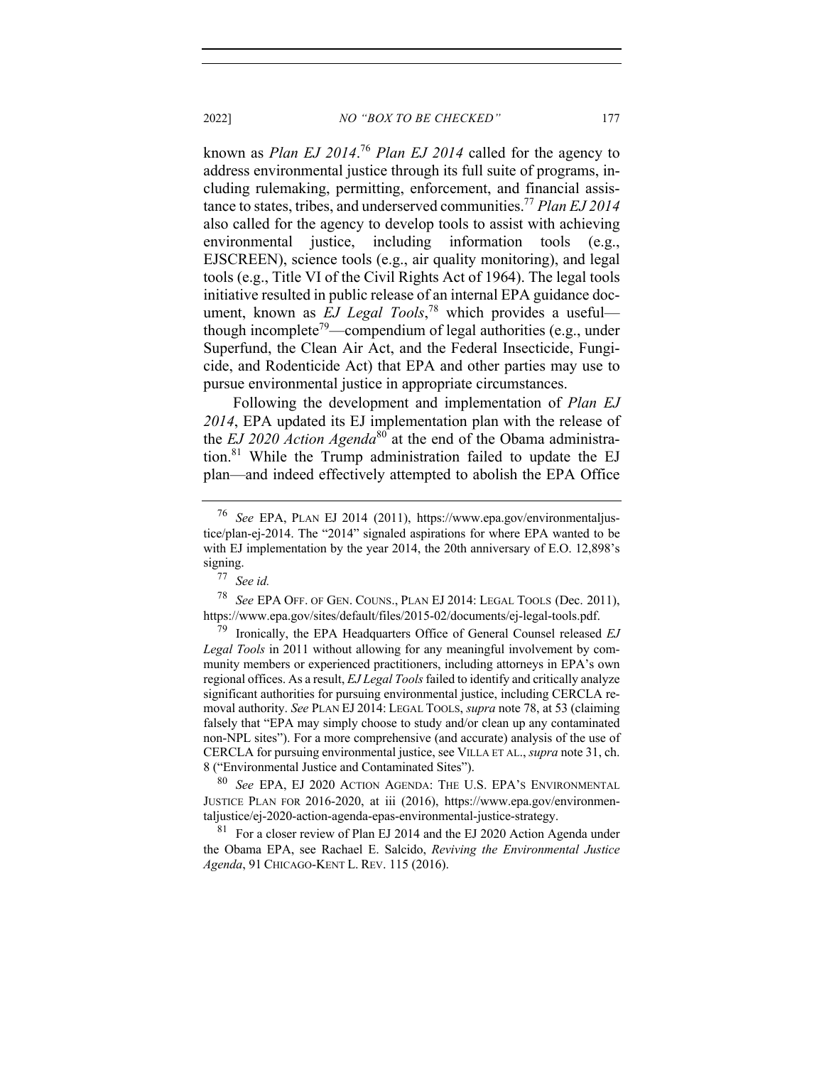known as *Plan EJ 2014*.[76] *Plan EJ 2014* called for the agency to address environmental justice through its full suite of programs, including rulemaking, permitting, enforcement, and financial assistance to states, tribes, and underserved communities.[77] *Plan EJ 2014* also called for the agency to develop tools to assist with achieving environmental justice, including information tools (e.g., EJSCREEN), science tools (e.g., air quality monitoring), and legal tools (e.g., Title VI of the Civil Rights Act of 1964). The legal tools initiative resulted in public release of an internal EPA guidance document, known as *EJ Legal Tools*,[78] which provides a useful—though incomplete[79]—compendium of legal authorities (e.g., under Superfund, the Clean Air Act, and the Federal Insecticide, Fungicide, and Rodenticide Act) that EPA and other parties may use to pursue environmental justice in appropriate circumstances.

Following the development and implementation of *Plan EJ 2014*, EPA updated its EJ implementation plan with the release of the *EJ 2020 Action Agenda*[80] at the end of the Obama administration.[81] While the Trump administration failed to update the EJ plan—and indeed effectively attempted to abolish the EPA Office

---

[76] *See* EPA, PLAN EJ 2014 (2011), https://www.epa.gov/environmentaljustice/plan-ej-2014. The "2014" signaled aspirations for where EPA wanted to be with EJ implementation by the year 2014, the 20th anniversary of E.O. 12,898's signing.

[77] *See id.*

[78] *See* EPA OFF. OF GEN. COUNS., PLAN EJ 2014: LEGAL TOOLS (Dec. 2011), https://www.epa.gov/sites/default/files/2015-02/documents/ej-legal-tools.pdf.

[79] Ironically, the EPA Headquarters Office of General Counsel released *EJ Legal Tools* in 2011 without allowing for any meaningful involvement by community members or experienced practitioners, including attorneys in EPA's own regional offices. As a result, *EJ Legal Tools* failed to identify and critically analyze significant authorities for pursuing environmental justice, including CERCLA removal authority. *See* PLAN EJ 2014: LEGAL TOOLS, *supra* note 78, at 53 (claiming falsely that "EPA may simply choose to study and/or clean up any contaminated non-NPL sites"). For a more comprehensive (and accurate) analysis of the use of CERCLA for pursuing environmental justice, see VILLA ET AL., *supra* note 31, ch. 8 ("Environmental Justice and Contaminated Sites").

[80] *See* EPA, EJ 2020 ACTION AGENDA: THE U.S. EPA'S ENVIRONMENTAL JUSTICE PLAN FOR 2016-2020, at iii (2016), https://www.epa.gov/environmentaljustice/ej-2020-action-agenda-epas-environmental-justice-strategy.

[81] For a closer review of Plan EJ 2014 and the EJ 2020 Action Agenda under the Obama EPA, see Rachael E. Salcido, *Reviving the Environmental Justice Agenda*, 91 CHICAGO-KENT L. REV. 115 (2016).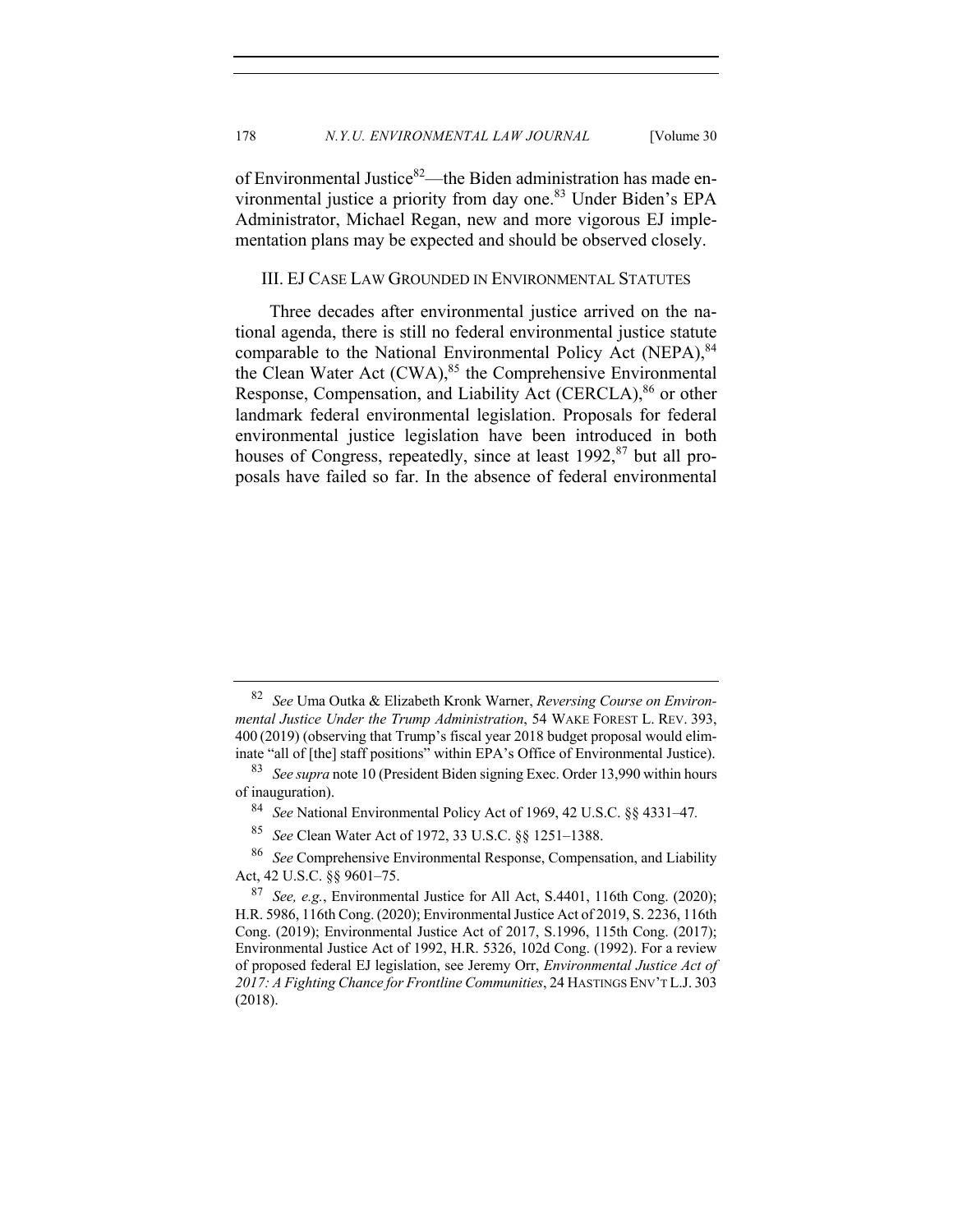of Environmental Justice[82]—the Biden administration has made environmental justice a priority from day one.[83] Under Biden's EPA Administrator, Michael Regan, new and more vigorous EJ implementation plans may be expected and should be observed closely.

## III. EJ CASE LAW GROUNDED IN ENVIRONMENTAL STATUTES

Three decades after environmental justice arrived on the national agenda, there is still no federal environmental justice statute comparable to the National Environmental Policy Act (NEPA),[84] the Clean Water Act (CWA),[85] the Comprehensive Environmental Response, Compensation, and Liability Act (CERCLA),[86] or other landmark federal environmental legislation. Proposals for federal environmental justice legislation have been introduced in both houses of Congress, repeatedly, since at least 1992,[87] but all proposals have failed so far. In the absence of federal environmental

---

[82] *See* Uma Outka & Elizabeth Kronk Warner, *Reversing Course on Environmental Justice Under the Trump Administration*, 54 WAKE FOREST L. REV. 393, 400 (2019) (observing that Trump's fiscal year 2018 budget proposal would eliminate "all of [the] staff positions" within EPA's Office of Environmental Justice).

[83] *See supra* note 10 (President Biden signing Exec. Order 13,990 within hours of inauguration).

[84] *See* National Environmental Policy Act of 1969, 42 U.S.C. §§ 4331–47.

[85] *See* Clean Water Act of 1972, 33 U.S.C. §§ 1251–1388.

[86] *See* Comprehensive Environmental Response, Compensation, and Liability Act, 42 U.S.C. §§ 9601–75.

[87] *See, e.g.*, Environmental Justice for All Act, S.4401, 116th Cong. (2020); H.R. 5986, 116th Cong. (2020); Environmental Justice Act of 2019, S. 2236, 116th Cong. (2019); Environmental Justice Act of 2017, S.1996, 115th Cong. (2017); Environmental Justice Act of 1992, H.R. 5326, 102d Cong. (1992). For a review of proposed federal EJ legislation, see Jeremy Orr, *Environmental Justice Act of 2017: A Fighting Chance for Frontline Communities*, 24 HASTINGS ENV'T L.J. 303 (2018).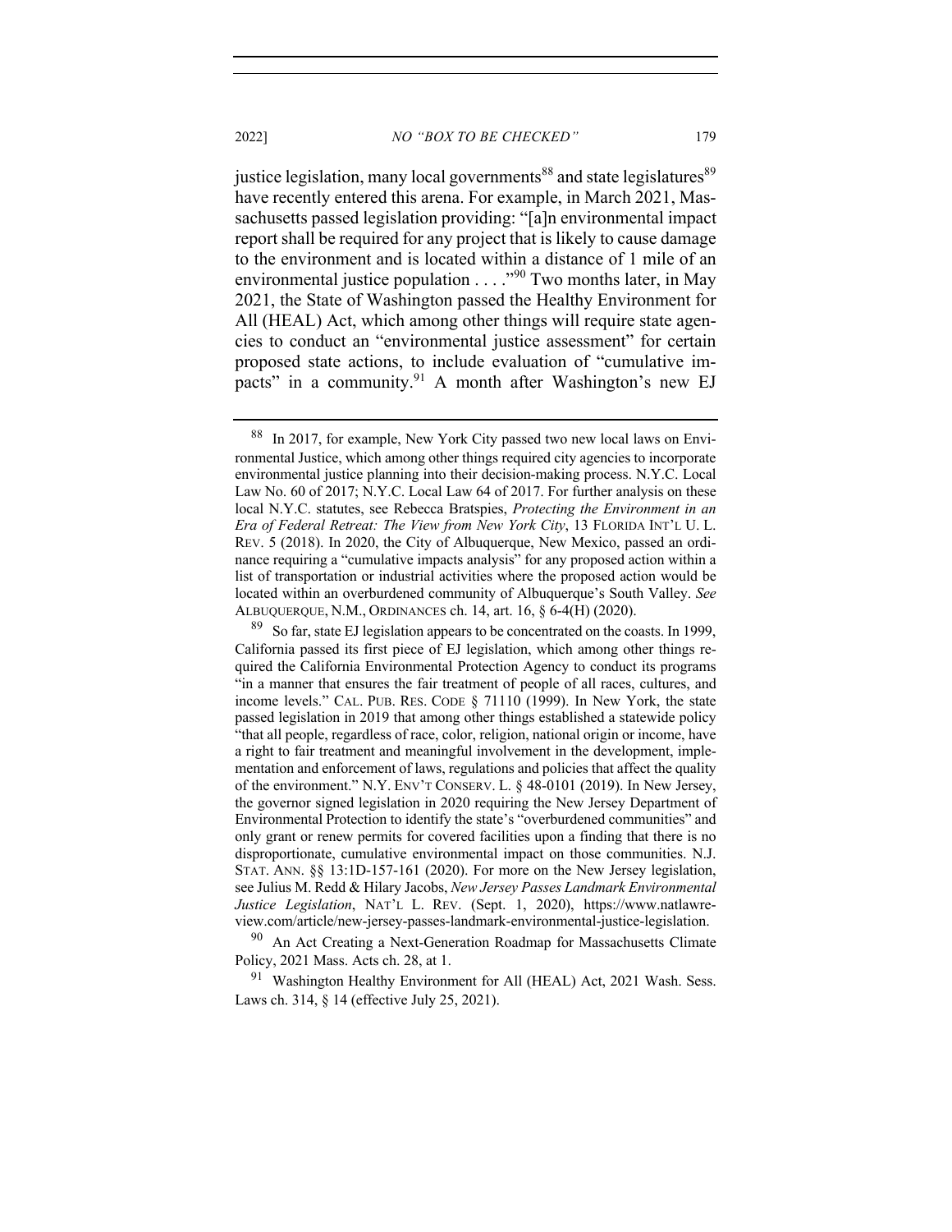justice legislation, many local governments[88] and state legislatures[89] have recently entered this arena. For example, in March 2021, Massachusetts passed legislation providing: "[a]n environmental impact report shall be required for any project that is likely to cause damage to the environment and is located within a distance of 1 mile of an environmental justice population . . . ."[90] Two months later, in May 2021, the State of Washington passed the Healthy Environment for All (HEAL) Act, which among other things will require state agencies to conduct an "environmental justice assessment" for certain proposed state actions, to include evaluation of "cumulative impacts" in a community.[91] A month after Washington's new EJ

---

[88] In 2017, for example, New York City passed two new local laws on Environmental Justice, which among other things required city agencies to incorporate environmental justice planning into their decision-making process. N.Y.C. Local Law No. 60 of 2017; N.Y.C. Local Law 64 of 2017. For further analysis on these local N.Y.C. statutes, see Rebecca Bratspies, *Protecting the Environment in an Era of Federal Retreat: The View from New York City*, 13 FLORIDA INT'L U. L. REV. 5 (2018). In 2020, the City of Albuquerque, New Mexico, passed an ordinance requiring a "cumulative impacts analysis" for any proposed action within a list of transportation or industrial activities where the proposed action would be located within an overburdened community of Albuquerque's South Valley. *See* ALBUQUERQUE, N.M., ORDINANCES ch. 14, art. 16, § 6-4(H) (2020).

[89] So far, state EJ legislation appears to be concentrated on the coasts. In 1999, California passed its first piece of EJ legislation, which among other things required the California Environmental Protection Agency to conduct its programs "in a manner that ensures the fair treatment of people of all races, cultures, and income levels." CAL. PUB. RES. CODE § 71110 (1999). In New York, the state passed legislation in 2019 that among other things established a statewide policy "that all people, regardless of race, color, religion, national origin or income, have a right to fair treatment and meaningful involvement in the development, implementation and enforcement of laws, regulations and policies that affect the quality of the environment." N.Y. ENV'T CONSERV. L. § 48-0101 (2019). In New Jersey, the governor signed legislation in 2020 requiring the New Jersey Department of Environmental Protection to identify the state's "overburdened communities" and only grant or renew permits for covered facilities upon a finding that there is no disproportionate, cumulative environmental impact on those communities. N.J. STAT. ANN. §§ 13:1D-157-161 (2020). For more on the New Jersey legislation, see Julius M. Redd & Hilary Jacobs, *New Jersey Passes Landmark Environmental Justice Legislation*, NAT'L L. REV. (Sept. 1, 2020), https://www.natlawreview.com/article/new-jersey-passes-landmark-environmental-justice-legislation.

[90] An Act Creating a Next-Generation Roadmap for Massachusetts Climate Policy, 2021 Mass. Acts ch. 28, at 1.

[91] Washington Healthy Environment for All (HEAL) Act, 2021 Wash. Sess. Laws ch. 314, § 14 (effective July 25, 2021).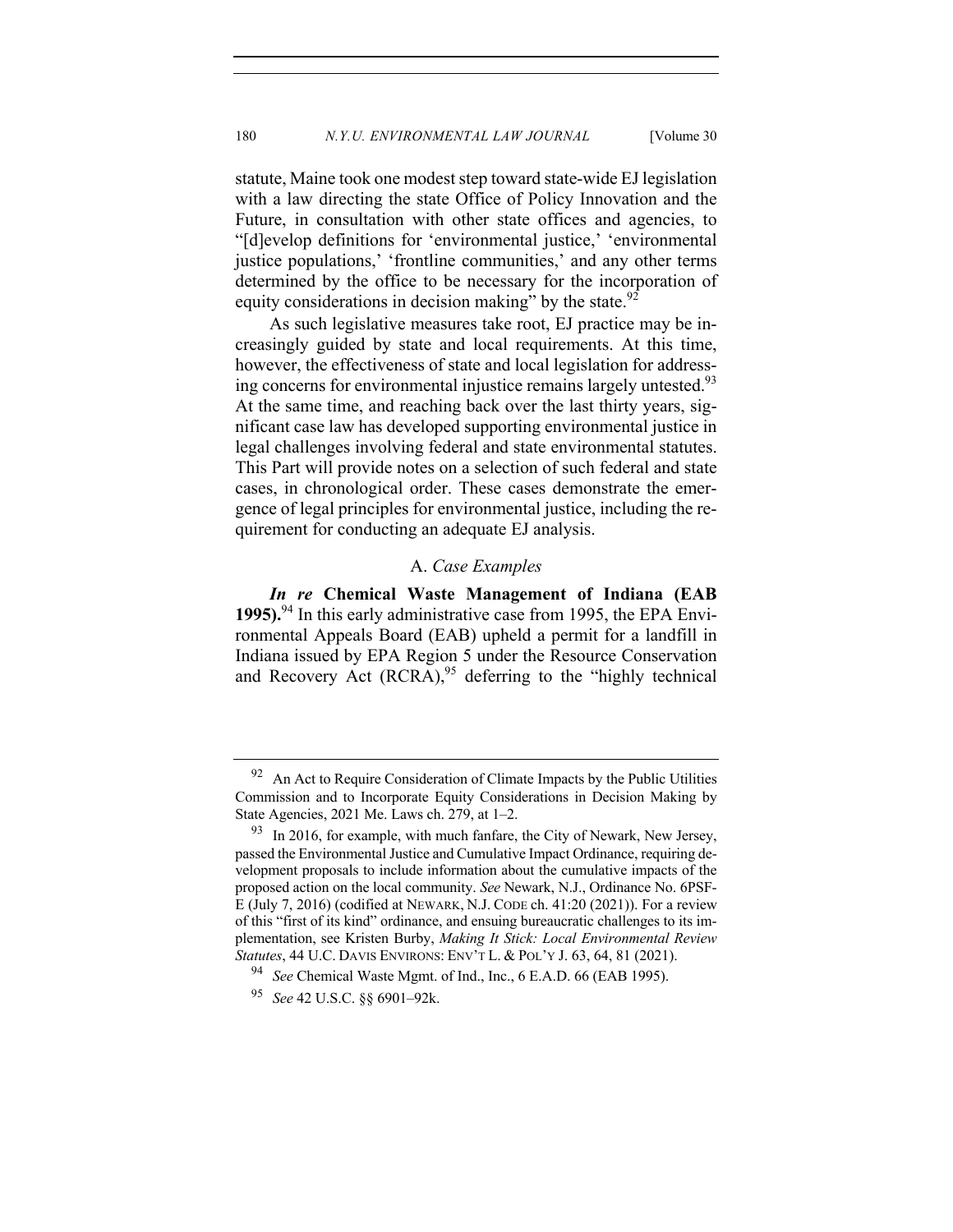statute, Maine took one modest step toward state-wide EJ legislation with a law directing the state Office of Policy Innovation and the Future, in consultation with other state offices and agencies, to "[d]evelop definitions for 'environmental justice,' 'environmental justice populations,' 'frontline communities,' and any other terms determined by the office to be necessary for the incorporation of equity considerations in decision making" by the state.[92]

As such legislative measures take root, EJ practice may be increasingly guided by state and local requirements. At this time, however, the effectiveness of state and local legislation for addressing concerns for environmental injustice remains largely untested.[93] At the same time, and reaching back over the last thirty years, significant case law has developed supporting environmental justice in legal challenges involving federal and state environmental statutes. This Part will provide notes on a selection of such federal and state cases, in chronological order. These cases demonstrate the emergence of legal principles for environmental justice, including the requirement for conducting an adequate EJ analysis.

### A. *Case Examples*

***In re* Chemical Waste Management of Indiana (EAB 1995).**[94] In this early administrative case from 1995, the EPA Environmental Appeals Board (EAB) upheld a permit for a landfill in Indiana issued by EPA Region 5 under the Resource Conservation and Recovery Act (RCRA),[95] deferring to the "highly technical

---

[92] An Act to Require Consideration of Climate Impacts by the Public Utilities Commission and to Incorporate Equity Considerations in Decision Making by State Agencies, 2021 Me. Laws ch. 279, at 1–2.

[93] In 2016, for example, with much fanfare, the City of Newark, New Jersey, passed the Environmental Justice and Cumulative Impact Ordinance, requiring development proposals to include information about the cumulative impacts of the proposed action on the local community. *See* Newark, N.J., Ordinance No. 6PSF-E (July 7, 2016) (codified at NEWARK, N.J. CODE ch. 41:20 (2021)). For a review of this "first of its kind" ordinance, and ensuing bureaucratic challenges to its implementation, see Kristen Burby, *Making It Stick: Local Environmental Review Statutes*, 44 U.C. DAVIS ENVIRONS: ENV'T L. & POL'Y J. 63, 64, 81 (2021).

[94] *See* Chemical Waste Mgmt. of Ind., Inc., 6 E.A.D. 66 (EAB 1995).

[95] *See* 42 U.S.C. §§ 6901–92k.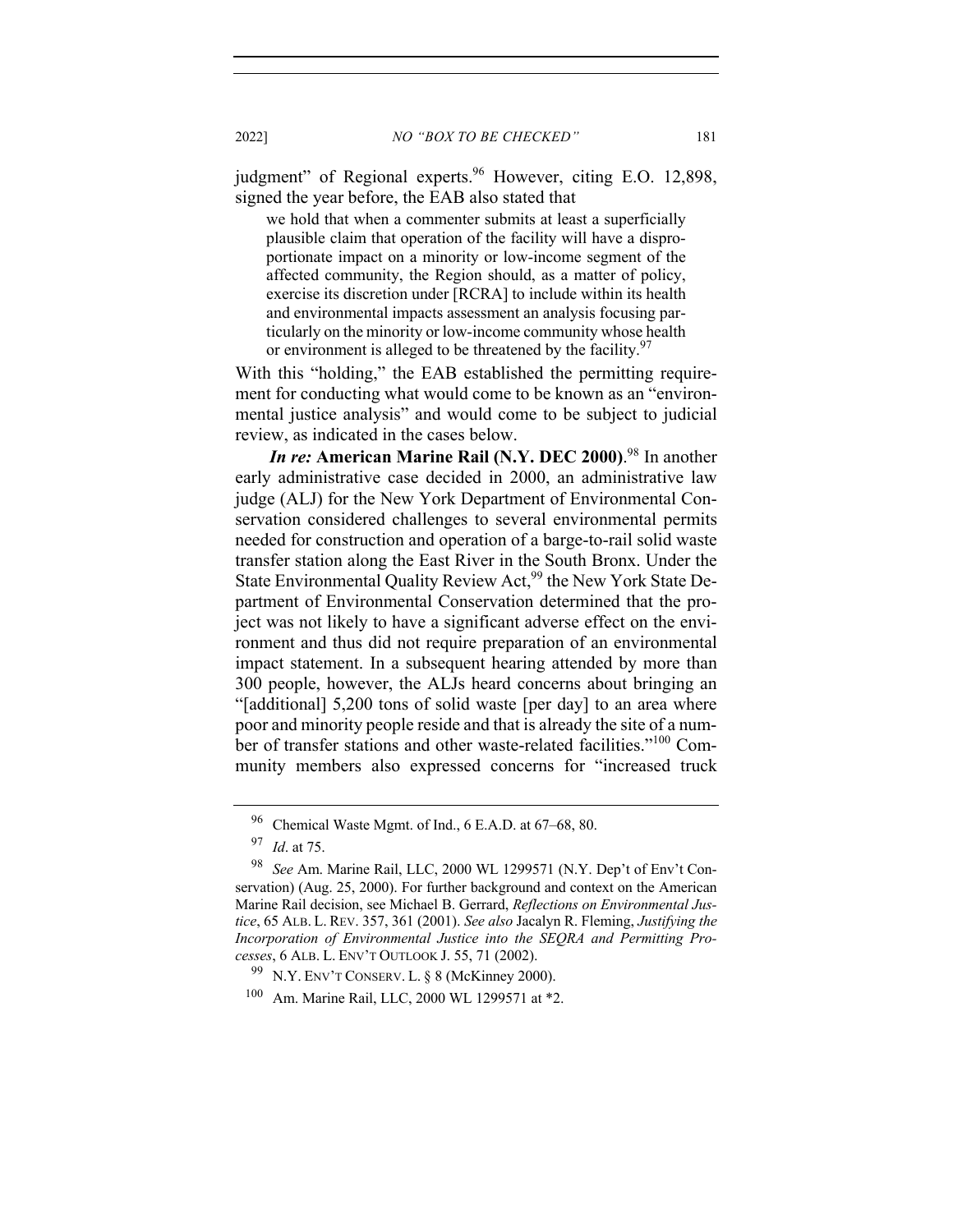judgment" of Regional experts.[96] However, citing E.O. 12,898, signed the year before, the EAB also stated that

> we hold that when a commenter submits at least a superficially plausible claim that operation of the facility will have a disproportionate impact on a minority or low-income segment of the affected community, the Region should, as a matter of policy, exercise its discretion under [RCRA] to include within its health and environmental impacts assessment an analysis focusing particularly on the minority or low-income community whose health or environment is alleged to be threatened by the facility.[97]

With this "holding," the EAB established the permitting requirement for conducting what would come to be known as an "environmental justice analysis" and would come to be subject to judicial review, as indicated in the cases below.

***In re:* American Marine Rail (N.Y. DEC 2000)**.[98] In another early administrative case decided in 2000, an administrative law judge (ALJ) for the New York Department of Environmental Conservation considered challenges to several environmental permits needed for construction and operation of a barge-to-rail solid waste transfer station along the East River in the South Bronx. Under the State Environmental Quality Review Act,[99] the New York State Department of Environmental Conservation determined that the project was not likely to have a significant adverse effect on the environment and thus did not require preparation of an environmental impact statement. In a subsequent hearing attended by more than 300 people, however, the ALJs heard concerns about bringing an "[additional] 5,200 tons of solid waste [per day] to an area where poor and minority people reside and that is already the site of a number of transfer stations and other waste-related facilities."[100] Community members also expressed concerns for "increased truck

---

[96] Chemical Waste Mgmt. of Ind., 6 E.A.D. at 67–68, 80.

[97] *Id*. at 75.

[98] *See* Am. Marine Rail, LLC, 2000 WL 1299571 (N.Y. Dep't of Env't Conservation) (Aug. 25, 2000). For further background and context on the American Marine Rail decision, see Michael B. Gerrard, *Reflections on Environmental Justice*, 65 ALB. L. REV. 357, 361 (2001). *See also* Jacalyn R. Fleming, *Justifying the Incorporation of Environmental Justice into the SEQRA and Permitting Processes*, 6 ALB. L. ENV'T OUTLOOK J. 55, 71 (2002).

[99] N.Y. ENV'T CONSERV. L. § 8 (McKinney 2000).

[100] Am. Marine Rail, LLC, 2000 WL 1299571 at *2.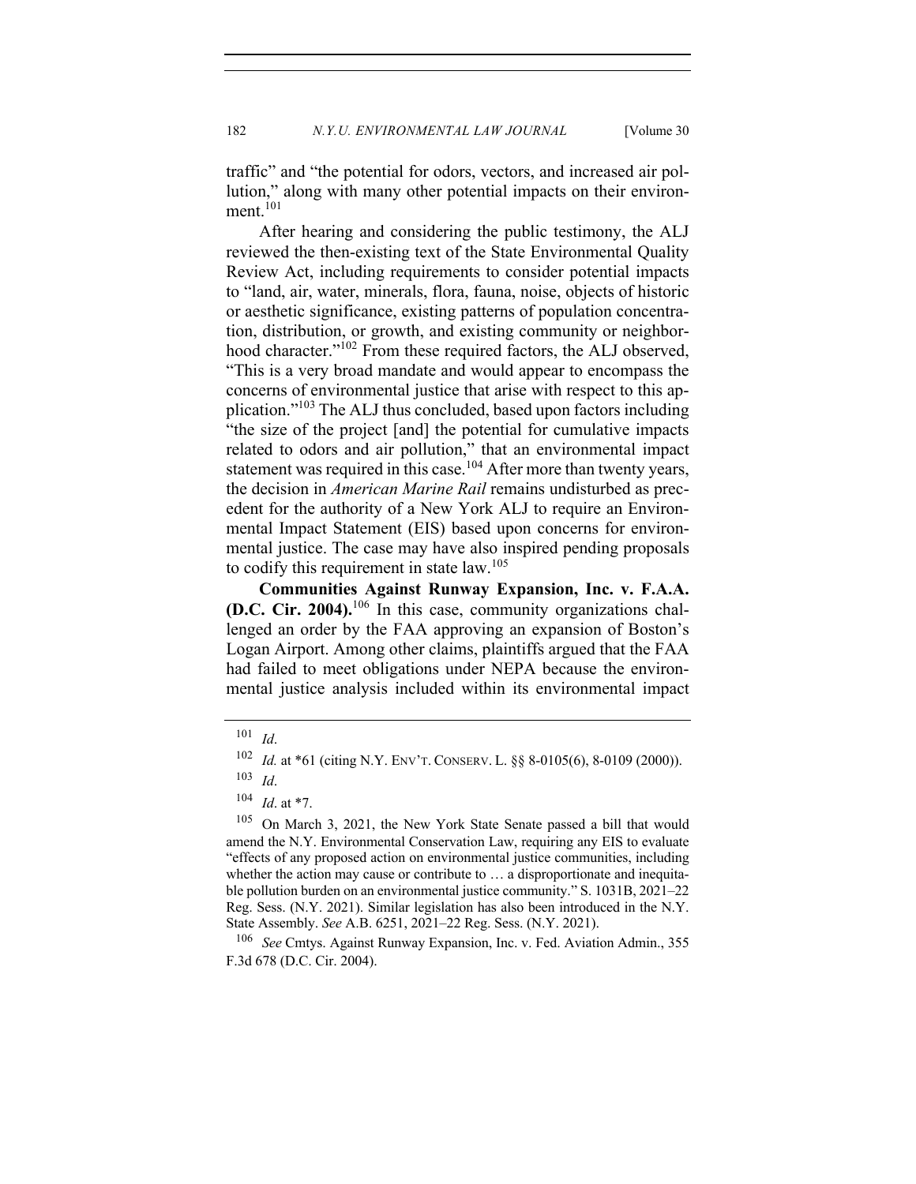traffic" and "the potential for odors, vectors, and increased air pollution," along with many other potential impacts on their environment.[101]

After hearing and considering the public testimony, the ALJ reviewed the then-existing text of the State Environmental Quality Review Act, including requirements to consider potential impacts to "land, air, water, minerals, flora, fauna, noise, objects of historic or aesthetic significance, existing patterns of population concentration, distribution, or growth, and existing community or neighborhood character."[102] From these required factors, the ALJ observed, "This is a very broad mandate and would appear to encompass the concerns of environmental justice that arise with respect to this application."[103] The ALJ thus concluded, based upon factors including "the size of the project [and] the potential for cumulative impacts related to odors and air pollution," that an environmental impact statement was required in this case.[104] After more than twenty years, the decision in *American Marine Rail* remains undisturbed as precedent for the authority of a New York ALJ to require an Environmental Impact Statement (EIS) based upon concerns for environmental justice. The case may have also inspired pending proposals to codify this requirement in state law.[105]

**Communities Against Runway Expansion, Inc. v. F.A.A. (D.C. Cir. 2004).**[106] In this case, community organizations challenged an order by the FAA approving an expansion of Boston's Logan Airport. Among other claims, plaintiffs argued that the FAA had failed to meet obligations under NEPA because the environmental justice analysis included within its environmental impact

---

[101] *Id*.

[102] *Id.* at *61 (citing N.Y. ENV'T. CONSERV. L. §§ 8-0105(6), 8-0109 (2000)).

[103] *Id*.

[104] *Id*. at *7.

[105] On March 3, 2021, the New York State Senate passed a bill that would amend the N.Y. Environmental Conservation Law, requiring any EIS to evaluate "effects of any proposed action on environmental justice communities, including whether the action may cause or contribute to … a disproportionate and inequitable pollution burden on an environmental justice community." S. 1031B, 2021–22 Reg. Sess. (N.Y. 2021). Similar legislation has also been introduced in the N.Y. State Assembly. *See* A.B. 6251, 2021–22 Reg. Sess. (N.Y. 2021).

[106] *See* Cmtys. Against Runway Expansion, Inc. v. Fed. Aviation Admin., 355 F.3d 678 (D.C. Cir. 2004).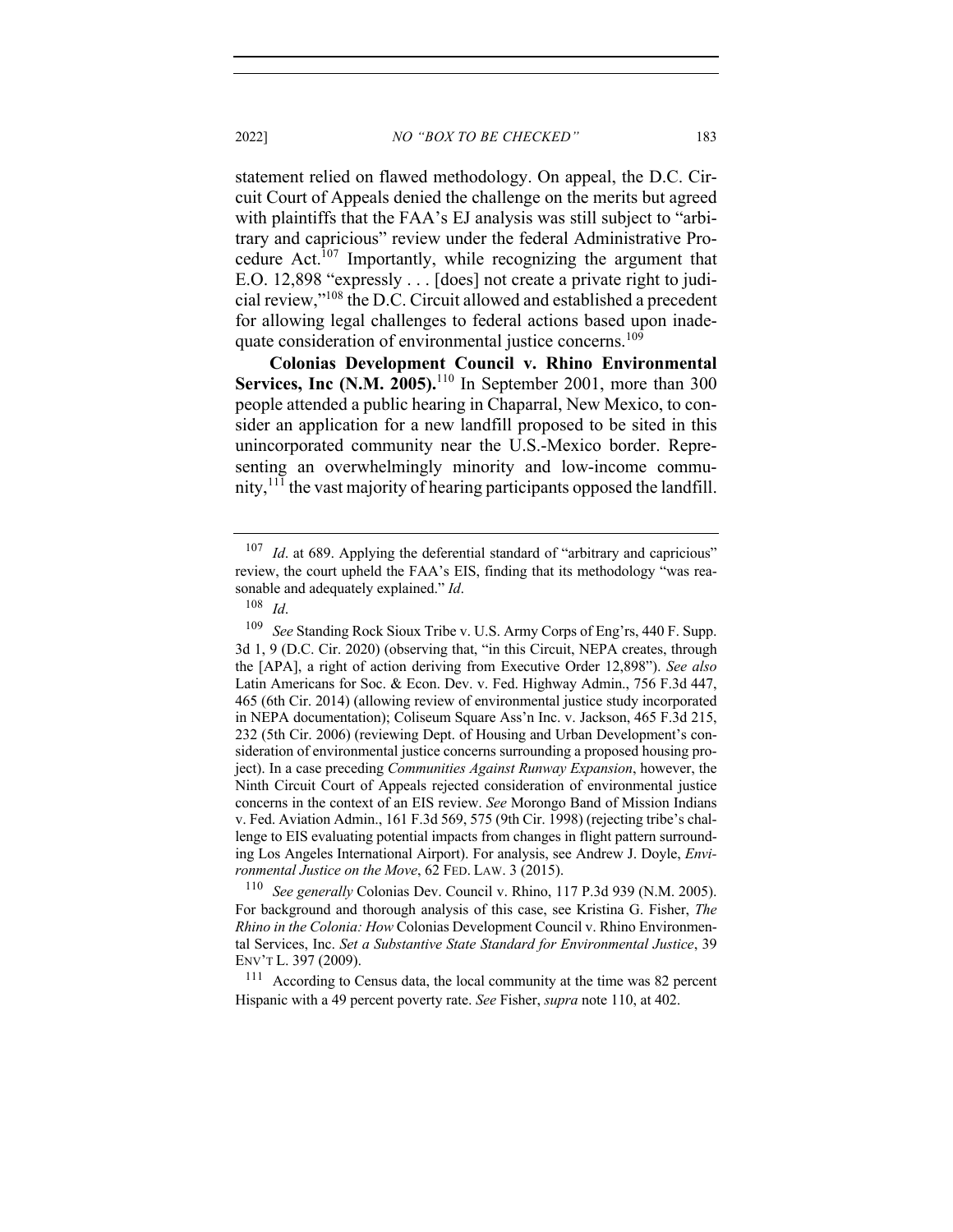statement relied on flawed methodology. On appeal, the D.C. Circuit Court of Appeals denied the challenge on the merits but agreed with plaintiffs that the FAA's EJ analysis was still subject to "arbitrary and capricious" review under the federal Administrative Procedure Act.[107] Importantly, while recognizing the argument that E.O. 12,898 "expressly . . . [does] not create a private right to judicial review,"[108] the D.C. Circuit allowed and established a precedent for allowing legal challenges to federal actions based upon inadequate consideration of environmental justice concerns.[109]

**Colonias Development Council v. Rhino Environmental Services, Inc (N.M. 2005).**[110] In September 2001, more than 300 people attended a public hearing in Chaparral, New Mexico, to consider an application for a new landfill proposed to be sited in this unincorporated community near the U.S.-Mexico border. Representing an overwhelmingly minority and low-income community,[111] the vast majority of hearing participants opposed the landfill.

---

[107] *Id*. at 689. Applying the deferential standard of "arbitrary and capricious" review, the court upheld the FAA's EIS, finding that its methodology "was reasonable and adequately explained." *Id*.

[108] *Id*.

[109] *See* Standing Rock Sioux Tribe v. U.S. Army Corps of Eng'rs, 440 F. Supp. 3d 1, 9 (D.C. Cir. 2020) (observing that, "in this Circuit, NEPA creates, through the [APA], a right of action deriving from Executive Order 12,898"). *See also* Latin Americans for Soc. & Econ. Dev. v. Fed. Highway Admin., 756 F.3d 447, 465 (6th Cir. 2014) (allowing review of environmental justice study incorporated in NEPA documentation); Coliseum Square Ass'n Inc. v. Jackson, 465 F.3d 215, 232 (5th Cir. 2006) (reviewing Dept. of Housing and Urban Development's consideration of environmental justice concerns surrounding a proposed housing project). In a case preceding *Communities Against Runway Expansion*, however, the Ninth Circuit Court of Appeals rejected consideration of environmental justice concerns in the context of an EIS review. *See* Morongo Band of Mission Indians v. Fed. Aviation Admin., 161 F.3d 569, 575 (9th Cir. 1998) (rejecting tribe's challenge to EIS evaluating potential impacts from changes in flight pattern surrounding Los Angeles International Airport). For analysis, see Andrew J. Doyle, *Environmental Justice on the Move*, 62 FED. LAW. 3 (2015).

[110] *See generally* Colonias Dev. Council v. Rhino, 117 P.3d 939 (N.M. 2005). For background and thorough analysis of this case, see Kristina G. Fisher, *The Rhino in the Colonia: How* Colonias Development Council v. Rhino Environmental Services, Inc. *Set a Substantive State Standard for Environmental Justice*, 39 ENV'T L. 397 (2009).

[111] According to Census data, the local community at the time was 82 percent Hispanic with a 49 percent poverty rate. *See* Fisher, *supra* note 110, at 402.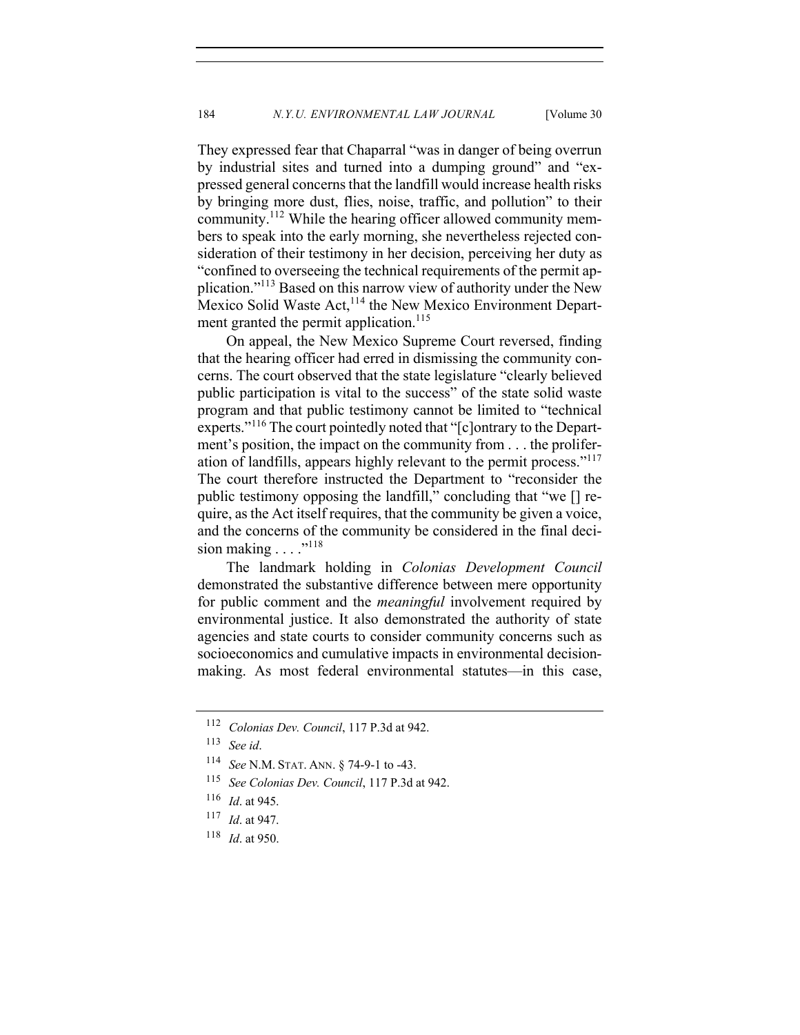They expressed fear that Chaparral "was in danger of being overrun by industrial sites and turned into a dumping ground" and "expressed general concerns that the landfill would increase health risks by bringing more dust, flies, noise, traffic, and pollution" to their community.[112] While the hearing officer allowed community members to speak into the early morning, she nevertheless rejected consideration of their testimony in her decision, perceiving her duty as "confined to overseeing the technical requirements of the permit application."[113] Based on this narrow view of authority under the New Mexico Solid Waste Act,[114] the New Mexico Environment Department granted the permit application.[115]

On appeal, the New Mexico Supreme Court reversed, finding that the hearing officer had erred in dismissing the community concerns. The court observed that the state legislature "clearly believed public participation is vital to the success" of the state solid waste program and that public testimony cannot be limited to "technical experts."[116] The court pointedly noted that "[c]ontrary to the Department's position, the impact on the community from . . . the proliferation of landfills, appears highly relevant to the permit process."[117] The court therefore instructed the Department to "reconsider the public testimony opposing the landfill," concluding that "we [] require, as the Act itself requires, that the community be given a voice, and the concerns of the community be considered in the final decision making . . . ."[118]

The landmark holding in *Colonias Development Council* demonstrated the substantive difference between mere opportunity for public comment and the *meaningful* involvement required by environmental justice. It also demonstrated the authority of state agencies and state courts to consider community concerns such as socioeconomics and cumulative impacts in environmental decision-making. As most federal environmental statutes—in this case,

---

[112] *Colonias Dev. Council*, 117 P.3d at 942.

[113] *See id*.

[114] *See* N.M. STAT. ANN. § 74-9-1 to -43.

[115] *See Colonias Dev. Council*, 117 P.3d at 942.

[116] *Id*. at 945.

[117] *Id*. at 947.

[118] *Id*. at 950.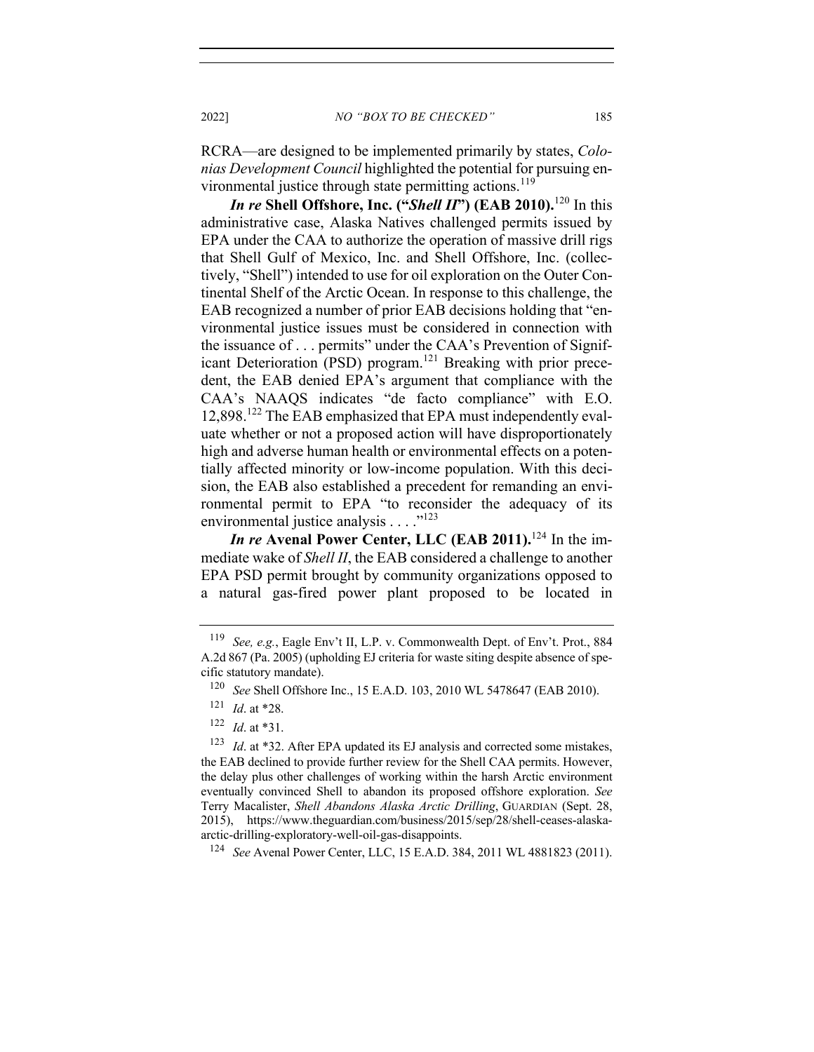RCRA—are designed to be implemented primarily by states, *Colonias Development Council* highlighted the potential for pursuing environmental justice through state permitting actions.[119]

***In re* Shell Offshore, Inc. ("*Shell II*") (EAB 2010).**[120] In this administrative case, Alaska Natives challenged permits issued by EPA under the CAA to authorize the operation of massive drill rigs that Shell Gulf of Mexico, Inc. and Shell Offshore, Inc. (collectively, "Shell") intended to use for oil exploration on the Outer Continental Shelf of the Arctic Ocean. In response to this challenge, the EAB recognized a number of prior EAB decisions holding that "environmental justice issues must be considered in connection with the issuance of . . . permits" under the CAA's Prevention of Significant Deterioration (PSD) program.[121] Breaking with prior precedent, the EAB denied EPA's argument that compliance with the CAA's NAAQS indicates "de facto compliance" with E.O. 12,898.[122] The EAB emphasized that EPA must independently evaluate whether or not a proposed action will have disproportionately high and adverse human health or environmental effects on a potentially affected minority or low-income population. With this decision, the EAB also established a precedent for remanding an environmental permit to EPA "to reconsider the adequacy of its environmental justice analysis . . . ."[123]

***In re* Avenal Power Center, LLC (EAB 2011).**[124] In the immediate wake of *Shell II*, the EAB considered a challenge to another EPA PSD permit brought by community organizations opposed to a natural gas-fired power plant proposed to be located in

---

[119] *See, e.g.*, Eagle Env't II, L.P. v. Commonwealth Dept. of Env't. Prot., 884 A.2d 867 (Pa. 2005) (upholding EJ criteria for waste siting despite absence of specific statutory mandate).

[120] *See* Shell Offshore Inc., 15 E.A.D. 103, 2010 WL 5478647 (EAB 2010).

[121] *Id*. at *28.

[122] *Id*. at *31.

[123] *Id*. at *32. After EPA updated its EJ analysis and corrected some mistakes, the EAB declined to provide further review for the Shell CAA permits. However, the delay plus other challenges of working within the harsh Arctic environment eventually convinced Shell to abandon its proposed offshore exploration. *See* Terry Macalister, *Shell Abandons Alaska Arctic Drilling*, GUARDIAN (Sept. 28, 2015), https://www.theguardian.com/business/2015/sep/28/shell-ceases-alaska-arctic-drilling-exploratory-well-oil-gas-disappoints.

[124] *See* Avenal Power Center, LLC, 15 E.A.D. 384, 2011 WL 4881823 (2011).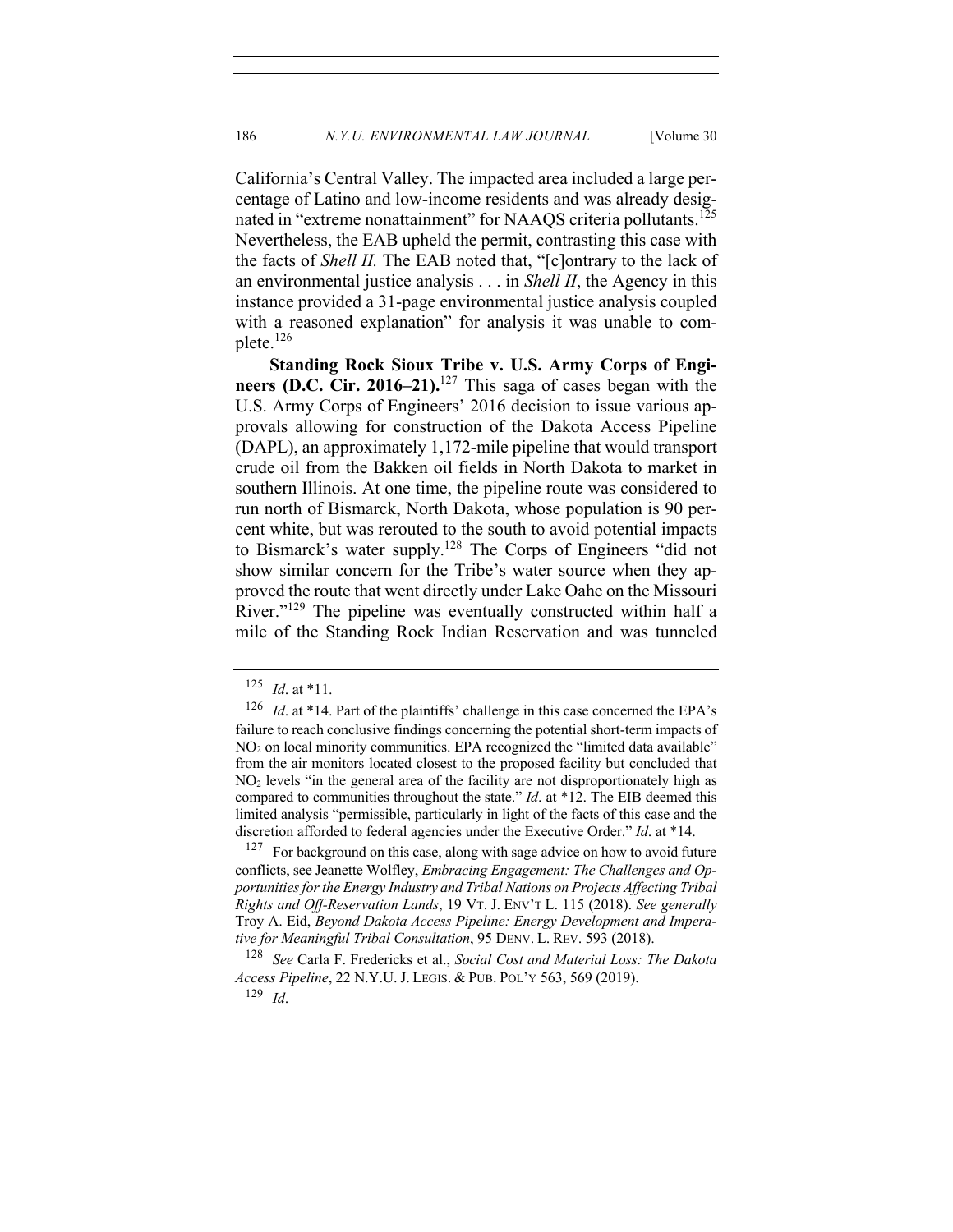California's Central Valley. The impacted area included a large percentage of Latino and low-income residents and was already designated in "extreme nonattainment" for NAAQS criteria pollutants.[125] Nevertheless, the EAB upheld the permit, contrasting this case with the facts of *Shell II.* The EAB noted that, "[c]ontrary to the lack of an environmental justice analysis . . . in *Shell II*, the Agency in this instance provided a 31-page environmental justice analysis coupled with a reasoned explanation" for analysis it was unable to complete.[126]

**Standing Rock Sioux Tribe v. U.S. Army Corps of Engineers (D.C. Cir. 2016–21).**[127] This saga of cases began with the U.S. Army Corps of Engineers' 2016 decision to issue various approvals allowing for construction of the Dakota Access Pipeline (DAPL), an approximately 1,172-mile pipeline that would transport crude oil from the Bakken oil fields in North Dakota to market in southern Illinois. At one time, the pipeline route was considered to run north of Bismarck, North Dakota, whose population is 90 percent white, but was rerouted to the south to avoid potential impacts to Bismarck's water supply.[128] The Corps of Engineers "did not show similar concern for the Tribe's water source when they approved the route that went directly under Lake Oahe on the Missouri River."[129] The pipeline was eventually constructed within half a mile of the Standing Rock Indian Reservation and was tunneled

---

[125] *Id*. at *11.

[126] *Id*. at *14. Part of the plaintiffs' challenge in this case concerned the EPA's failure to reach conclusive findings concerning the potential short-term impacts of $NO_2$ on local minority communities. EPA recognized the "limited data available" from the air monitors located closest to the proposed facility but concluded that $NO_2$ levels "in the general area of the facility are not disproportionately high as compared to communities throughout the state." *Id*. at *12. The EIB deemed this limited analysis "permissible, particularly in light of the facts of this case and the discretion afforded to federal agencies under the Executive Order." *Id*. at *14.

[127] For background on this case, along with sage advice on how to avoid future conflicts, see Jeanette Wolfley, *Embracing Engagement: The Challenges and Opportunities for the Energy Industry and Tribal Nations on Projects Affecting Tribal Rights and Off-Reservation Lands*, 19 VT. J. ENV'T L. 115 (2018). *See generally* Troy A. Eid, *Beyond Dakota Access Pipeline: Energy Development and Imperative for Meaningful Tribal Consultation*, 95 DENV. L. REV. 593 (2018).

[128] *See* Carla F. Fredericks et al., *Social Cost and Material Loss: The Dakota Access Pipeline*, 22 N.Y.U. J. LEGIS. & PUB. POL'Y 563, 569 (2019).

[129] *Id*.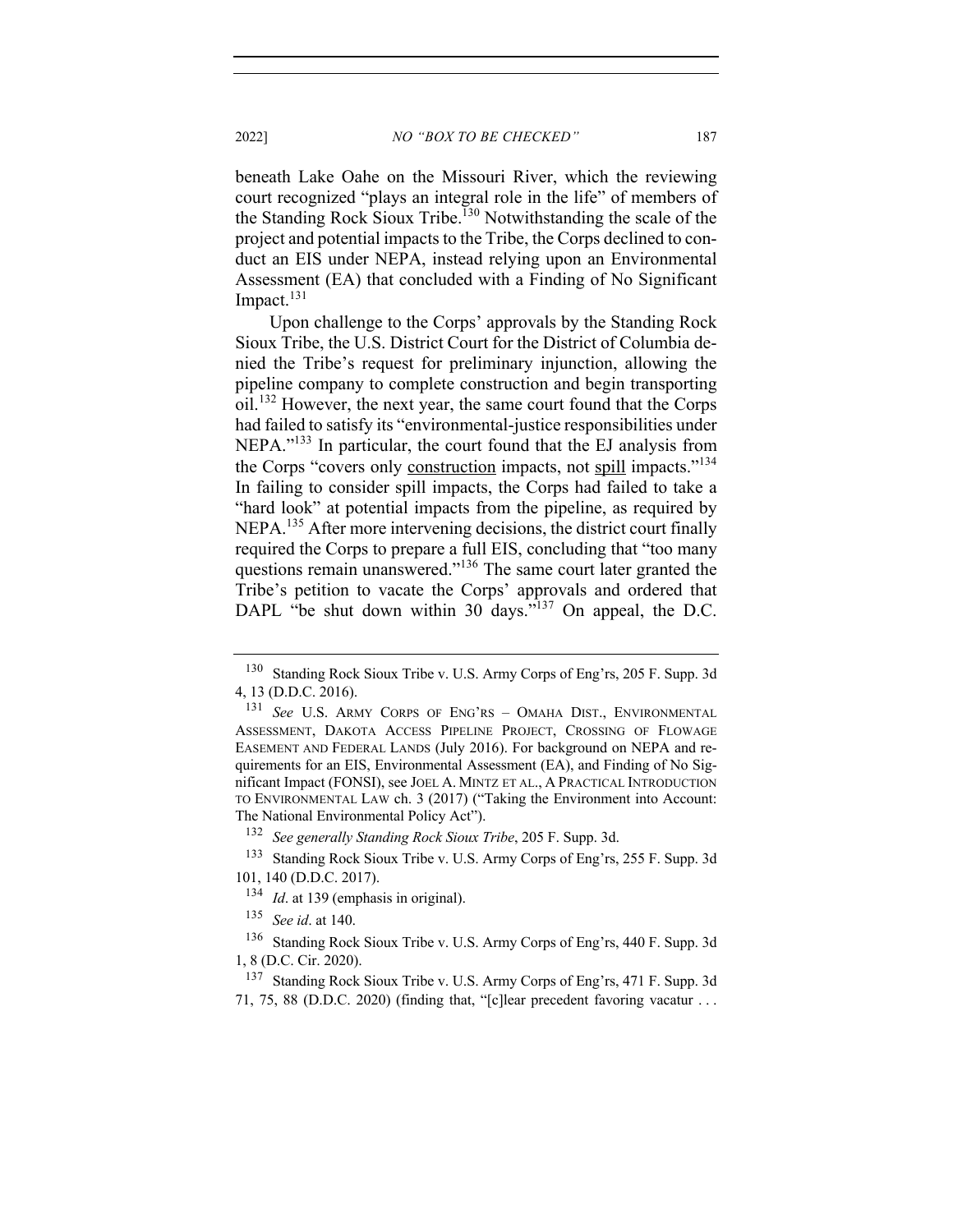beneath Lake Oahe on the Missouri River, which the reviewing court recognized "plays an integral role in the life" of members of the Standing Rock Sioux Tribe.[130] Notwithstanding the scale of the project and potential impacts to the Tribe, the Corps declined to conduct an EIS under NEPA, instead relying upon an Environmental Assessment (EA) that concluded with a Finding of No Significant Impact.[131]

Upon challenge to the Corps' approvals by the Standing Rock Sioux Tribe, the U.S. District Court for the District of Columbia denied the Tribe's request for preliminary injunction, allowing the pipeline company to complete construction and begin transporting oil.[132] However, the next year, the same court found that the Corps had failed to satisfy its "environmental-justice responsibilities under NEPA."[133] In particular, the court found that the EJ analysis from the Corps "covers only <u>construction</u> impacts, not <u>spill</u> impacts."[134] In failing to consider spill impacts, the Corps had failed to take a "hard look" at potential impacts from the pipeline, as required by NEPA.[135] After more intervening decisions, the district court finally required the Corps to prepare a full EIS, concluding that "too many questions remain unanswered."[136] The same court later granted the Tribe's petition to vacate the Corps' approvals and ordered that DAPL "be shut down within 30 days."[137] On appeal, the D.C.

---

[130] Standing Rock Sioux Tribe v. U.S. Army Corps of Eng'rs, 205 F. Supp. 3d 4, 13 (D.D.C. 2016).

[131] *See* U.S. ARMY CORPS OF ENG'RS – OMAHA DIST., ENVIRONMENTAL ASSESSMENT, DAKOTA ACCESS PIPELINE PROJECT, CROSSING OF FLOWAGE EASEMENT AND FEDERAL LANDS (July 2016). For background on NEPA and requirements for an EIS, Environmental Assessment (EA), and Finding of No Significant Impact (FONSI), see JOEL A. MINTZ ET AL., A PRACTICAL INTRODUCTION TO ENVIRONMENTAL LAW ch. 3 (2017) ("Taking the Environment into Account: The National Environmental Policy Act").

[132] *See generally Standing Rock Sioux Tribe*, 205 F. Supp. 3d.

[133] Standing Rock Sioux Tribe v. U.S. Army Corps of Eng'rs, 255 F. Supp. 3d 101, 140 (D.D.C. 2017).

[134] *Id*. at 139 (emphasis in original).

[135] *See id*. at 140.

[136] Standing Rock Sioux Tribe v. U.S. Army Corps of Eng'rs, 440 F. Supp. 3d 1, 8 (D.C. Cir. 2020).

[137] Standing Rock Sioux Tribe v. U.S. Army Corps of Eng'rs, 471 F. Supp. 3d 71, 75, 88 (D.D.C. 2020) (finding that, "[c]lear precedent favoring vacatur . . .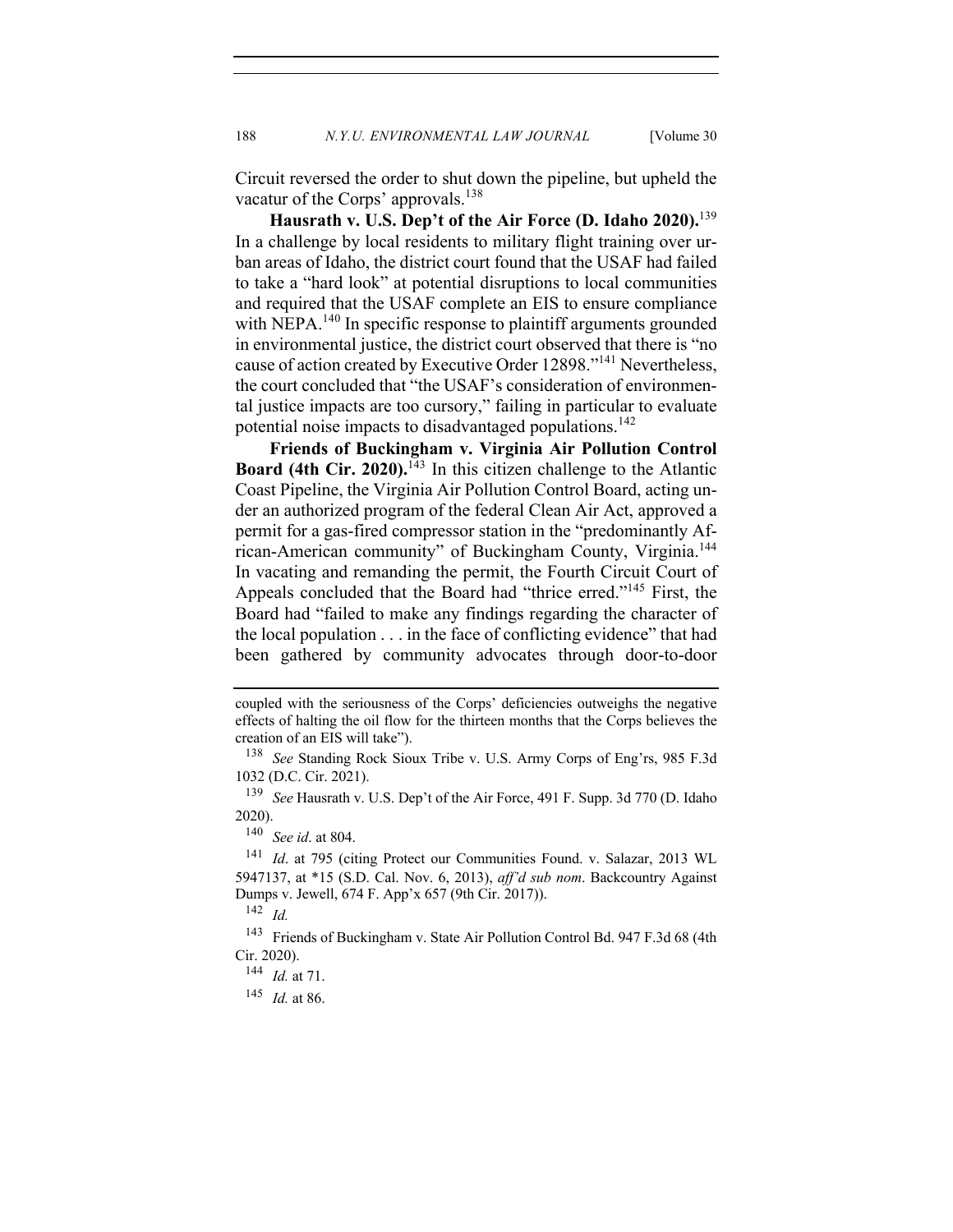Circuit reversed the order to shut down the pipeline, but upheld the vacatur of the Corps' approvals.[138]

**Hausrath v. U.S. Dep't of the Air Force (D. Idaho 2020).**[139] In a challenge by local residents to military flight training over urban areas of Idaho, the district court found that the USAF had failed to take a "hard look" at potential disruptions to local communities and required that the USAF complete an EIS to ensure compliance with NEPA.[140] In specific response to plaintiff arguments grounded in environmental justice, the district court observed that there is "no cause of action created by Executive Order 12898."[141] Nevertheless, the court concluded that "the USAF's consideration of environmental justice impacts are too cursory," failing in particular to evaluate potential noise impacts to disadvantaged populations.[142]

**Friends of Buckingham v. Virginia Air Pollution Control Board (4th Cir. 2020).**[143] In this citizen challenge to the Atlantic Coast Pipeline, the Virginia Air Pollution Control Board, acting under an authorized program of the federal Clean Air Act, approved a permit for a gas-fired compressor station in the "predominantly African-American community" of Buckingham County, Virginia.[144] In vacating and remanding the permit, the Fourth Circuit Court of Appeals concluded that the Board had "thrice erred."[145] First, the Board had "failed to make any findings regarding the character of the local population . . . in the face of conflicting evidence" that had been gathered by community advocates through door-to-door

---

coupled with the seriousness of the Corps' deficiencies outweighs the negative effects of halting the oil flow for the thirteen months that the Corps believes the creation of an EIS will take").

[138] *See* Standing Rock Sioux Tribe v. U.S. Army Corps of Eng'rs, 985 F.3d 1032 (D.C. Cir. 2021).

[139] *See* Hausrath v. U.S. Dep't of the Air Force, 491 F. Supp. 3d 770 (D. Idaho 2020).

[140] *See id*. at 804.

[141] *Id*. at 795 (citing Protect our Communities Found. v. Salazar, 2013 WL 5947137, at *15 (S.D. Cal. Nov. 6, 2013), *aff'd sub nom*. Backcountry Against Dumps v. Jewell, 674 F. App'x 657 (9th Cir. 2017)).

[142] *Id.*

[143] Friends of Buckingham v. State Air Pollution Control Bd. 947 F.3d 68 (4th Cir. 2020).

[144] *Id.* at 71.

[145] *Id.* at 86.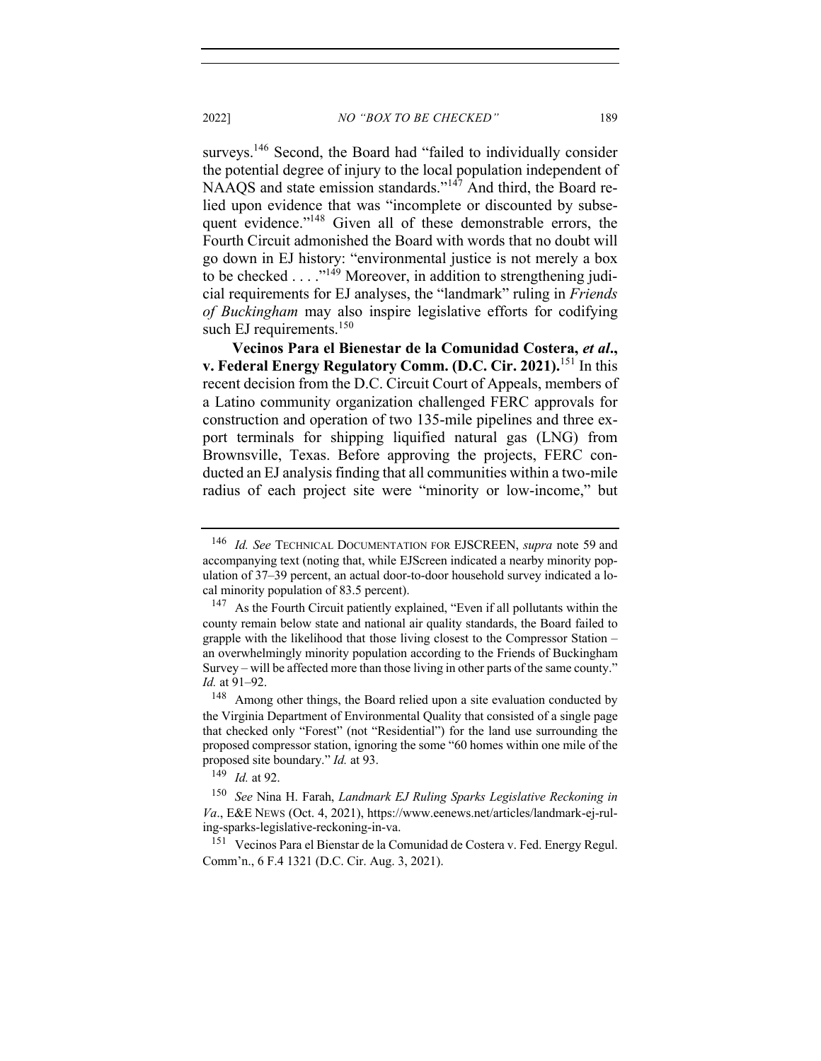surveys.[146] Second, the Board had "failed to individually consider the potential degree of injury to the local population independent of NAAQS and state emission standards."[147] And third, the Board relied upon evidence that was "incomplete or discounted by subsequent evidence."[148] Given all of these demonstrable errors, the Fourth Circuit admonished the Board with words that no doubt will go down in EJ history: "environmental justice is not merely a box to be checked . . . ."[149] Moreover, in addition to strengthening judicial requirements for EJ analyses, the "landmark" ruling in *Friends of Buckingham* may also inspire legislative efforts for codifying such EJ requirements.[150]

**Vecinos Para el Bienestar de la Comunidad Costera, *et al*., v. Federal Energy Regulatory Comm. (D.C. Cir. 2021).**[151] In this recent decision from the D.C. Circuit Court of Appeals, members of a Latino community organization challenged FERC approvals for construction and operation of two 135-mile pipelines and three export terminals for shipping liquified natural gas (LNG) from Brownsville, Texas. Before approving the projects, FERC conducted an EJ analysis finding that all communities within a two-mile radius of each project site were "minority or low-income," but

---

[146] *Id. See* TECHNICAL DOCUMENTATION FOR EJSCREEN, *supra* note 59 and accompanying text (noting that, while EJScreen indicated a nearby minority population of 37–39 percent, an actual door-to-door household survey indicated a local minority population of 83.5 percent).

[147] As the Fourth Circuit patiently explained, "Even if all pollutants within the county remain below state and national air quality standards, the Board failed to grapple with the likelihood that those living closest to the Compressor Station – an overwhelmingly minority population according to the Friends of Buckingham Survey – will be affected more than those living in other parts of the same county." *Id.* at 91–92.

[148] Among other things, the Board relied upon a site evaluation conducted by the Virginia Department of Environmental Quality that consisted of a single page that checked only "Forest" (not "Residential") for the land use surrounding the proposed compressor station, ignoring the some "60 homes within one mile of the proposed site boundary." *Id.* at 93.

[149] *Id.* at 92.

[150] *See* Nina H. Farah, *Landmark EJ Ruling Sparks Legislative Reckoning in Va*., E&E NEWS (Oct. 4, 2021), https://www.eenews.net/articles/landmark-ej-ruling-sparks-legislative-reckoning-in-va.

[151] Vecinos Para el Bienstar de la Comunidad de Costera v. Fed. Energy Regul. Comm'n., 6 F.4 1321 (D.C. Cir. Aug. 3, 2021).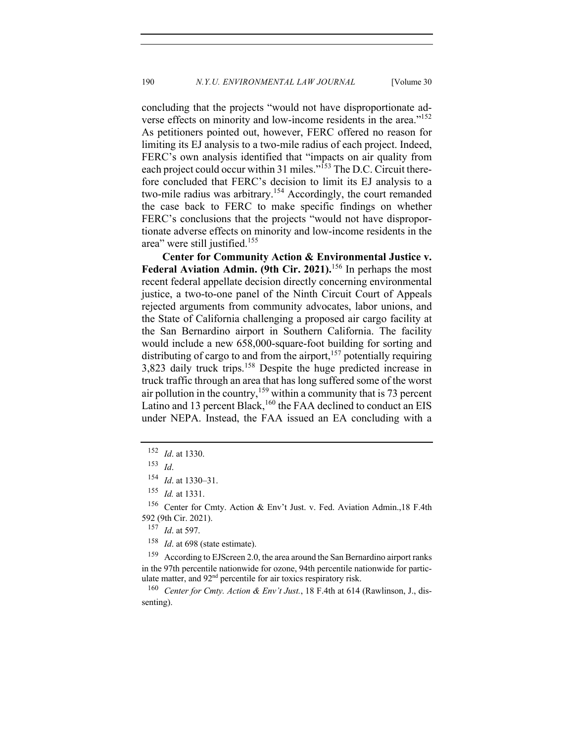concluding that the projects "would not have disproportionate adverse effects on minority and low-income residents in the area."[152] As petitioners pointed out, however, FERC offered no reason for limiting its EJ analysis to a two-mile radius of each project. Indeed, FERC's own analysis identified that "impacts on air quality from each project could occur within 31 miles."[153] The D.C. Circuit therefore concluded that FERC's decision to limit its EJ analysis to a two-mile radius was arbitrary.[154] Accordingly, the court remanded the case back to FERC to make specific findings on whether FERC's conclusions that the projects "would not have disproportionate adverse effects on minority and low-income residents in the area" were still justified.[155]

**Center for Community Action & Environmental Justice v. Federal Aviation Admin. (9th Cir. 2021).**[156] In perhaps the most recent federal appellate decision directly concerning environmental justice, a two-to-one panel of the Ninth Circuit Court of Appeals rejected arguments from community advocates, labor unions, and the State of California challenging a proposed air cargo facility at the San Bernardino airport in Southern California. The facility would include a new 658,000-square-foot building for sorting and distributing of cargo to and from the airport,[157] potentially requiring 3,823 daily truck trips.[158] Despite the huge predicted increase in truck traffic through an area that has long suffered some of the worst air pollution in the country,[159] within a community that is 73 percent Latino and 13 percent Black,[160] the FAA declined to conduct an EIS under NEPA. Instead, the FAA issued an EA concluding with a

---

[152] *Id*. at 1330.

[153] *Id*.

[154] *Id*. at 1330–31.

[155] *Id.* at 1331.

[156] Center for Cmty. Action & Env't Just. v. Fed. Aviation Admin.,18 F.4th 592 (9th Cir. 2021).

[157] *Id*. at 597.

[158] *Id*. at 698 (state estimate).

[159] According to EJScreen 2.0, the area around the San Bernardino airport ranks in the 97th percentile nationwide for ozone, 94th percentile nationwide for particulate matter, and 92nd percentile for air toxics respiratory risk.

[160] *Center for Cmty. Action & Env't Just.*, 18 F.4th at 614 (Rawlinson, J., dissenting).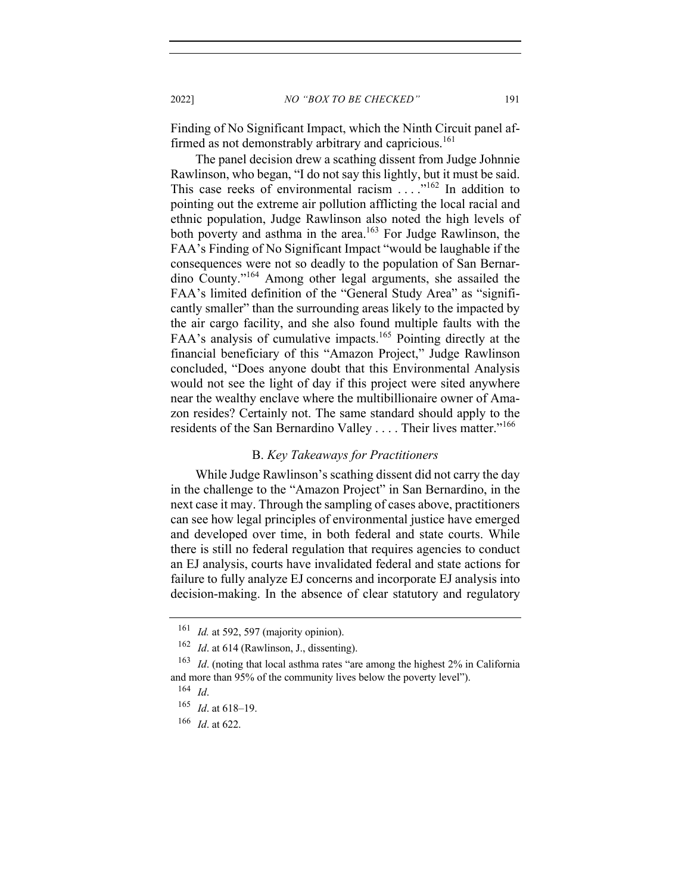Finding of No Significant Impact, which the Ninth Circuit panel affirmed as not demonstrably arbitrary and capricious.[161]

The panel decision drew a scathing dissent from Judge Johnnie Rawlinson, who began, "I do not say this lightly, but it must be said. This case reeks of environmental racism . . . ."[162] In addition to pointing out the extreme air pollution afflicting the local racial and ethnic population, Judge Rawlinson also noted the high levels of both poverty and asthma in the area.[163] For Judge Rawlinson, the FAA's Finding of No Significant Impact "would be laughable if the consequences were not so deadly to the population of San Bernardino County."[164] Among other legal arguments, she assailed the FAA's limited definition of the "General Study Area" as "significantly smaller" than the surrounding areas likely to the impacted by the air cargo facility, and she also found multiple faults with the FAA's analysis of cumulative impacts.[165] Pointing directly at the financial beneficiary of this "Amazon Project," Judge Rawlinson concluded, "Does anyone doubt that this Environmental Analysis would not see the light of day if this project were sited anywhere near the wealthy enclave where the multibillionaire owner of Amazon resides? Certainly not. The same standard should apply to the residents of the San Bernardino Valley . . . . Their lives matter."[166]

### B. *Key Takeaways for Practitioners*

While Judge Rawlinson's scathing dissent did not carry the day in the challenge to the "Amazon Project" in San Bernardino, in the next case it may. Through the sampling of cases above, practitioners can see how legal principles of environmental justice have emerged and developed over time, in both federal and state courts. While there is still no federal regulation that requires agencies to conduct an EJ analysis, courts have invalidated federal and state actions for failure to fully analyze EJ concerns and incorporate EJ analysis into decision-making. In the absence of clear statutory and regulatory

---

[161] *Id.* at 592, 597 (majority opinion).

[162] *Id*. at 614 (Rawlinson, J., dissenting).

[163] *Id*. (noting that local asthma rates "are among the highest 2% in California and more than 95% of the community lives below the poverty level").

[164] *Id*.

[165] *Id*. at 618–19.

[166] *Id*. at 622.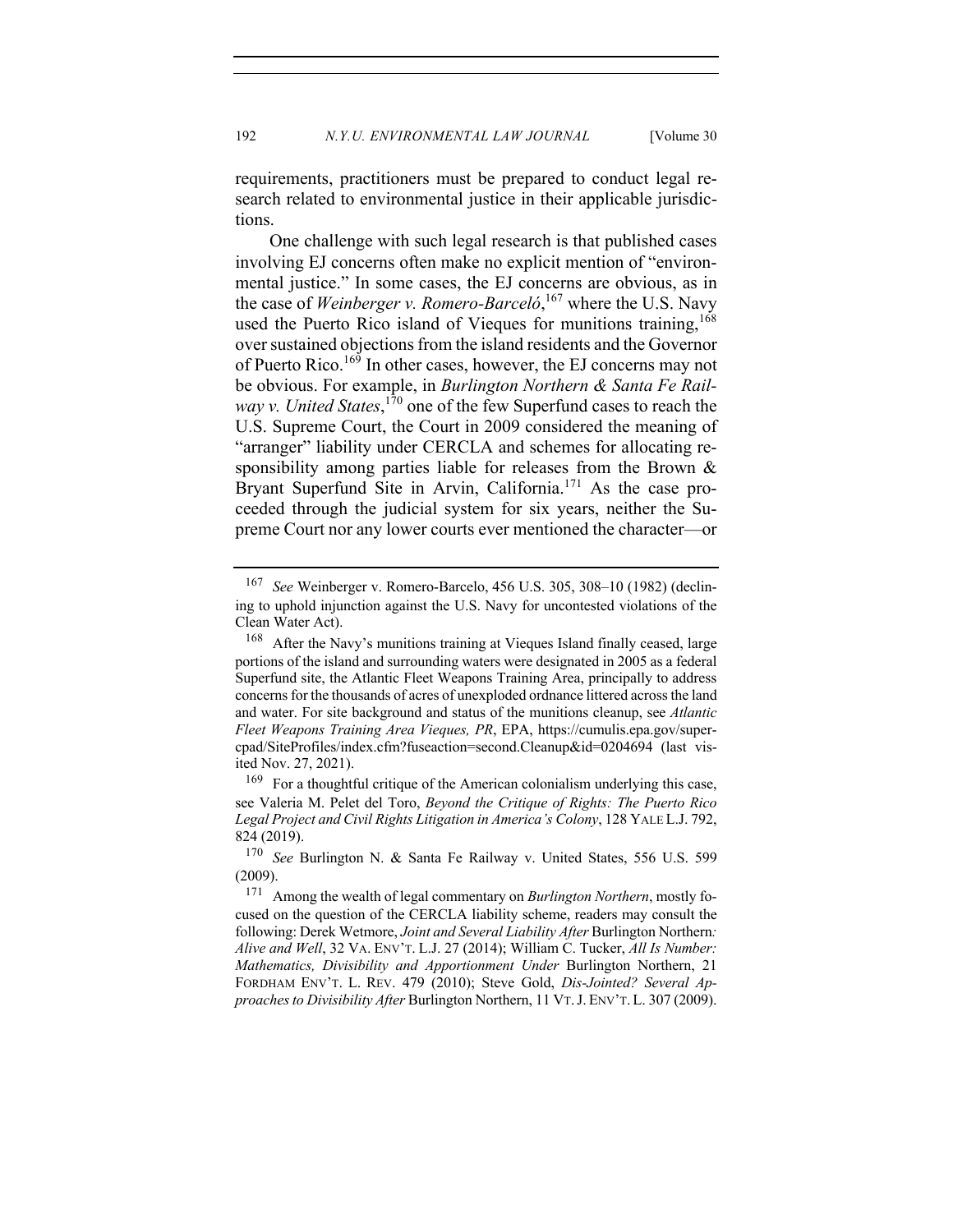requirements, practitioners must be prepared to conduct legal research related to environmental justice in their applicable jurisdictions.

One challenge with such legal research is that published cases involving EJ concerns often make no explicit mention of "environmental justice." In some cases, the EJ concerns are obvious, as in the case of *Weinberger v. Romero-Barceló*,[167] where the U.S. Navy used the Puerto Rico island of Vieques for munitions training,[168] over sustained objections from the island residents and the Governor of Puerto Rico.[169] In other cases, however, the EJ concerns may not be obvious. For example, in *Burlington Northern & Santa Fe Railway v. United States*,[170] one of the few Superfund cases to reach the U.S. Supreme Court, the Court in 2009 considered the meaning of "arranger" liability under CERCLA and schemes for allocating responsibility among parties liable for releases from the Brown & Bryant Superfund Site in Arvin, California.[171] As the case proceeded through the judicial system for six years, neither the Supreme Court nor any lower courts ever mentioned the character—or

---

[167] *See* Weinberger v. Romero-Barcelo, 456 U.S. 305, 308–10 (1982) (declining to uphold injunction against the U.S. Navy for uncontested violations of the Clean Water Act).

[168] After the Navy's munitions training at Vieques Island finally ceased, large portions of the island and surrounding waters were designated in 2005 as a federal Superfund site, the Atlantic Fleet Weapons Training Area, principally to address concerns for the thousands of acres of unexploded ordnance littered across the land and water. For site background and status of the munitions cleanup, see *Atlantic Fleet Weapons Training Area Vieques, PR*, EPA, https://cumulis.epa.gov/supercpad/SiteProfiles/index.cfm?fuseaction=second.Cleanup&id=0204694 (last visited Nov. 27, 2021).

[169] For a thoughtful critique of the American colonialism underlying this case, see Valeria M. Pelet del Toro, *Beyond the Critique of Rights: The Puerto Rico Legal Project and Civil Rights Litigation in America's Colony*, 128 YALE L.J. 792, 824 (2019).

[170] *See* Burlington N. & Santa Fe Railway v. United States, 556 U.S. 599 (2009).

[171] Among the wealth of legal commentary on *Burlington Northern*, mostly focused on the question of the CERCLA liability scheme, readers may consult the following: Derek Wetmore, *Joint and Several Liability After* Burlington Northern*: Alive and Well*, 32 VA. ENV'T. L.J. 27 (2014); William C. Tucker, *All Is Number: Mathematics, Divisibility and Apportionment Under* Burlington Northern, 21 FORDHAM ENV'T. L. REV. 479 (2010); Steve Gold, *Dis-Jointed? Several Approaches to Divisibility After* Burlington Northern, 11 VT. J. ENV'T. L. 307 (2009).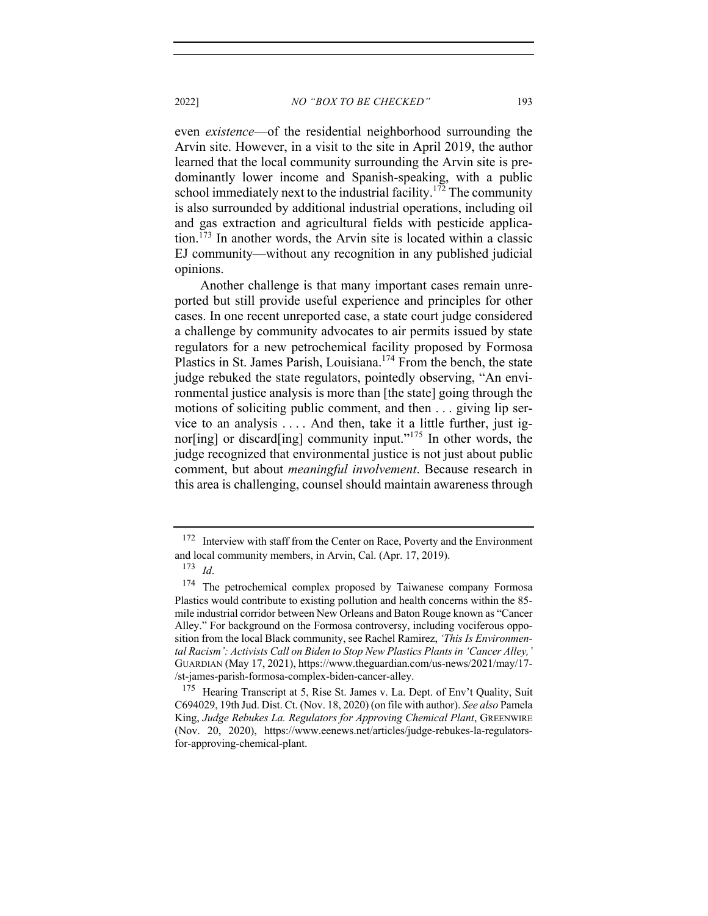even *existence*—of the residential neighborhood surrounding the Arvin site. However, in a visit to the site in April 2019, the author learned that the local community surrounding the Arvin site is predominantly lower income and Spanish-speaking, with a public school immediately next to the industrial facility.[172] The community is also surrounded by additional industrial operations, including oil and gas extraction and agricultural fields with pesticide application.[173] In another words, the Arvin site is located within a classic EJ community—without any recognition in any published judicial opinions.

Another challenge is that many important cases remain unreported but still provide useful experience and principles for other cases. In one recent unreported case, a state court judge considered a challenge by community advocates to air permits issued by state regulators for a new petrochemical facility proposed by Formosa Plastics in St. James Parish, Louisiana.[174] From the bench, the state judge rebuked the state regulators, pointedly observing, "An environmental justice analysis is more than [the state] going through the motions of soliciting public comment, and then . . . giving lip service to an analysis . . . . And then, take it a little further, just ignor[ing] or discard[ing] community input."[175] In other words, the judge recognized that environmental justice is not just about public comment, but about *meaningful involvement*. Because research in this area is challenging, counsel should maintain awareness through

---

[172] Interview with staff from the Center on Race, Poverty and the Environment and local community members, in Arvin, Cal. (Apr. 17, 2019).

[173] *Id*.

[174] The petrochemical complex proposed by Taiwanese company Formosa Plastics would contribute to existing pollution and health concerns within the 85-mile industrial corridor between New Orleans and Baton Rouge known as "Cancer Alley." For background on the Formosa controversy, including vociferous opposition from the local Black community, see Rachel Ramirez, *'This Is Environmental Racism': Activists Call on Biden to Stop New Plastics Plants in 'Cancer Alley,'* GUARDIAN (May 17, 2021), https://www.theguardian.com/us-news/2021/may/17-/st-james-parish-formosa-complex-biden-cancer-alley.

[175] Hearing Transcript at 5, Rise St. James v. La. Dept. of Env't Quality, Suit C694029, 19th Jud. Dist. Ct. (Nov. 18, 2020) (on file with author). *See also* Pamela King, *Judge Rebukes La. Regulators for Approving Chemical Plant*, GREENWIRE (Nov. 20, 2020), https://www.eenews.net/articles/judge-rebukes-la-regulators-for-approving-chemical-plant.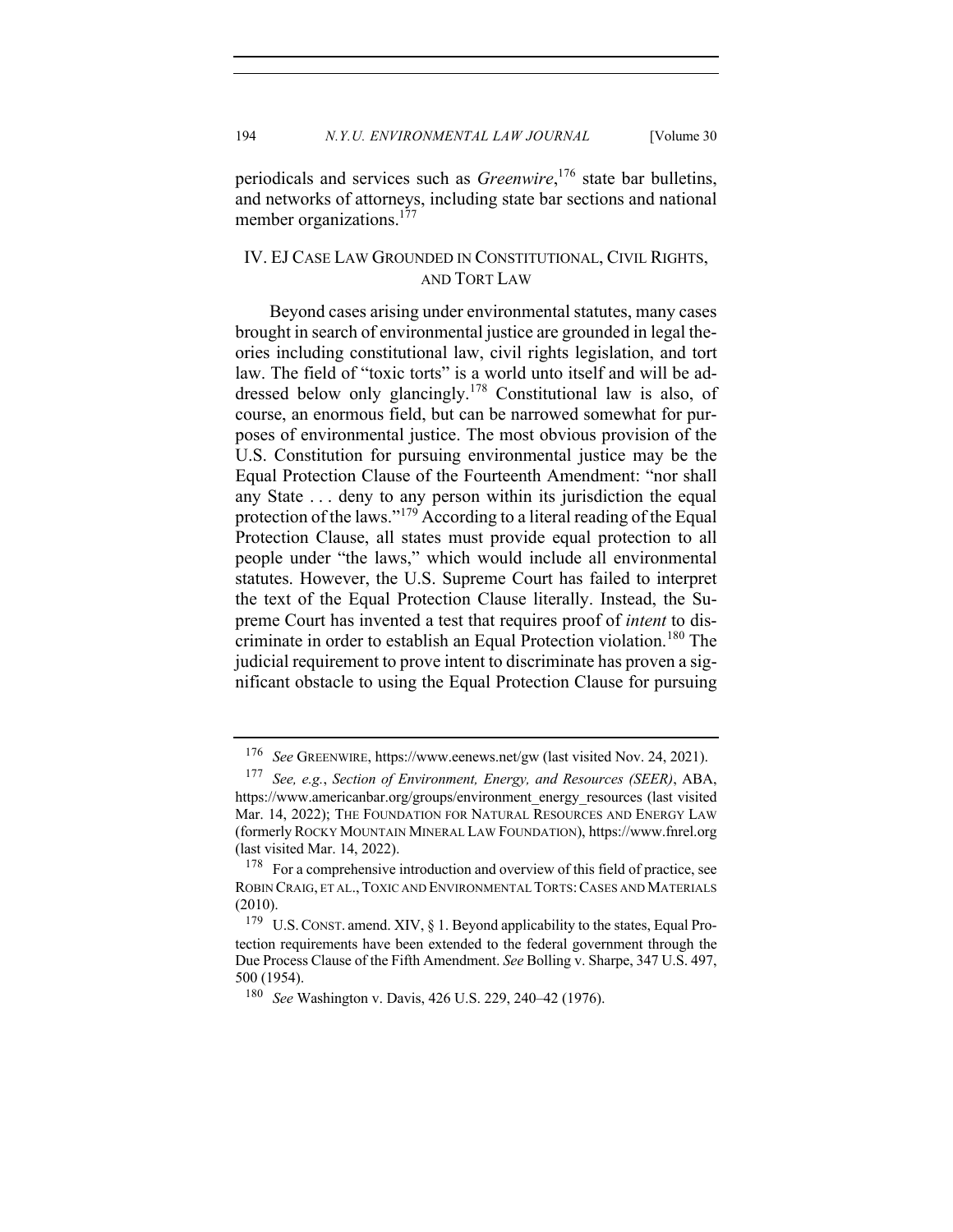periodicals and services such as *Greenwire*,[176] state bar bulletins, and networks of attorneys, including state bar sections and national member organizations.[177]

## IV. EJ Case Law Grounded in Constitutional, Civil Rights, and Tort Law

Beyond cases arising under environmental statutes, many cases brought in search of environmental justice are grounded in legal theories including constitutional law, civil rights legislation, and tort law. The field of "toxic torts" is a world unto itself and will be addressed below only glancingly.[178] Constitutional law is also, of course, an enormous field, but can be narrowed somewhat for purposes of environmental justice. The most obvious provision of the U.S. Constitution for pursuing environmental justice may be the Equal Protection Clause of the Fourteenth Amendment: "nor shall any State . . . deny to any person within its jurisdiction the equal protection of the laws."[179] According to a literal reading of the Equal Protection Clause, all states must provide equal protection to all people under "the laws," which would include all environmental statutes. However, the U.S. Supreme Court has failed to interpret the text of the Equal Protection Clause literally. Instead, the Supreme Court has invented a test that requires proof of *intent* to discriminate in order to establish an Equal Protection violation.[180] The judicial requirement to prove intent to discriminate has proven a significant obstacle to using the Equal Protection Clause for pursuing

---

[176] *See* GREENWIRE, https://www.eenews.net/gw (last visited Nov. 24, 2021).

[177] *See, e.g.*, *Section of Environment, Energy, and Resources (SEER)*, ABA, https://www.americanbar.org/groups/environment_energy_resources (last visited Mar. 14, 2022); THE FOUNDATION FOR NATURAL RESOURCES AND ENERGY LAW (formerly ROCKY MOUNTAIN MINERAL LAW FOUNDATION), https://www.fnrel.org (last visited Mar. 14, 2022).

[178] For a comprehensive introduction and overview of this field of practice, see ROBIN CRAIG, ET AL., TOXIC AND ENVIRONMENTAL TORTS: CASES AND MATERIALS (2010).

[179] U.S. CONST. amend. XIV, § 1. Beyond applicability to the states, Equal Protection requirements have been extended to the federal government through the Due Process Clause of the Fifth Amendment. *See* Bolling v. Sharpe, 347 U.S. 497, 500 (1954).

[180] *See* Washington v. Davis, 426 U.S. 229, 240–42 (1976).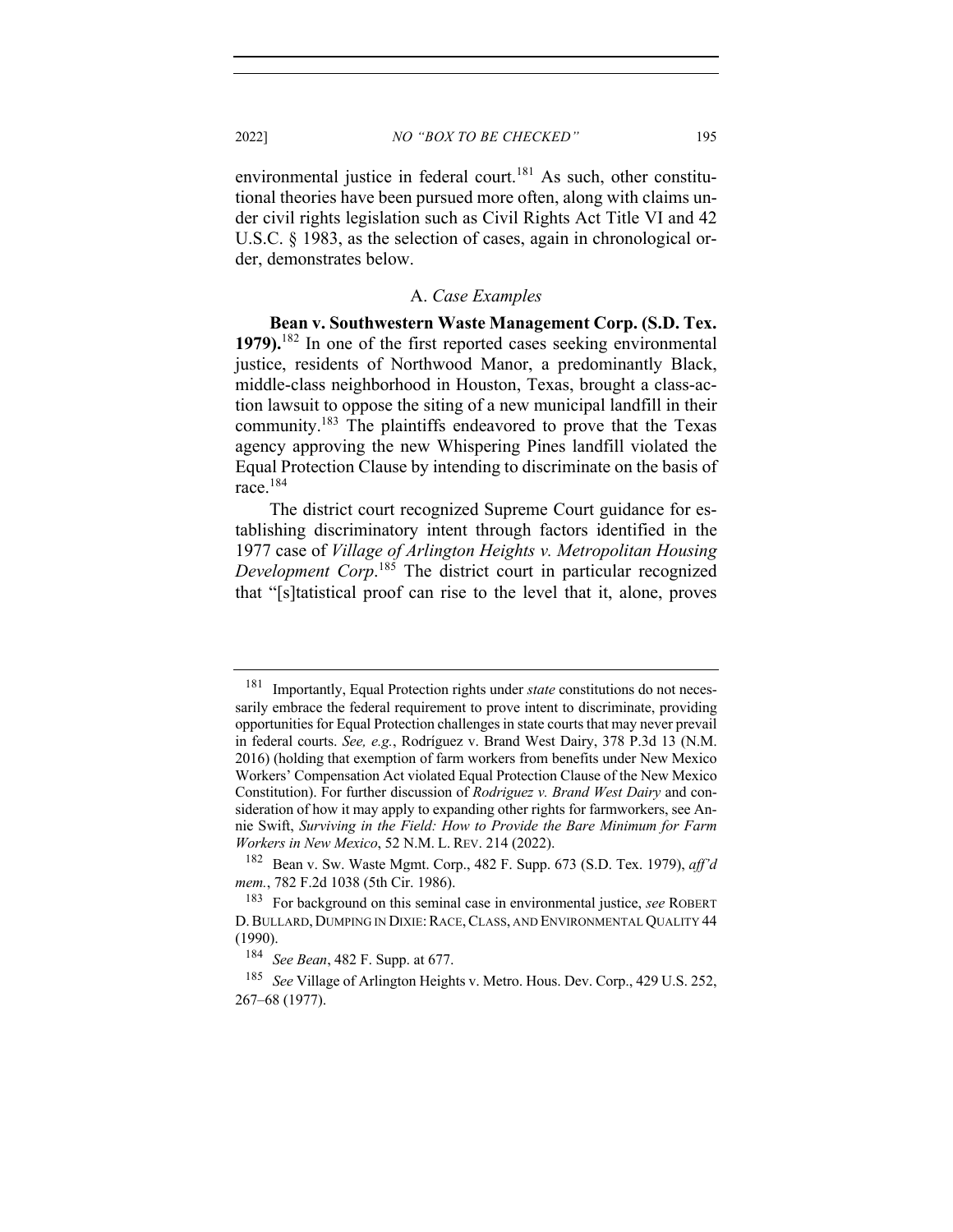environmental justice in federal court.[181] As such, other constitutional theories have been pursued more often, along with claims under civil rights legislation such as Civil Rights Act Title VI and 42 U.S.C. § 1983, as the selection of cases, again in chronological order, demonstrates below.

### A. *Case Examples*

**Bean v. Southwestern Waste Management Corp. (S.D. Tex. 1979).**[182] In one of the first reported cases seeking environmental justice, residents of Northwood Manor, a predominantly Black, middle-class neighborhood in Houston, Texas, brought a class-action lawsuit to oppose the siting of a new municipal landfill in their community.[183] The plaintiffs endeavored to prove that the Texas agency approving the new Whispering Pines landfill violated the Equal Protection Clause by intending to discriminate on the basis of race.[184]

The district court recognized Supreme Court guidance for establishing discriminatory intent through factors identified in the 1977 case of *Village of Arlington Heights v. Metropolitan Housing Development Corp*.[185] The district court in particular recognized that "[s]tatistical proof can rise to the level that it, alone, proves

---

[181] Importantly, Equal Protection rights under *state* constitutions do not necessarily embrace the federal requirement to prove intent to discriminate, providing opportunities for Equal Protection challenges in state courts that may never prevail in federal courts. *See, e.g.*, Rodríguez v. Brand West Dairy, 378 P.3d 13 (N.M. 2016) (holding that exemption of farm workers from benefits under New Mexico Workers' Compensation Act violated Equal Protection Clause of the New Mexico Constitution). For further discussion of *Rodriguez v. Brand West Dairy* and consideration of how it may apply to expanding other rights for farmworkers, see Annie Swift, *Surviving in the Field: How to Provide the Bare Minimum for Farm Workers in New Mexico*, 52 N.M. L. REV. 214 (2022).

[182] Bean v. Sw. Waste Mgmt. Corp., 482 F. Supp. 673 (S.D. Tex. 1979), *aff'd mem.*, 782 F.2d 1038 (5th Cir. 1986).

[183] For background on this seminal case in environmental justice, *see* ROBERT D. BULLARD, DUMPING IN DIXIE: RACE, CLASS, AND ENVIRONMENTAL QUALITY 44 (1990).

[184] *See Bean*, 482 F. Supp. at 677.

[185] *See* Village of Arlington Heights v. Metro. Hous. Dev. Corp., 429 U.S. 252, 267–68 (1977).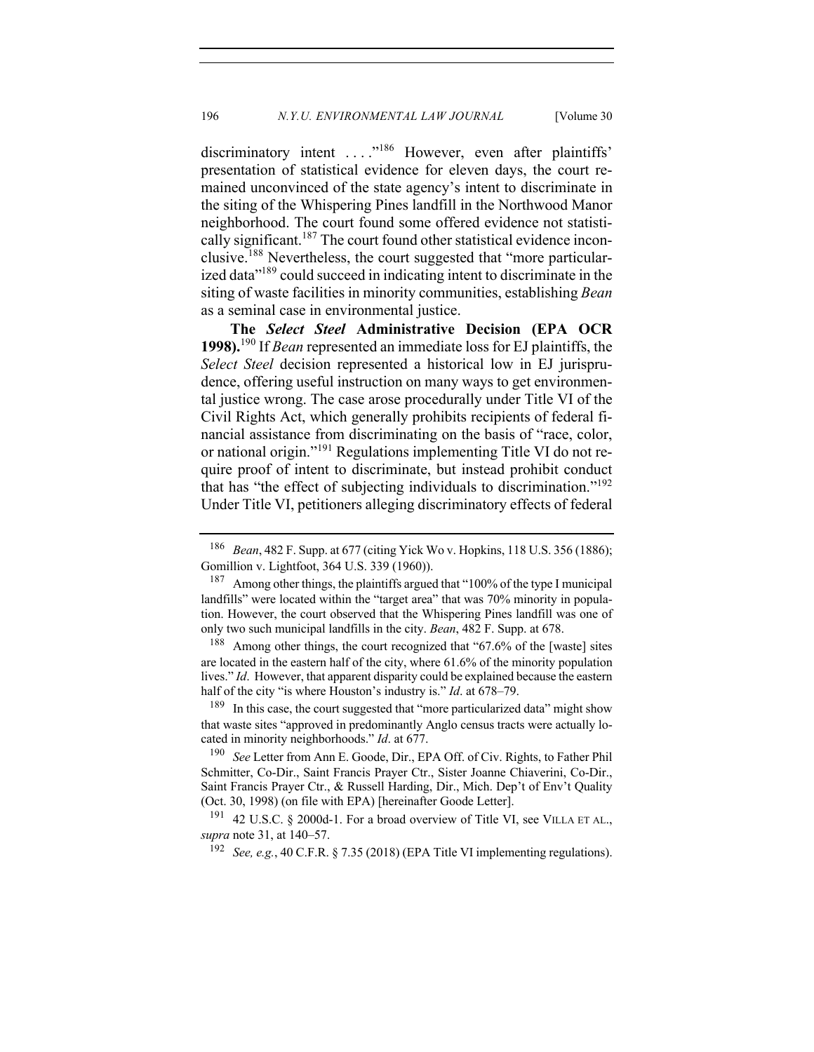discriminatory intent . . . ."[186] However, even after plaintiffs' presentation of statistical evidence for eleven days, the court remained unconvinced of the state agency's intent to discriminate in the siting of the Whispering Pines landfill in the Northwood Manor neighborhood. The court found some offered evidence not statistically significant.[187] The court found other statistical evidence inconclusive.[188] Nevertheless, the court suggested that "more particularized data"[189] could succeed in indicating intent to discriminate in the siting of waste facilities in minority communities, establishing *Bean* as a seminal case in environmental justice.

**The *Select Steel* Administrative Decision (EPA OCR 1998).**[190] If *Bean* represented an immediate loss for EJ plaintiffs, the *Select Steel* decision represented a historical low in EJ jurisprudence, offering useful instruction on many ways to get environmental justice wrong. The case arose procedurally under Title VI of the Civil Rights Act, which generally prohibits recipients of federal financial assistance from discriminating on the basis of "race, color, or national origin."[191] Regulations implementing Title VI do not require proof of intent to discriminate, but instead prohibit conduct that has "the effect of subjecting individuals to discrimination."[192] Under Title VI, petitioners alleging discriminatory effects of federal

---

[186] *Bean*, 482 F. Supp. at 677 (citing Yick Wo v. Hopkins, 118 U.S. 356 (1886); Gomillion v. Lightfoot, 364 U.S. 339 (1960)).

[187] Among other things, the plaintiffs argued that "100% of the type I municipal landfills" were located within the "target area" that was 70% minority in population. However, the court observed that the Whispering Pines landfill was one of only two such municipal landfills in the city. *Bean*, 482 F. Supp. at 678.

[188] Among other things, the court recognized that "67.6% of the [waste] sites are located in the eastern half of the city, where 61.6% of the minority population lives." *Id*. However, that apparent disparity could be explained because the eastern half of the city "is where Houston's industry is." *Id*. at 678–79.

[189] In this case, the court suggested that "more particularized data" might show that waste sites "approved in predominantly Anglo census tracts were actually located in minority neighborhoods." *Id*. at 677.

[190] *See* Letter from Ann E. Goode, Dir., EPA Off. of Civ. Rights, to Father Phil Schmitter, Co-Dir., Saint Francis Prayer Ctr., Sister Joanne Chiaverini, Co-Dir., Saint Francis Prayer Ctr., & Russell Harding, Dir., Mich. Dep't of Env't Quality (Oct. 30, 1998) (on file with EPA) [hereinafter Goode Letter].

[191] 42 U.S.C. § 2000d-1. For a broad overview of Title VI, see VILLA ET AL., *supra* note 31, at 140–57.

[192] *See, e.g.*, 40 C.F.R. § 7.35 (2018) (EPA Title VI implementing regulations).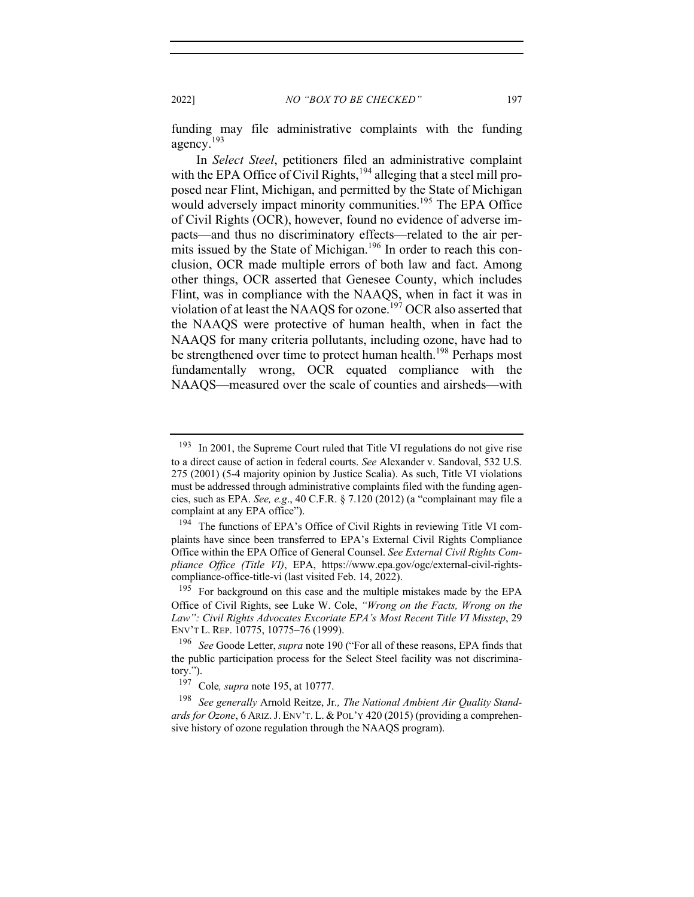funding may file administrative complaints with the funding agency.[193]

In *Select Steel*, petitioners filed an administrative complaint with the EPA Office of Civil Rights,[194] alleging that a steel mill proposed near Flint, Michigan, and permitted by the State of Michigan would adversely impact minority communities.[195] The EPA Office of Civil Rights (OCR), however, found no evidence of adverse impacts—and thus no discriminatory effects—related to the air permits issued by the State of Michigan.[196] In order to reach this conclusion, OCR made multiple errors of both law and fact. Among other things, OCR asserted that Genesee County, which includes Flint, was in compliance with the NAAQS, when in fact it was in violation of at least the NAAQS for ozone.[197] OCR also asserted that the NAAQS were protective of human health, when in fact the NAAQS for many criteria pollutants, including ozone, have had to be strengthened over time to protect human health.[198] Perhaps most fundamentally wrong, OCR equated compliance with the NAAQS—measured over the scale of counties and airsheds—with

---

[193] In 2001, the Supreme Court ruled that Title VI regulations do not give rise to a direct cause of action in federal courts. *See* Alexander v. Sandoval, 532 U.S. 275 (2001) (5-4 majority opinion by Justice Scalia). As such, Title VI violations must be addressed through administrative complaints filed with the funding agencies, such as EPA. *See, e.g.*, 40 C.F.R. § 7.120 (2012) (a "complainant may file a complaint at any EPA office").

[194] The functions of EPA's Office of Civil Rights in reviewing Title VI complaints have since been transferred to EPA's External Civil Rights Compliance Office within the EPA Office of General Counsel. *See External Civil Rights Compliance Office (Title VI)*, EPA, https://www.epa.gov/ogc/external-civil-rights-compliance-office-title-vi (last visited Feb. 14, 2022).

[195] For background on this case and the multiple mistakes made by the EPA Office of Civil Rights, see Luke W. Cole, *"Wrong on the Facts, Wrong on the Law": Civil Rights Advocates Excoriate EPA's Most Recent Title VI Misstep*, 29 ENV'T L. REP. 10775, 10775–76 (1999).

[196] *See* Goode Letter, *supra* note 190 ("For all of these reasons, EPA finds that the public participation process for the Select Steel facility was not discriminatory.").

[197] Cole*, supra* note 195, at 10777.

[198] *See generally* Arnold Reitze, Jr*., The National Ambient Air Quality Standards for Ozone*, 6 ARIZ. J. ENV'T. L. & POL'Y 420 (2015) (providing a comprehensive history of ozone regulation through the NAAQS program).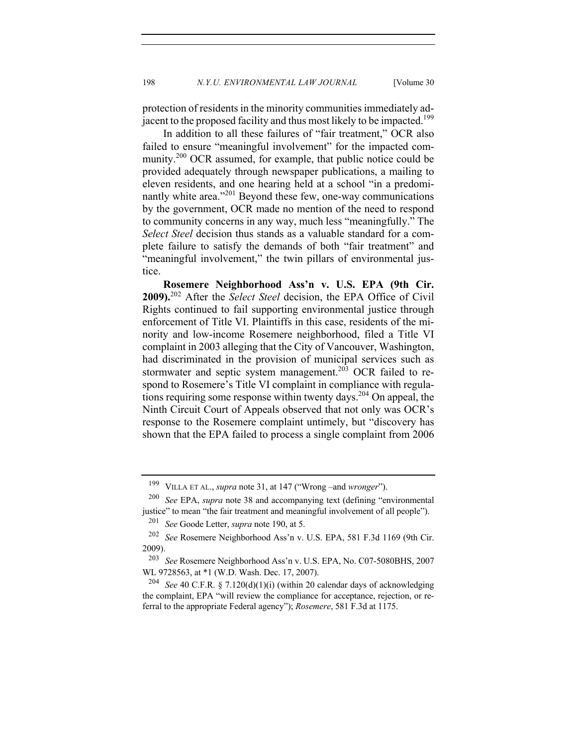protection of residents in the minority communities immediately adjacent to the proposed facility and thus most likely to be impacted.[199]

In addition to all these failures of "fair treatment," OCR also failed to ensure "meaningful involvement" for the impacted community.[200] OCR assumed, for example, that public notice could be provided adequately through newspaper publications, a mailing to eleven residents, and one hearing held at a school "in a predominantly white area."[201] Beyond these few, one-way communications by the government, OCR made no mention of the need to respond to community concerns in any way, much less "meaningfully." The *Select Steel* decision thus stands as a valuable standard for a complete failure to satisfy the demands of both "fair treatment" and "meaningful involvement," the twin pillars of environmental justice.

**Rosemere Neighborhood Ass'n v. U.S. EPA (9th Cir. 2009).**[202] After the *Select Steel* decision, the EPA Office of Civil Rights continued to fail supporting environmental justice through enforcement of Title VI. Plaintiffs in this case, residents of the minority and low-income Rosemere neighborhood, filed a Title VI complaint in 2003 alleging that the City of Vancouver, Washington, had discriminated in the provision of municipal services such as stormwater and septic system management.[203] OCR failed to respond to Rosemere's Title VI complaint in compliance with regulations requiring some response within twenty days.[204] On appeal, the Ninth Circuit Court of Appeals observed that not only was OCR's response to the Rosemere complaint untimely, but "discovery has shown that the EPA failed to process a single complaint from 2006

---

[199] VILLA ET AL., *supra* note 31, at 147 ("Wrong –and *wronger*").

[200] *See* EPA, *supra* note 38 and accompanying text (defining "environmental justice" to mean "the fair treatment and meaningful involvement of all people").

[201] *See* Goode Letter, *supra* note 190, at 5.

[202] *See* Rosemere Neighborhood Ass'n v. U.S. EPA, 581 F.3d 1169 (9th Cir. 2009).

[203] *See* Rosemere Neighborhood Ass'n v. U.S. EPA, No. C07-5080BHS, 2007 WL 9728563, at *1 (W.D. Wash. Dec. 17, 2007).

[204] *See* 40 C.F.R. § 7.120(d)(1)(i) (within 20 calendar days of acknowledging the complaint, EPA "will review the compliance for acceptance, rejection, or referral to the appropriate Federal agency"); *Rosemere*, 581 F.3d at 1175.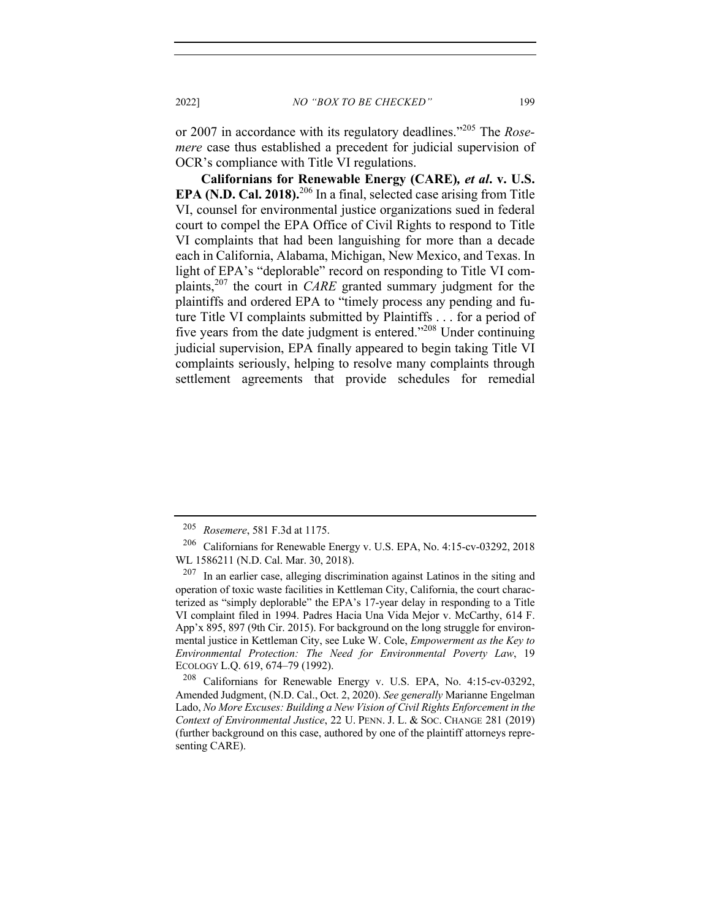or 2007 in accordance with its regulatory deadlines."[205] The *Rosemere* case thus established a precedent for judicial supervision of OCR's compliance with Title VI regulations.

**Californians for Renewable Energy (CARE)*, et al*. v. U.S. EPA (N.D. Cal. 2018).**[206] In a final, selected case arising from Title VI, counsel for environmental justice organizations sued in federal court to compel the EPA Office of Civil Rights to respond to Title VI complaints that had been languishing for more than a decade each in California, Alabama, Michigan, New Mexico, and Texas. In light of EPA's "deplorable" record on responding to Title VI complaints,[207] the court in *CARE* granted summary judgment for the plaintiffs and ordered EPA to "timely process any pending and future Title VI complaints submitted by Plaintiffs . . . for a period of five years from the date judgment is entered."[208] Under continuing judicial supervision, EPA finally appeared to begin taking Title VI complaints seriously, helping to resolve many complaints through settlement agreements that provide schedules for remedial

---

[205] *Rosemere*, 581 F.3d at 1175.

[206] Californians for Renewable Energy v. U.S. EPA, No. 4:15-cv-03292, 2018 WL 1586211 (N.D. Cal. Mar. 30, 2018).

[207] In an earlier case, alleging discrimination against Latinos in the siting and operation of toxic waste facilities in Kettleman City, California, the court characterized as "simply deplorable" the EPA's 17-year delay in responding to a Title VI complaint filed in 1994. Padres Hacia Una Vida Mejor v. McCarthy, 614 F. App'x 895, 897 (9th Cir. 2015). For background on the long struggle for environmental justice in Kettleman City, see Luke W. Cole, *Empowerment as the Key to Environmental Protection: The Need for Environmental Poverty Law*, 19 ECOLOGY L.Q. 619, 674–79 (1992).

[208] Californians for Renewable Energy v. U.S. EPA, No. 4:15-cv-03292, Amended Judgment, (N.D. Cal., Oct. 2, 2020). *See generally* Marianne Engelman Lado, *No More Excuses: Building a New Vision of Civil Rights Enforcement in the Context of Environmental Justice*, 22 U. PENN. J. L. & SOC. CHANGE 281 (2019) (further background on this case, authored by one of the plaintiff attorneys representing CARE).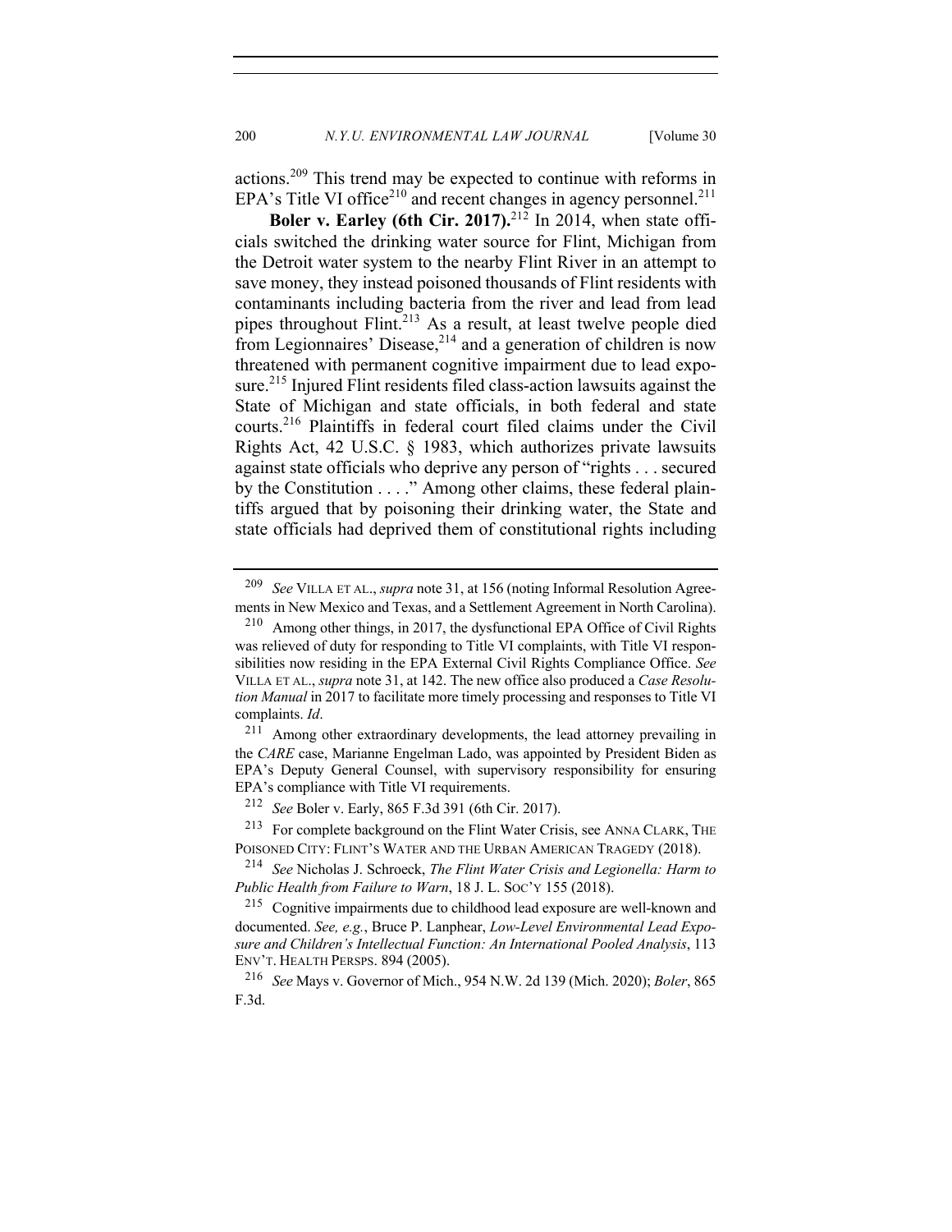actions.[209] This trend may be expected to continue with reforms in EPA's Title VI office[210] and recent changes in agency personnel.[211]

**Boler v. Earley (6th Cir. 2017).**[212] In 2014, when state officials switched the drinking water source for Flint, Michigan from the Detroit water system to the nearby Flint River in an attempt to save money, they instead poisoned thousands of Flint residents with contaminants including bacteria from the river and lead from lead pipes throughout Flint.[213] As a result, at least twelve people died from Legionnaires' Disease,[214] and a generation of children is now threatened with permanent cognitive impairment due to lead exposure.[215] Injured Flint residents filed class-action lawsuits against the State of Michigan and state officials, in both federal and state courts.[216] Plaintiffs in federal court filed claims under the Civil Rights Act, 42 U.S.C. § 1983, which authorizes private lawsuits against state officials who deprive any person of "rights . . . secured by the Constitution . . . ." Among other claims, these federal plaintiffs argued that by poisoning their drinking water, the State and state officials had deprived them of constitutional rights including

---

[209] *See* VILLA ET AL., *supra* note 31, at 156 (noting Informal Resolution Agreements in New Mexico and Texas, and a Settlement Agreement in North Carolina).

[210] Among other things, in 2017, the dysfunctional EPA Office of Civil Rights was relieved of duty for responding to Title VI complaints, with Title VI responsibilities now residing in the EPA External Civil Rights Compliance Office. *See* VILLA ET AL., *supra* note 31, at 142. The new office also produced a *Case Resolution Manual* in 2017 to facilitate more timely processing and responses to Title VI complaints. *Id*.

[211] Among other extraordinary developments, the lead attorney prevailing in the *CARE* case, Marianne Engelman Lado, was appointed by President Biden as EPA's Deputy General Counsel, with supervisory responsibility for ensuring EPA's compliance with Title VI requirements.

[212] *See* Boler v. Early, 865 F.3d 391 (6th Cir. 2017).

[213] For complete background on the Flint Water Crisis, see ANNA CLARK, THE POISONED CITY: FLINT'S WATER AND THE URBAN AMERICAN TRAGEDY (2018).

[214] *See* Nicholas J. Schroeck, *The Flint Water Crisis and Legionella: Harm to Public Health from Failure to Warn*, 18 J. L. SOC'Y 155 (2018).

[215] Cognitive impairments due to childhood lead exposure are well-known and documented. *See, e.g.*, Bruce P. Lanphear, *Low-Level Environmental Lead Exposure and Children's Intellectual Function: An International Pooled Analysis*, 113 ENV'T. HEALTH PERSPS. 894 (2005).

[216] *See* Mays v. Governor of Mich., 954 N.W. 2d 139 (Mich. 2020); *Boler*, 865 F.3d.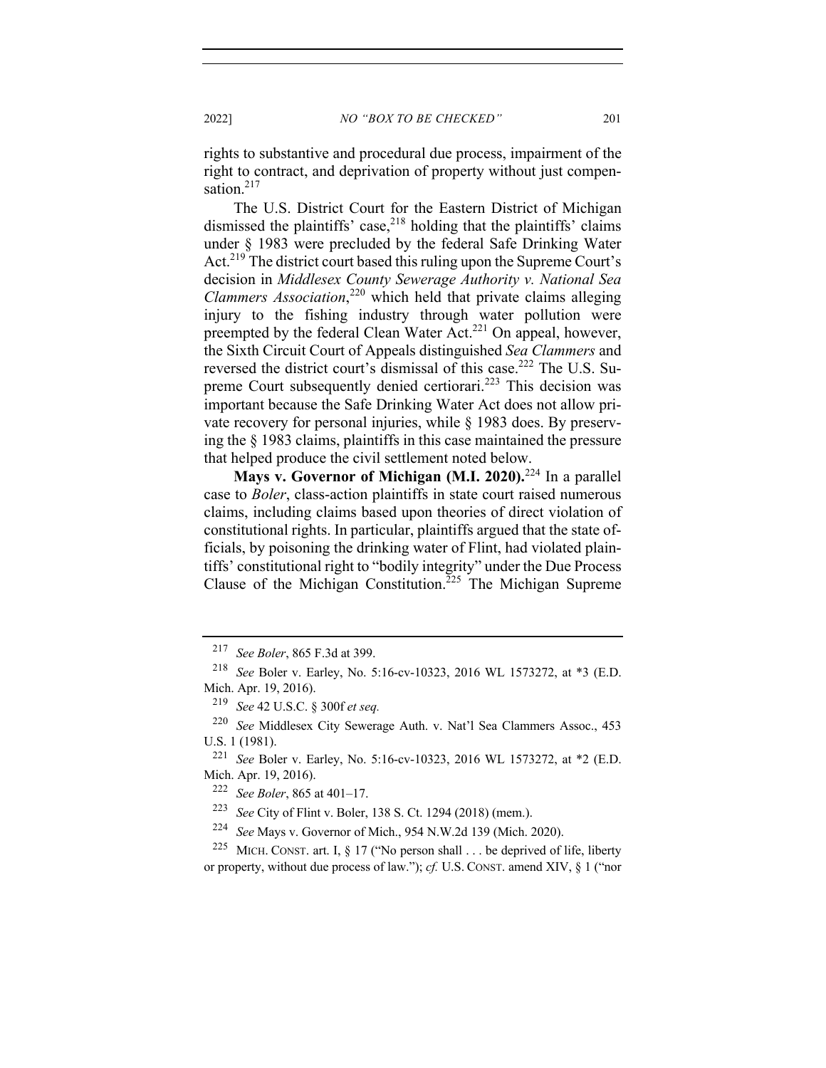rights to substantive and procedural due process, impairment of the right to contract, and deprivation of property without just compensation.[217]

The U.S. District Court for the Eastern District of Michigan dismissed the plaintiffs' case,[218] holding that the plaintiffs' claims under § 1983 were precluded by the federal Safe Drinking Water Act.[219] The district court based this ruling upon the Supreme Court's decision in *Middlesex County Sewerage Authority v. National Sea Clammers Association*,[220] which held that private claims alleging injury to the fishing industry through water pollution were preempted by the federal Clean Water Act.[221] On appeal, however, the Sixth Circuit Court of Appeals distinguished *Sea Clammers* and reversed the district court's dismissal of this case.[222] The U.S. Supreme Court subsequently denied certiorari.[223] This decision was important because the Safe Drinking Water Act does not allow private recovery for personal injuries, while § 1983 does. By preserving the § 1983 claims, plaintiffs in this case maintained the pressure that helped produce the civil settlement noted below.

**Mays v. Governor of Michigan (M.I. 2020).**[224] In a parallel case to *Boler*, class-action plaintiffs in state court raised numerous claims, including claims based upon theories of direct violation of constitutional rights. In particular, plaintiffs argued that the state officials, by poisoning the drinking water of Flint, had violated plaintiffs' constitutional right to "bodily integrity" under the Due Process Clause of the Michigan Constitution.[225] The Michigan Supreme

---

[217] *See Boler*, 865 F.3d at 399.

[218] *See* Boler v. Earley, No. 5:16-cv-10323, 2016 WL 1573272, at *3 (E.D. Mich. Apr. 19, 2016).

[219] *See* 42 U.S.C. § 300f *et seq.*

[220] *See* Middlesex City Sewerage Auth. v. Nat'l Sea Clammers Assoc., 453 U.S. 1 (1981).

[221] *See* Boler v. Earley, No. 5:16-cv-10323, 2016 WL 1573272, at *2 (E.D. Mich. Apr. 19, 2016).

[222] *See Boler*, 865 at 401–17.

[223] *See* City of Flint v. Boler, 138 S. Ct. 1294 (2018) (mem.).

[224] *See* Mays v. Governor of Mich., 954 N.W.2d 139 (Mich. 2020).

[225] MICH. CONST. art. I, § 17 ("No person shall . . . be deprived of life, liberty or property, without due process of law."); *cf.* U.S. CONST. amend XIV, § 1 ("nor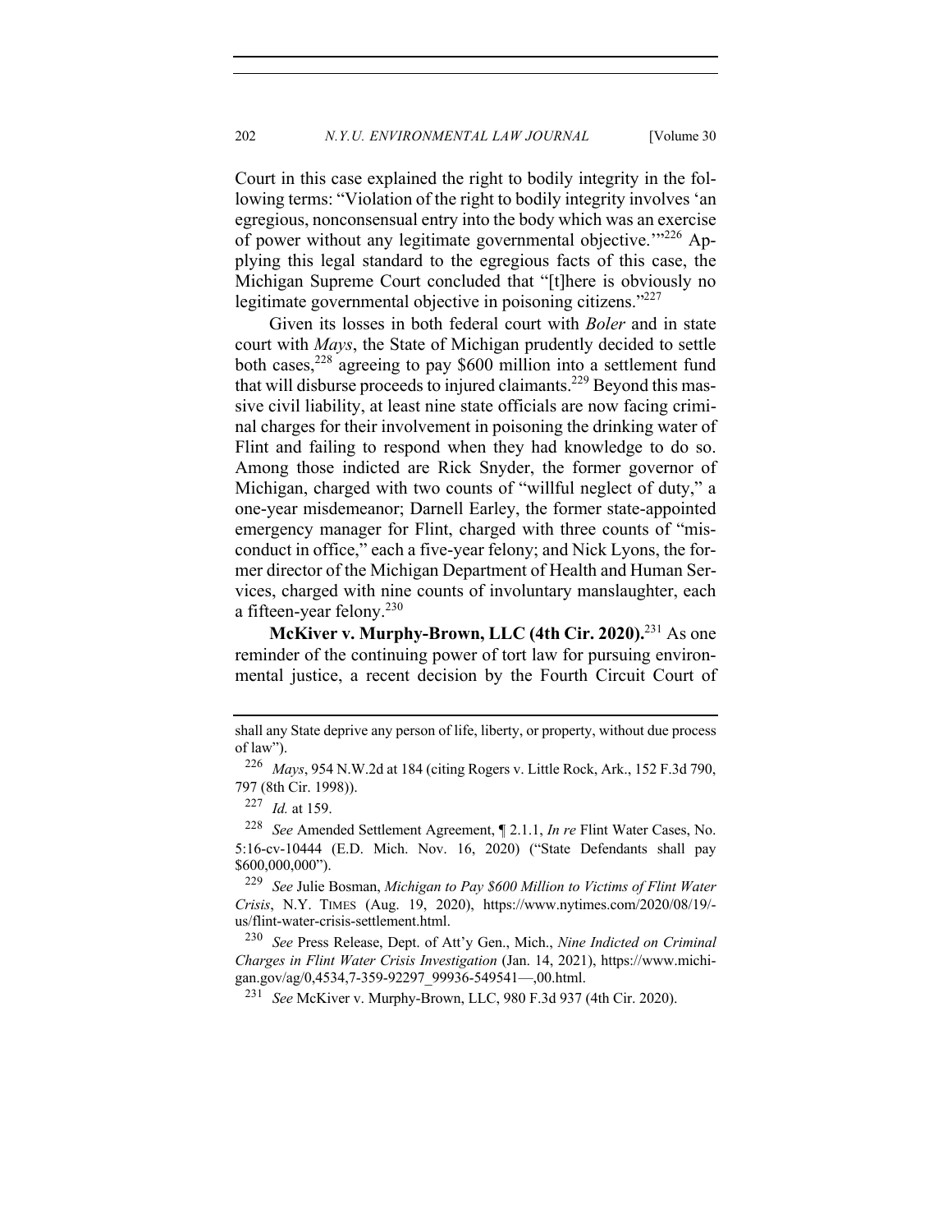Court in this case explained the right to bodily integrity in the following terms: "Violation of the right to bodily integrity involves 'an egregious, nonconsensual entry into the body which was an exercise of power without any legitimate governmental objective.'"[226] Applying this legal standard to the egregious facts of this case, the Michigan Supreme Court concluded that "[t]here is obviously no legitimate governmental objective in poisoning citizens."[227]

Given its losses in both federal court with *Boler* and in state court with *Mays*, the State of Michigan prudently decided to settle both cases,[228] agreeing to pay $600 million into a settlement fund that will disburse proceeds to injured claimants.[229] Beyond this massive civil liability, at least nine state officials are now facing criminal charges for their involvement in poisoning the drinking water of Flint and failing to respond when they had knowledge to do so. Among those indicted are Rick Snyder, the former governor of Michigan, charged with two counts of "willful neglect of duty," a one-year misdemeanor; Darnell Earley, the former state-appointed emergency manager for Flint, charged with three counts of "misconduct in office," each a five-year felony; and Nick Lyons, the former director of the Michigan Department of Health and Human Services, charged with nine counts of involuntary manslaughter, each a fifteen-year felony.[230]

**McKiver v. Murphy-Brown, LLC (4th Cir. 2020).**[231] As one reminder of the continuing power of tort law for pursuing environmental justice, a recent decision by the Fourth Circuit Court of

---

shall any State deprive any person of life, liberty, or property, without due process of law").

[226] *Mays*, 954 N.W.2d at 184 (citing Rogers v. Little Rock, Ark., 152 F.3d 790, 797 (8th Cir. 1998)).

[227] *Id.* at 159.

[228] *See* Amended Settlement Agreement, ¶ 2.1.1, *In re* Flint Water Cases, No. 5:16-cv-10444 (E.D. Mich. Nov. 16, 2020) ("State Defendants shall pay $600,000,000").

[229] *See* Julie Bosman, *Michigan to Pay $600 Million to Victims of Flint Water Crisis*, N.Y. TIMES (Aug. 19, 2020), https://www.nytimes.com/2020/08/19/-us/flint-water-crisis-settlement.html.

[230] *See* Press Release, Dept. of Att'y Gen., Mich., *Nine Indicted on Criminal Charges in Flint Water Crisis Investigation* (Jan. 14, 2021), https://www.michigan.gov/ag/0,4534,7-359-92297_99936-549541—,00.html.

[231] *See* McKiver v. Murphy-Brown, LLC, 980 F.3d 937 (4th Cir. 2020).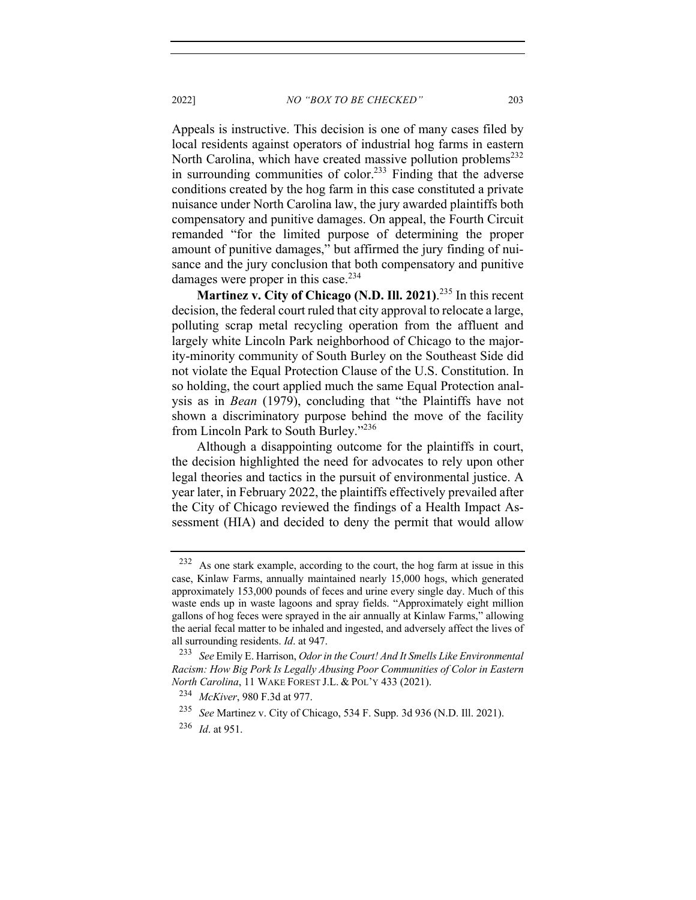Appeals is instructive. This decision is one of many cases filed by local residents against operators of industrial hog farms in eastern North Carolina, which have created massive pollution problems[232] in surrounding communities of color.[233] Finding that the adverse conditions created by the hog farm in this case constituted a private nuisance under North Carolina law, the jury awarded plaintiffs both compensatory and punitive damages. On appeal, the Fourth Circuit remanded "for the limited purpose of determining the proper amount of punitive damages," but affirmed the jury finding of nuisance and the jury conclusion that both compensatory and punitive damages were proper in this case.[234]

**Martinez v. City of Chicago (N.D. Ill. 2021)**.[235] In this recent decision, the federal court ruled that city approval to relocate a large, polluting scrap metal recycling operation from the affluent and largely white Lincoln Park neighborhood of Chicago to the majority-minority community of South Burley on the Southeast Side did not violate the Equal Protection Clause of the U.S. Constitution. In so holding, the court applied much the same Equal Protection analysis as in *Bean* (1979), concluding that "the Plaintiffs have not shown a discriminatory purpose behind the move of the facility from Lincoln Park to South Burley."[236]

Although a disappointing outcome for the plaintiffs in court, the decision highlighted the need for advocates to rely upon other legal theories and tactics in the pursuit of environmental justice. A year later, in February 2022, the plaintiffs effectively prevailed after the City of Chicago reviewed the findings of a Health Impact Assessment (HIA) and decided to deny the permit that would allow

---

[232] As one stark example, according to the court, the hog farm at issue in this case, Kinlaw Farms, annually maintained nearly 15,000 hogs, which generated approximately 153,000 pounds of feces and urine every single day. Much of this waste ends up in waste lagoons and spray fields. "Approximately eight million gallons of hog feces were sprayed in the air annually at Kinlaw Farms," allowing the aerial fecal matter to be inhaled and ingested, and adversely affect the lives of all surrounding residents. *Id*. at 947.

[233] *See* Emily E. Harrison, *Odor in the Court! And It Smells Like Environmental Racism: How Big Pork Is Legally Abusing Poor Communities of Color in Eastern North Carolina*, 11 WAKE FOREST J.L. & POL'Y 433 (2021).

[234] *McKiver*, 980 F.3d at 977.

[235] *See* Martinez v. City of Chicago, 534 F. Supp. 3d 936 (N.D. Ill. 2021).

[236] *Id*. at 951.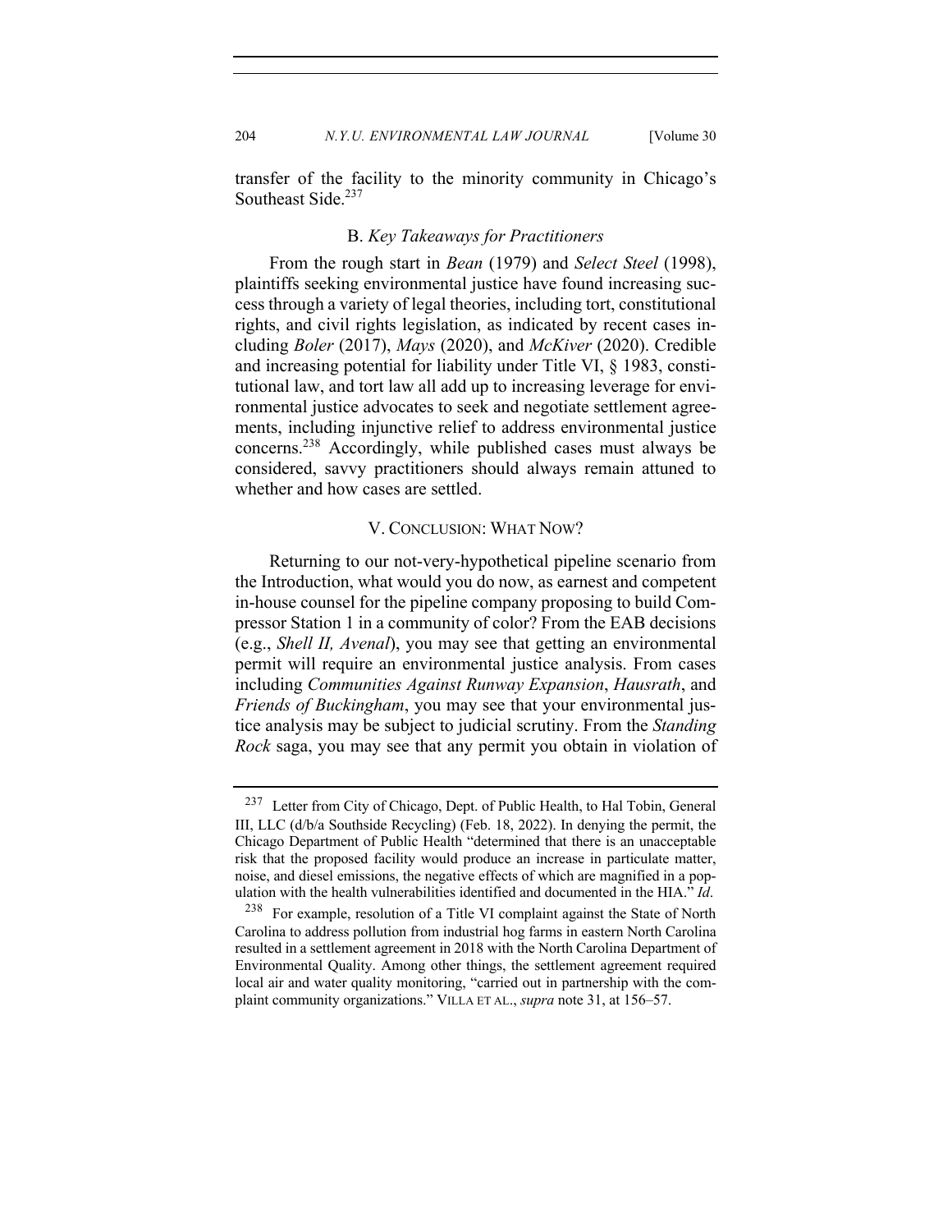transfer of the facility to the minority community in Chicago's Southeast Side.[237]

### B. *Key Takeaways for Practitioners*

From the rough start in *Bean* (1979) and *Select Steel* (1998), plaintiffs seeking environmental justice have found increasing success through a variety of legal theories, including tort, constitutional rights, and civil rights legislation, as indicated by recent cases including *Boler* (2017), *Mays* (2020), and *McKiver* (2020). Credible and increasing potential for liability under Title VI, § 1983, constitutional law, and tort law all add up to increasing leverage for environmental justice advocates to seek and negotiate settlement agreements, including injunctive relief to address environmental justice concerns.[238] Accordingly, while published cases must always be considered, savvy practitioners should always remain attuned to whether and how cases are settled.

## V. CONCLUSION: WHAT NOW?

Returning to our not-very-hypothetical pipeline scenario from the Introduction, what would you do now, as earnest and competent in-house counsel for the pipeline company proposing to build Compressor Station 1 in a community of color? From the EAB decisions (e.g., *Shell II, Avenal*), you may see that getting an environmental permit will require an environmental justice analysis. From cases including *Communities Against Runway Expansion*, *Hausrath*, and *Friends of Buckingham*, you may see that your environmental justice analysis may be subject to judicial scrutiny. From the *Standing Rock* saga, you may see that any permit you obtain in violation of

---

[237] Letter from City of Chicago, Dept. of Public Health, to Hal Tobin, General III, LLC (d/b/a Southside Recycling) (Feb. 18, 2022). In denying the permit, the Chicago Department of Public Health "determined that there is an unacceptable risk that the proposed facility would produce an increase in particulate matter, noise, and diesel emissions, the negative effects of which are magnified in a population with the health vulnerabilities identified and documented in the HIA." *Id*.

[238] For example, resolution of a Title VI complaint against the State of North Carolina to address pollution from industrial hog farms in eastern North Carolina resulted in a settlement agreement in 2018 with the North Carolina Department of Environmental Quality. Among other things, the settlement agreement required local air and water quality monitoring, "carried out in partnership with the complaint community organizations." VILLA ET AL., *supra* note 31, at 156–57.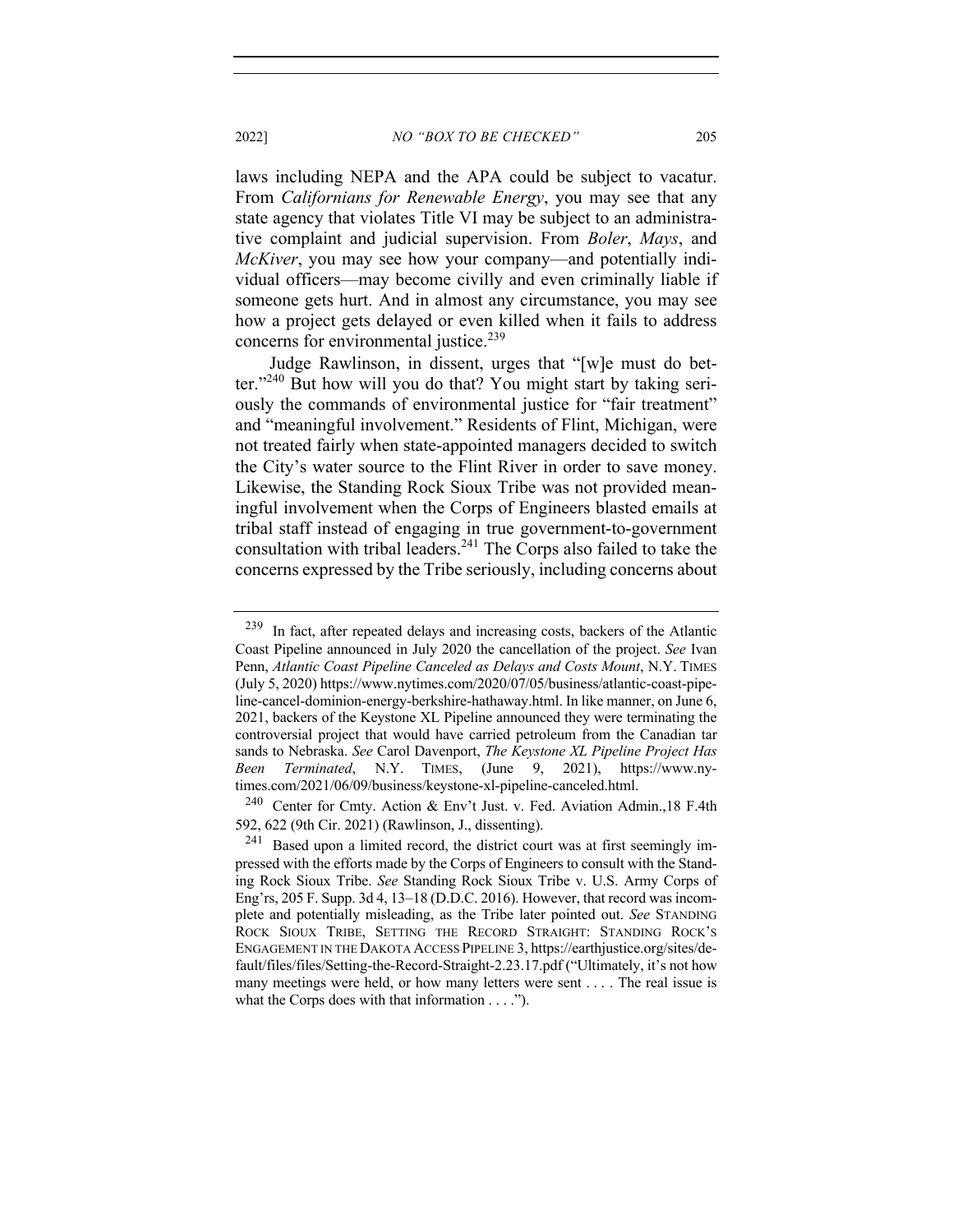laws including NEPA and the APA could be subject to vacatur. From *Californians for Renewable Energy*, you may see that any state agency that violates Title VI may be subject to an administrative complaint and judicial supervision. From *Boler*, *Mays*, and *McKiver*, you may see how your company—and potentially individual officers—may become civilly and even criminally liable if someone gets hurt. And in almost any circumstance, you may see how a project gets delayed or even killed when it fails to address concerns for environmental justice.[239]

Judge Rawlinson, in dissent, urges that "[w]e must do better."[240] But how will you do that? You might start by taking seriously the commands of environmental justice for "fair treatment" and "meaningful involvement." Residents of Flint, Michigan, were not treated fairly when state-appointed managers decided to switch the City's water source to the Flint River in order to save money. Likewise, the Standing Rock Sioux Tribe was not provided meaningful involvement when the Corps of Engineers blasted emails at tribal staff instead of engaging in true government-to-government consultation with tribal leaders.[241] The Corps also failed to take the concerns expressed by the Tribe seriously, including concerns about

---

[239] In fact, after repeated delays and increasing costs, backers of the Atlantic Coast Pipeline announced in July 2020 the cancellation of the project. *See* Ivan Penn, *Atlantic Coast Pipeline Canceled as Delays and Costs Mount*, N.Y. TIMES (July 5, 2020) https://www.nytimes.com/2020/07/05/business/atlantic-coast-pipeline-cancel-dominion-energy-berkshire-hathaway.html. In like manner, on June 6, 2021, backers of the Keystone XL Pipeline announced they were terminating the controversial project that would have carried petroleum from the Canadian tar sands to Nebraska. *See* Carol Davenport, *The Keystone XL Pipeline Project Has Been Terminated*, N.Y. TIMES, (June 9, 2021), https://www.nytimes.com/2021/06/09/business/keystone-xl-pipeline-canceled.html.

[240] Center for Cmty. Action & Env't Just. v. Fed. Aviation Admin.,18 F.4th 592, 622 (9th Cir. 2021) (Rawlinson, J., dissenting).

[241] Based upon a limited record, the district court was at first seemingly impressed with the efforts made by the Corps of Engineers to consult with the Standing Rock Sioux Tribe. *See* Standing Rock Sioux Tribe v. U.S. Army Corps of Eng'rs, 205 F. Supp. 3d 4, 13–18 (D.D.C. 2016). However, that record was incomplete and potentially misleading, as the Tribe later pointed out. *See* STANDING ROCK SIOUX TRIBE, SETTING THE RECORD STRAIGHT: STANDING ROCK'S ENGAGEMENT IN THE DAKOTA ACCESS PIPELINE 3, https://earthjustice.org/sites/default/files/files/Setting-the-Record-Straight-2.23.17.pdf ("Ultimately, it's not how many meetings were held, or how many letters were sent . . . . The real issue is what the Corps does with that information . . . .").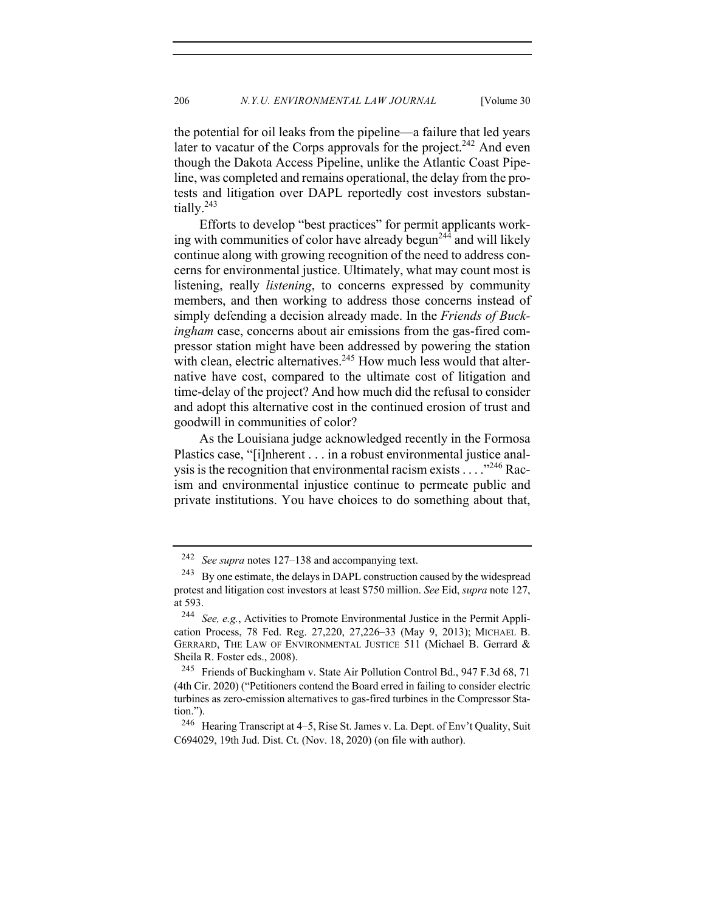the potential for oil leaks from the pipeline—a failure that led years later to vacatur of the Corps approvals for the project.[242] And even though the Dakota Access Pipeline, unlike the Atlantic Coast Pipeline, was completed and remains operational, the delay from the protests and litigation over DAPL reportedly cost investors substantially.[243]

Efforts to develop "best practices" for permit applicants working with communities of color have already begun[244] and will likely continue along with growing recognition of the need to address concerns for environmental justice. Ultimately, what may count most is listening, really *listening*, to concerns expressed by community members, and then working to address those concerns instead of simply defending a decision already made. In the *Friends of Buckingham* case, concerns about air emissions from the gas-fired compressor station might have been addressed by powering the station with clean, electric alternatives.[245] How much less would that alternative have cost, compared to the ultimate cost of litigation and time-delay of the project? And how much did the refusal to consider and adopt this alternative cost in the continued erosion of trust and goodwill in communities of color?

As the Louisiana judge acknowledged recently in the Formosa Plastics case, "[i]nherent . . . in a robust environmental justice analysis is the recognition that environmental racism exists . . . ."[246] Racism and environmental injustice continue to permeate public and private institutions. You have choices to do something about that,

---

[242] *See supra* notes 127–138 and accompanying text.

[243] By one estimate, the delays in DAPL construction caused by the widespread protest and litigation cost investors at least $750 million. *See* Eid, *supra* note 127, at 593.

[244] *See, e.g.*, Activities to Promote Environmental Justice in the Permit Application Process, 78 Fed. Reg. 27,220, 27,226–33 (May 9, 2013); MICHAEL B. GERRARD, THE LAW OF ENVIRONMENTAL JUSTICE 511 (Michael B. Gerrard & Sheila R. Foster eds., 2008).

[245] Friends of Buckingham v. State Air Pollution Control Bd., 947 F.3d 68, 71 (4th Cir. 2020) ("Petitioners contend the Board erred in failing to consider electric turbines as zero-emission alternatives to gas-fired turbines in the Compressor Station.").

[246] Hearing Transcript at 4–5, Rise St. James v. La. Dept. of Env't Quality, Suit C694029, 19th Jud. Dist. Ct. (Nov. 18, 2020) (on file with author).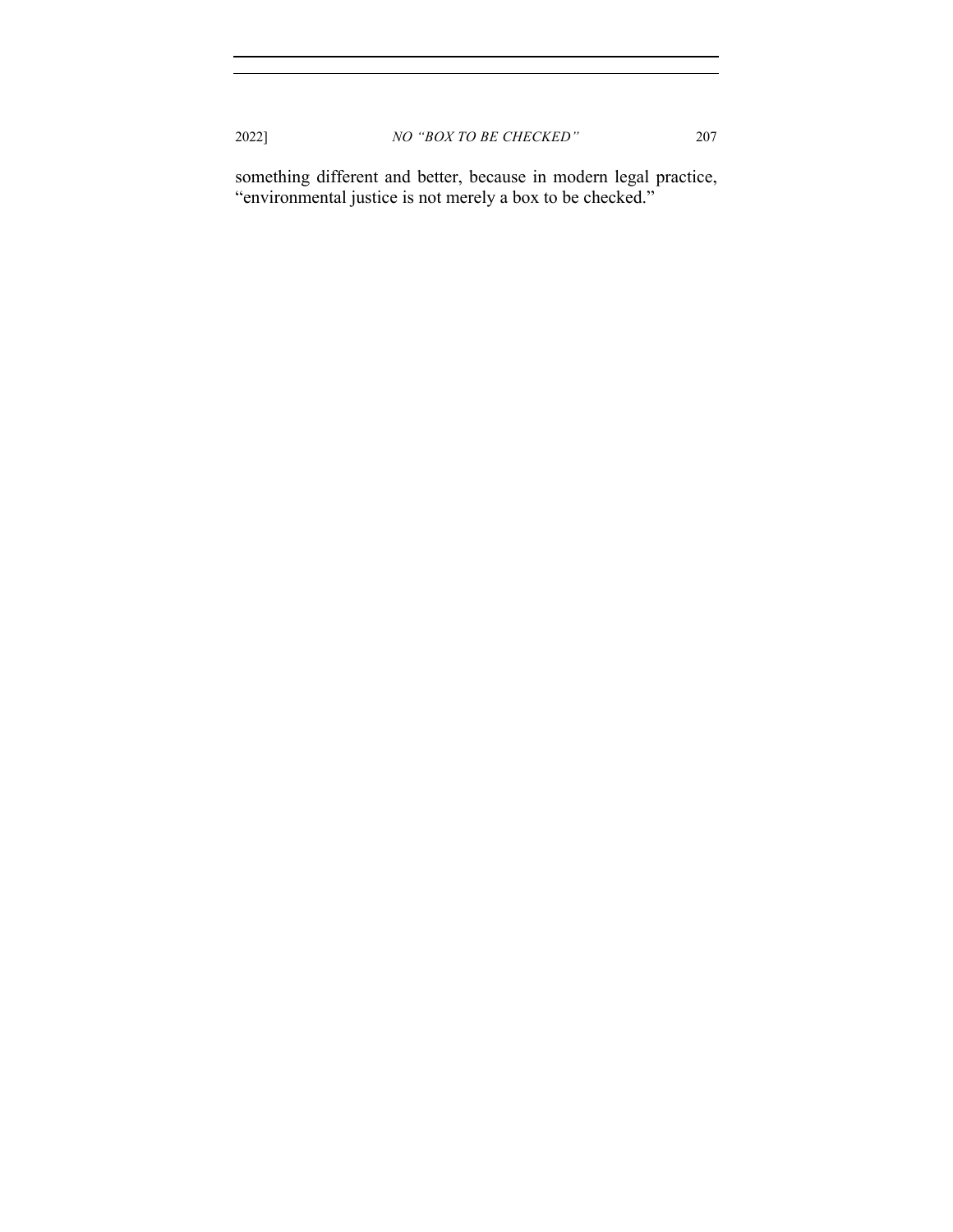something different and better, because in modern legal practice, "environmental justice is not merely a box to be checked."